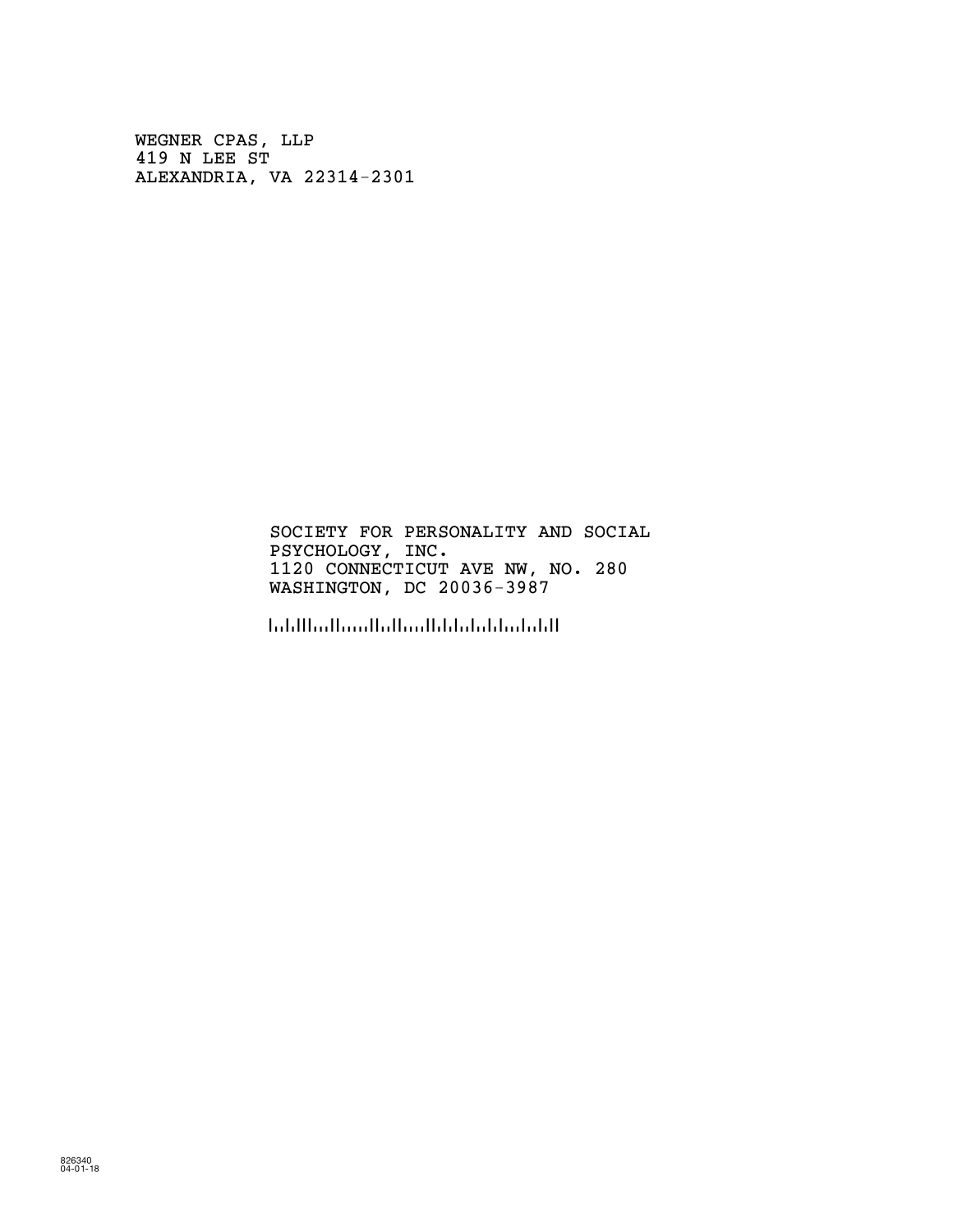WEGNER CPAS, LLP
419 N LEE ST
ALEXANDRIA, VA 22314-2301

SOCIETY FOR PERSONALITY AND SOCIAL
PSYCHOLOGY, INC.
1120 CONNECTICUT AVE NW, NO. 280
WASHINGTON, DC 20036-3987

826340
04-01-18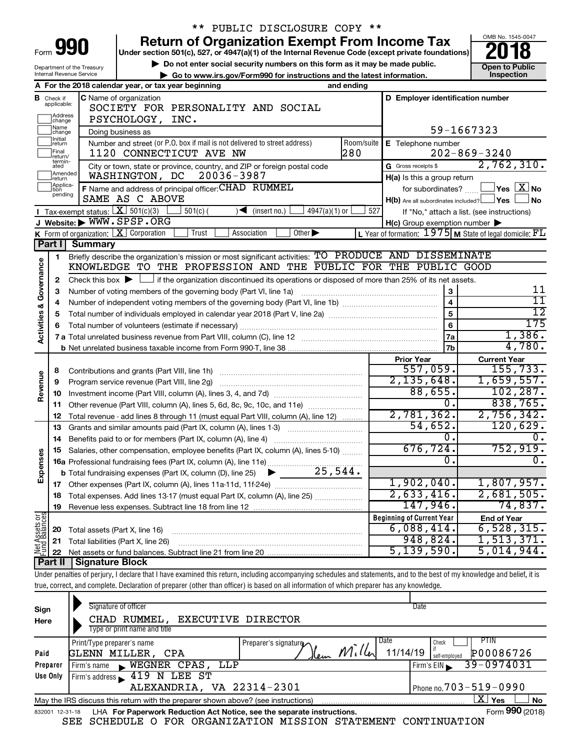** PUBLIC DISCLOSURE COPY **

# Form 990 — Return of Organization Exempt From Income Tax (2018)

Under section 501(c), 527, or 4947(a)(1) of the Internal Revenue Code (except private foundations)

▶ Do not enter social security numbers on this form as it may be made public.

▶ Go to www.irs.gov/Form990 for instructions and the latest information.

Department of the Treasury
Internal Revenue Service

OMB No. 1545-0047

**Open to Public Inspection**

**A** For the 2018 calendar year, or tax year beginning and ending

**B** Check if applicable: Address change, Name change, Initial return, Final return/terminated, Amended return, Application pending

**C** Name of organization: SOCIETY FOR PERSONALITY AND SOCIAL PSYCHOLOGY, INC.

Doing business as

Number and street (or P.O. box if mail is not delivered to street address): 1120 CONNECTICUT AVE NW — Room/suite: 280

City or town, state or province, country, and ZIP or foreign postal code: WASHINGTON, DC 20036-3987

**D** Employer identification number: 59-1667323

**E** Telephone number: 202-869-3240

**G** Gross receipts $ 2,762,310.

**F** Name and address of principal officer: CHAD RUMMEL, SAME AS C ABOVE

**H(a)** Is this a group return for subordinates? ☐ Yes ☒ No

**H(b)** Are all subordinates included? ☐ Yes ☐ No — If "No," attach a list. (see instructions)

**H(c)** Group exemption number ▶

**I** Tax-exempt status: ☒ 501(c)(3) ☐ 501(c) ( ) ◀ (insert no.) ☐ 4947(a)(1) or ☐ 527

**J** Website: ▶ WWW.SPSP.ORG

**K** Form of organization: ☒ Corporation ☐ Trust ☐ Association ☐ Other ▶

**L** Year of formation: 1975 **M** State of legal domicile: FL

## Part I Summary

**Activities & Governance**

1. Briefly describe the organization's mission or most significant activities: TO PRODUCE AND DISSEMINATE KNOWLEDGE TO THE PROFESSION AND THE PUBLIC FOR THE PUBLIC GOOD
2. Check this box ▶ ☐ if the organization discontinued its operations or disposed of more than 25% of its net assets.

| Line | Description | | Value |
|---|---|---|---|
| 3 | Number of voting members of the governing body (Part VI, line 1a) | 3 | 11 |
| 4 | Number of independent voting members of the governing body (Part VI, line 1b) | 4 | 11 |
| 5 | Total number of individuals employed in calendar year 2018 (Part V, line 2a) | 5 | 12 |
| 6 | Total number of volunteers (estimate if necessary) | 6 | 175 |
| 7a | Total unrelated business revenue from Part VIII, column (C), line 12 | 7a | 1,386. |
| 7b | Net unrelated business taxable income from Form 990-T, line 38 | 7b | 4,780. |

| Line | Description | Prior Year | Current Year |
|---|---|---|---|
| **Revenue** | | | |
| 8 | Contributions and grants (Part VIII, line 1h) | 557,059. | 155,733. |
| 9 | Program service revenue (Part VIII, line 2g) | 2,135,648. | 1,659,557. |
| 10 | Investment income (Part VIII, column (A), lines 3, 4, and 7d) | 88,655. | 102,287. |
| 11 | Other revenue (Part VIII, column (A), lines 5, 6d, 8c, 9c, 10c, and 11e) | 0. | 838,765. |
| 12 | Total revenue - add lines 8 through 11 (must equal Part VIII, column (A), line 12) | 2,781,362. | 2,756,342. |
| **Expenses** | | | |
| 13 | Grants and similar amounts paid (Part IX, column (A), lines 1-3) | 54,652. | 120,629. |
| 14 | Benefits paid to or for members (Part IX, column (A), line 4) | 0. | 0. |
| 15 | Salaries, other compensation, employee benefits (Part IX, column (A), lines 5-10) | 676,724. | 752,919. |
| 16a | Professional fundraising fees (Part IX, column (A), line 11e) | 0. | 0. |
| b | Total fundraising expenses (Part IX, column (D), line 25) ▶ 25,544. | | |
| 17 | Other expenses (Part IX, column (A), lines 11a-11d, 11f-24e) | 1,902,040. | 1,807,957. |
| 18 | Total expenses. Add lines 13-17 (must equal Part IX, column (A), line 25) | 2,633,416. | 2,681,505. |
| 19 | Revenue less expenses. Subtract line 18 from line 12 | 147,946. | 74,837. |

| Line | Net Assets or Fund Balances | Beginning of Current Year | End of Year |
|---|---|---|---|
| 20 | Total assets (Part X, line 16) | 6,088,414. | 6,528,315. |
| 21 | Total liabilities (Part X, line 26) | 948,824. | 1,513,371. |
| 22 | Net assets or fund balances. Subtract line 21 from line 20 | 5,139,590. | 5,014,944. |

## Part II Signature Block

Under penalties of perjury, I declare that I have examined this return, including accompanying schedules and statements, and to the best of my knowledge and belief, it is true, correct, and complete. Declaration of preparer (other than officer) is based on all information of which preparer has any knowledge.

**Sign Here**

Signature of officer — Date

CHAD RUMMEL, EXECUTIVE DIRECTOR
Type or print name and title

**Paid Preparer Use Only**

| Print/Type preparer's name | Preparer's signature | Date | Check if self-employed | PTIN |
|---|---|---|---|---|
| GLENN MILLER, CPA | Glenn Miller | 11/14/19 | ☐ | P00086726 |

Firm's name ▶ WEGNER CPAS, LLP — Firm's EIN ▶ 39-0974031

Firm's address ▶ 419 N LEE ST, ALEXANDRIA, VA 22314-2301 — Phone no. 703-519-0990

May the IRS discuss this return with the preparer shown above? (see instructions) ☒ Yes ☐ No

832001 12-31-18 LHA For Paperwork Reduction Act Notice, see the separate instructions. Form 990 (2018)

SEE SCHEDULE O FOR ORGANIZATION MISSION STATEMENT CONTINUATION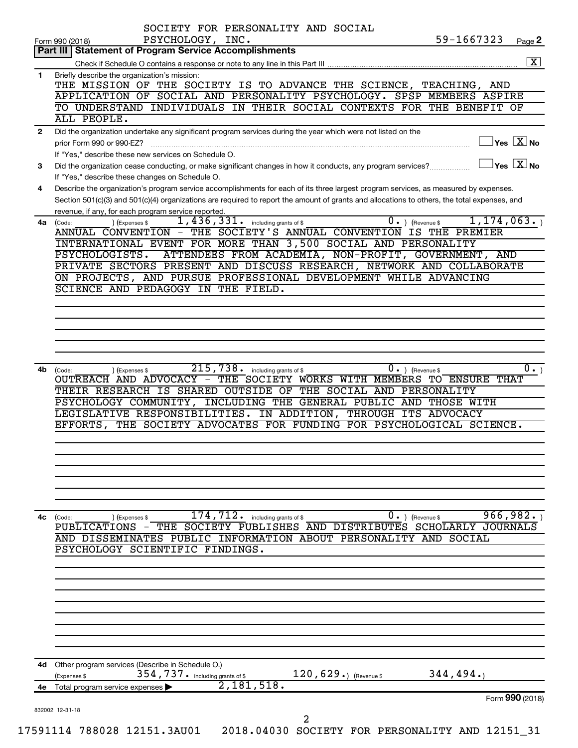SOCIETY FOR PERSONALITY AND SOCIAL PSYCHOLOGY, INC. 59-1667323

Form 990 (2018) Page **2**

**Part III | Statement of Program Service Accomplishments**

Check if Schedule O contains a response or note to any line in this Part III .......... [X]

**1** Briefly describe the organization's mission:

THE MISSION OF THE SOCIETY IS TO ADVANCE THE SCIENCE, TEACHING, AND APPLICATION OF SOCIAL AND PERSONALITY PSYCHOLOGY. SPSP MEMBERS ASPIRE TO UNDERSTAND INDIVIDUALS IN THEIR SOCIAL CONTEXTS FOR THE BENEFIT OF ALL PEOPLE.

**2** Did the organization undertake any significant program services during the year which were not listed on the prior Form 990 or 990-EZ? [ ] Yes [X] No

If "Yes," describe these new services on Schedule O.

**3** Did the organization cease conducting, or make significant changes in how it conducts, any program services? [ ] Yes [X] No

If "Yes," describe these changes on Schedule O.

**4** Describe the organization's program service accomplishments for each of its three largest program services, as measured by expenses. Section 501(c)(3) and 501(c)(4) organizations are required to report the amount of grants and allocations to others, the total expenses, and revenue, if any, for each program service reported.

**4a** (Code: ) (Expenses $ 1,436,331. including grants of $ 0. ) (Revenue $ 1,174,063. )

ANNUAL CONVENTION - THE SOCIETY'S ANNUAL CONVENTION IS THE PREMIER INTERNATIONAL EVENT FOR MORE THAN 3,500 SOCIAL AND PERSONALITY PSYCHOLOGISTS. ATTENDEES FROM ACADEMIA, NON-PROFIT, GOVERNMENT, AND PRIVATE SECTORS PRESENT AND DISCUSS RESEARCH, NETWORK AND COLLABORATE ON PROJECTS, AND PURSUE PROFESSIONAL DEVELOPMENT WHILE ADVANCING SCIENCE AND PEDAGOGY IN THE FIELD.

**4b** (Code: ) (Expenses $ 215,738. including grants of $ 0. ) (Revenue $ 0. )

OUTREACH AND ADVOCACY - THE SOCIETY WORKS WITH MEMBERS TO ENSURE THAT THEIR RESEARCH IS SHARED OUTSIDE OF THE SOCIAL AND PERSONALITY PSYCHOLOGY COMMUNITY, INCLUDING THE GENERAL PUBLIC AND THOSE WITH LEGISLATIVE RESPONSIBILITIES. IN ADDITION, THROUGH ITS ADVOCACY EFFORTS, THE SOCIETY ADVOCATES FOR FUNDING FOR PSYCHOLOGICAL SCIENCE.

**4c** (Code: ) (Expenses $ 174,712. including grants of $ 0. ) (Revenue $ 966,982. )

PUBLICATIONS - THE SOCIETY PUBLISHES AND DISTRIBUTES SCHOLARLY JOURNALS AND DISSEMINATES PUBLIC INFORMATION ABOUT PERSONALITY AND SOCIAL PSYCHOLOGY SCIENTIFIC FINDINGS.

**4d** Other program services (Describe in Schedule O.)

(Expenses $ 354,737. including grants of $ 120,629.) (Revenue $ 344,494.)

**4e** Total program service expenses ▶ 2,181,518.

Form **990** (2018)

832002 12-31-18

17591114 788028 12151.3AU01 2018.04030 SOCIETY FOR PERSONALITY AND 12151_31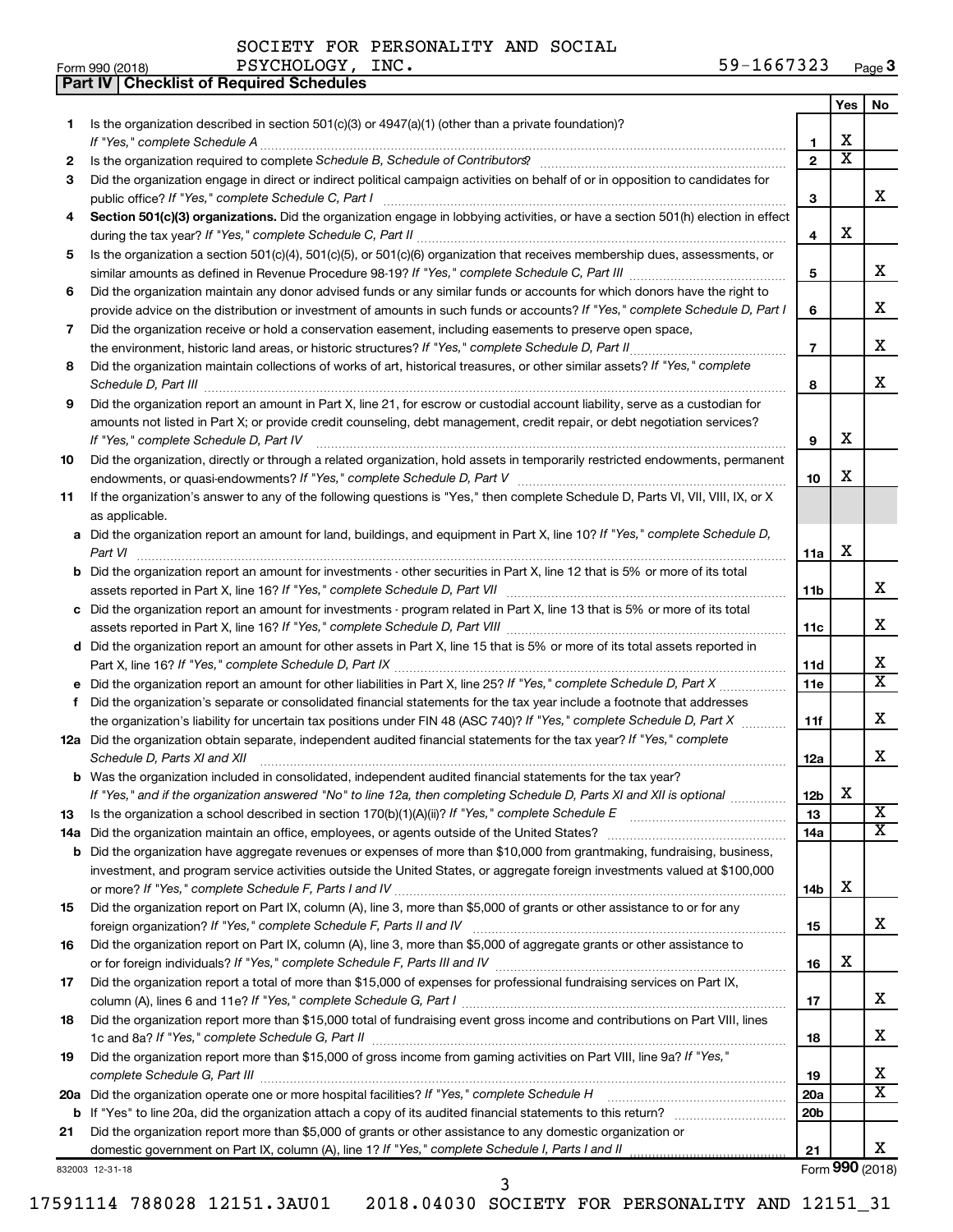SOCIETY FOR PERSONALITY AND SOCIAL PSYCHOLOGY, INC. 59-1667323

Form 990 (2018)

## Part IV | Checklist of Required Schedules

| | | | Yes | No |
|---|---|---|---|---|
| 1 | Is the organization described in section 501(c)(3) or 4947(a)(1) (other than a private foundation)? *If "Yes," complete Schedule A* | 1 | X | |
| 2 | Is the organization required to complete *Schedule B, Schedule of Contributors*? | 2 | X | |
| 3 | Did the organization engage in direct or indirect political campaign activities on behalf of or in opposition to candidates for public office? *If "Yes," complete Schedule C, Part I* | 3 | | X |
| 4 | **Section 501(c)(3) organizations.** Did the organization engage in lobbying activities, or have a section 501(h) election in effect during the tax year? *If "Yes," complete Schedule C, Part II* | 4 | X | |
| 5 | Is the organization a section 501(c)(4), 501(c)(5), or 501(c)(6) organization that receives membership dues, assessments, or similar amounts as defined in Revenue Procedure 98-19? *If "Yes," complete Schedule C, Part III* | 5 | | X |
| 6 | Did the organization maintain any donor advised funds or any similar funds or accounts for which donors have the right to provide advice on the distribution or investment of amounts in such funds or accounts? *If "Yes," complete Schedule D, Part I* | 6 | | X |
| 7 | Did the organization receive or hold a conservation easement, including easements to preserve open space, the environment, historic land areas, or historic structures? *If "Yes," complete Schedule D, Part II* | 7 | | X |
| 8 | Did the organization maintain collections of works of art, historical treasures, or other similar assets? *If "Yes," complete Schedule D, Part III* | 8 | | X |
| 9 | Did the organization report an amount in Part X, line 21, for escrow or custodial account liability, serve as a custodian for amounts not listed in Part X; or provide credit counseling, debt management, credit repair, or debt negotiation services? *If "Yes," complete Schedule D, Part IV* | 9 | X | |
| 10 | Did the organization, directly or through a related organization, hold assets in temporarily restricted endowments, permanent endowments, or quasi-endowments? *If "Yes," complete Schedule D, Part V* | 10 | X | |
| 11 | If the organization's answer to any of the following questions is "Yes," then complete Schedule D, Parts VI, VII, VIII, IX, or X as applicable. | | | |
| a | Did the organization report an amount for land, buildings, and equipment in Part X, line 10? *If "Yes," complete Schedule D, Part VI* | 11a | X | |
| b | Did the organization report an amount for investments - other securities in Part X, line 12 that is 5% or more of its total assets reported in Part X, line 16? *If "Yes," complete Schedule D, Part VII* | 11b | | X |
| c | Did the organization report an amount for investments - program related in Part X, line 13 that is 5% or more of its total assets reported in Part X, line 16? *If "Yes," complete Schedule D, Part VIII* | 11c | | X |
| d | Did the organization report an amount for other assets in Part X, line 15 that is 5% or more of its total assets reported in Part X, line 16? *If "Yes," complete Schedule D, Part IX* | 11d | | X |
| e | Did the organization report an amount for other liabilities in Part X, line 25? *If "Yes," complete Schedule D, Part X* | 11e | | X |
| f | Did the organization's separate or consolidated financial statements for the tax year include a footnote that addresses the organization's liability for uncertain tax positions under FIN 48 (ASC 740)? *If "Yes," complete Schedule D, Part X* | 11f | | X |
| 12a | Did the organization obtain separate, independent audited financial statements for the tax year? *If "Yes," complete Schedule D, Parts XI and XII* | 12a | | X |
| b | Was the organization included in consolidated, independent audited financial statements for the tax year? *If "Yes," and if the organization answered "No" to line 12a, then completing Schedule D, Parts XI and XII is optional* | 12b | X | |
| 13 | Is the organization a school described in section 170(b)(1)(A)(ii)? *If "Yes," complete Schedule E* | 13 | | X |
| 14a | Did the organization maintain an office, employees, or agents outside of the United States? | 14a | | X |
| b | Did the organization have aggregate revenues or expenses of more than $10,000 from grantmaking, fundraising, business, investment, and program service activities outside the United States, or aggregate foreign investments valued at $100,000 or more? *If "Yes," complete Schedule F, Parts I and IV* | 14b | X | |
| 15 | Did the organization report on Part IX, column (A), line 3, more than $5,000 of grants or other assistance to or for any foreign organization? *If "Yes," complete Schedule F, Parts II and IV* | 15 | | X |
| 16 | Did the organization report on Part IX, column (A), line 3, more than $5,000 of aggregate grants or other assistance to or for foreign individuals? *If "Yes," complete Schedule F, Parts III and IV* | 16 | X | |
| 17 | Did the organization report a total of more than $15,000 of expenses for professional fundraising services on Part IX, column (A), lines 6 and 11e? *If "Yes," complete Schedule G, Part I* | 17 | | X |
| 18 | Did the organization report more than $15,000 total of fundraising event gross income and contributions on Part VIII, lines 1c and 8a? *If "Yes," complete Schedule G, Part II* | 18 | | X |
| 19 | Did the organization report more than $15,000 of gross income from gaming activities on Part VIII, line 9a? *If "Yes," complete Schedule G, Part III* | 19 | | X |
| 20a | Did the organization operate one or more hospital facilities? *If "Yes," complete Schedule H* | 20a | | X |
| b | If "Yes" to line 20a, did the organization attach a copy of its audited financial statements to this return? | 20b | | |
| 21 | Did the organization report more than $5,000 of grants or other assistance to any domestic organization or domestic government on Part IX, column (A), line 1? *If "Yes," complete Schedule I, Parts I and II* | 21 | | X |

832003 12-31-18

Form **990** (2018)

17591114 788028 12151.3AU01 2018.04030 SOCIETY FOR PERSONALITY AND 12151_31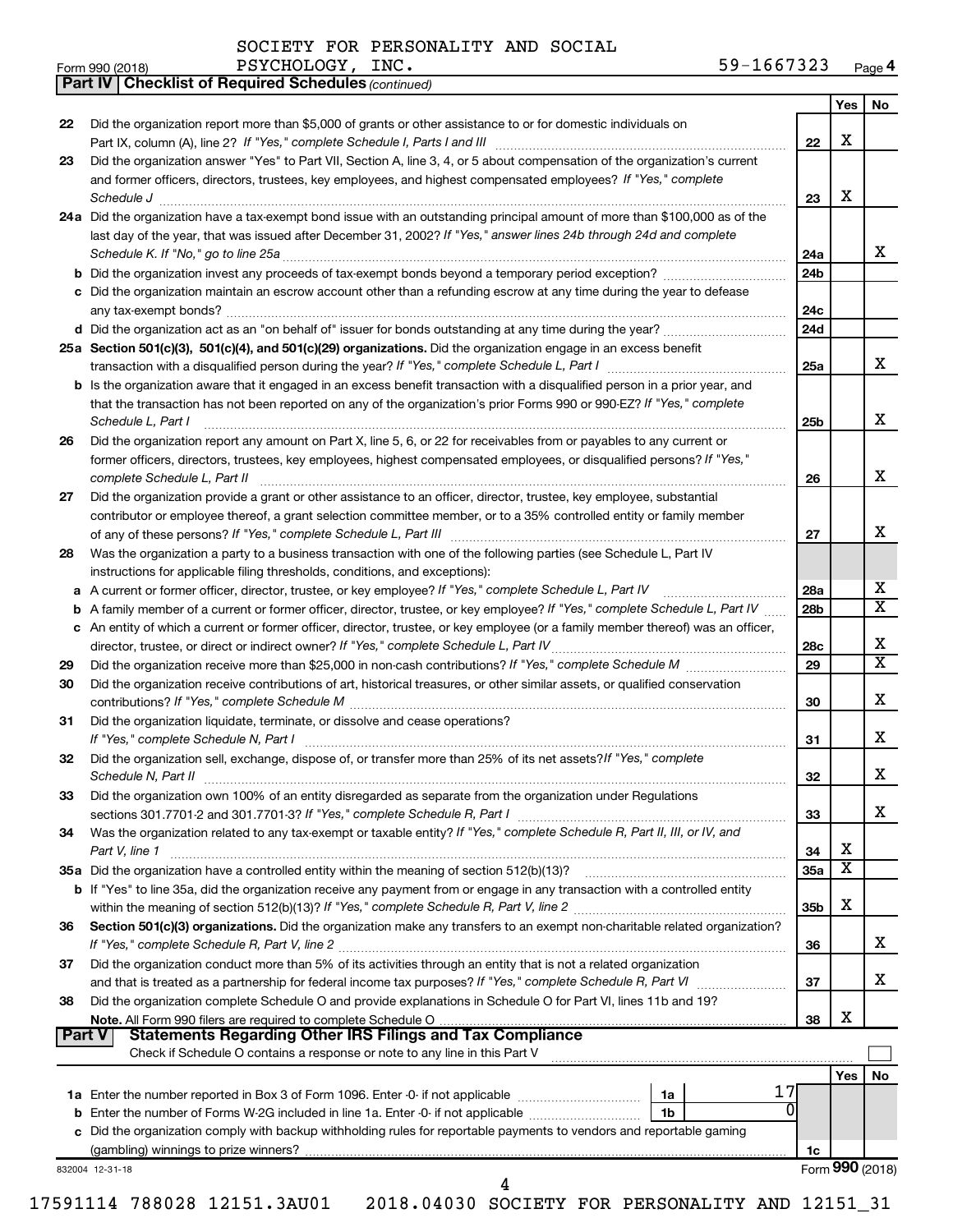SOCIETY FOR PERSONALITY AND SOCIAL PSYCHOLOGY, INC. 59-1667323

Form 990 (2018)

## Part IV | Checklist of Required Schedules *(continued)*

| | | | Yes | No |
|---|---|---|---|---|
| 22 | Did the organization report more than $5,000 of grants or other assistance to or for domestic individuals on Part IX, column (A), line 2? *If "Yes," complete Schedule I, Parts I and III* | 22 | X | |
| 23 | Did the organization answer "Yes" to Part VII, Section A, line 3, 4, or 5 about compensation of the organization's current and former officers, directors, trustees, key employees, and highest compensated employees? *If "Yes," complete Schedule J* | 23 | X | |
| 24a | Did the organization have a tax-exempt bond issue with an outstanding principal amount of more than $100,000 as of the last day of the year, that was issued after December 31, 2002? *If "Yes," answer lines 24b through 24d and complete Schedule K. If "No," go to line 25a* | 24a | | X |
| b | Did the organization invest any proceeds of tax-exempt bonds beyond a temporary period exception? | 24b | | |
| c | Did the organization maintain an escrow account other than a refunding escrow at any time during the year to defease any tax-exempt bonds? | 24c | | |
| d | Did the organization act as an "on behalf of" issuer for bonds outstanding at any time during the year? | 24d | | |
| 25a | **Section 501(c)(3), 501(c)(4), and 501(c)(29) organizations.** Did the organization engage in an excess benefit transaction with a disqualified person during the year? *If "Yes," complete Schedule L, Part I* | 25a | | X |
| b | Is the organization aware that it engaged in an excess benefit transaction with a disqualified person in a prior year, and that the transaction has not been reported on any of the organization's prior Forms 990 or 990-EZ? *If "Yes," complete Schedule L, Part I* | 25b | | X |
| 26 | Did the organization report any amount on Part X, line 5, 6, or 22 for receivables from or payables to any current or former officers, directors, trustees, key employees, highest compensated employees, or disqualified persons? *If "Yes," complete Schedule L, Part II* | 26 | | X |
| 27 | Did the organization provide a grant or other assistance to an officer, director, trustee, key employee, substantial contributor or employee thereof, a grant selection committee member, or to a 35% controlled entity or family member of any of these persons? *If "Yes," complete Schedule L, Part III* | 27 | | X |
| 28 | Was the organization a party to a business transaction with one of the following parties (see Schedule L, Part IV instructions for applicable filing thresholds, conditions, and exceptions): | | | |
| a | A current or former officer, director, trustee, or key employee? *If "Yes," complete Schedule L, Part IV* | 28a | | X |
| b | A family member of a current or former officer, director, trustee, or key employee? *If "Yes," complete Schedule L, Part IV* | 28b | | X |
| c | An entity of which a current or former officer, director, trustee, or key employee (or a family member thereof) was an officer, director, trustee, or direct or indirect owner? *If "Yes," complete Schedule L, Part IV* | 28c | | X |
| 29 | Did the organization receive more than $25,000 in non-cash contributions? *If "Yes," complete Schedule M* | 29 | | X |
| 30 | Did the organization receive contributions of art, historical treasures, or other similar assets, or qualified conservation contributions? *If "Yes," complete Schedule M* | 30 | | X |
| 31 | Did the organization liquidate, terminate, or dissolve and cease operations? *If "Yes," complete Schedule N, Part I* | 31 | | X |
| 32 | Did the organization sell, exchange, dispose of, or transfer more than 25% of its net assets? *If "Yes," complete Schedule N, Part II* | 32 | | X |
| 33 | Did the organization own 100% of an entity disregarded as separate from the organization under Regulations sections 301.7701-2 and 301.7701-3? *If "Yes," complete Schedule R, Part I* | 33 | | X |
| 34 | Was the organization related to any tax-exempt or taxable entity? *If "Yes," complete Schedule R, Part II, III, or IV, and Part V, line 1* | 34 | X | |
| 35a | Did the organization have a controlled entity within the meaning of section 512(b)(13)? | 35a | X | |
| b | If "Yes" to line 35a, did the organization receive any payment from or engage in any transaction with a controlled entity within the meaning of section 512(b)(13)? *If "Yes," complete Schedule R, Part V, line 2* | 35b | X | |
| 36 | **Section 501(c)(3) organizations.** Did the organization make any transfers to an exempt non-charitable related organization? *If "Yes," complete Schedule R, Part V, line 2* | 36 | | X |
| 37 | Did the organization conduct more than 5% of its activities through an entity that is not a related organization and that is treated as a partnership for federal income tax purposes? *If "Yes," complete Schedule R, Part VI* | 37 | | X |
| 38 | Did the organization complete Schedule O and provide explanations in Schedule O for Part VI, lines 11b and 19? **Note.** All Form 990 filers are required to complete Schedule O | 38 | X | |

## Part V | Statements Regarding Other IRS Filings and Tax Compliance

Check if Schedule O contains a response or note to any line in this Part V ☐

| | | | | Yes | No |
|---|---|---|---|---|---|
| 1a | Enter the number reported in Box 3 of Form 1096. Enter -0- if not applicable | 1a | 17 | | |
| b | Enter the number of Forms W-2G included in line 1a. Enter -0- if not applicable | 1b | 0 | | |
| c | Did the organization comply with backup withholding rules for reportable payments to vendors and reportable gaming (gambling) winnings to prize winners? | | 1c | | |

832004 12-31-18

Form **990** (2018)

17591114 788028 12151.3AU01 2018.04030 SOCIETY FOR PERSONALITY AND 12151_31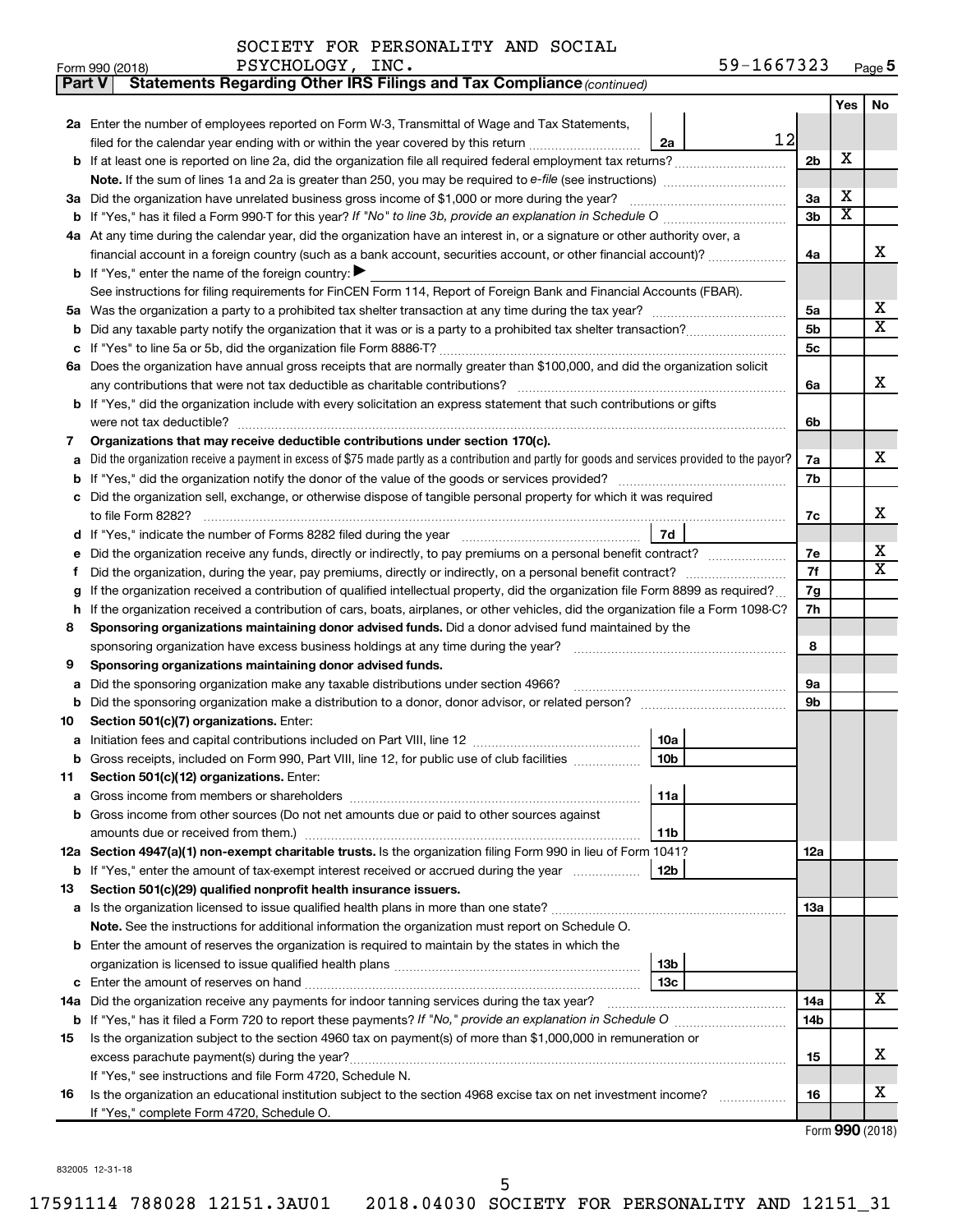SOCIETY FOR PERSONALITY AND SOCIAL PSYCHOLOGY, INC. 59-1667323

Form 990 (2018) Page **5**

**Part V Statements Regarding Other IRS Filings and Tax Compliance** *(continued)*

| | | | | Yes | No |
|---|---|---|---|---|---|
| **2a** | Enter the number of employees reported on Form W-3, Transmittal of Wage and Tax Statements, filed for the calendar year ending with or within the year covered by this return | 2a | 12 | | |
| **b** | If at least one is reported on line 2a, did the organization file all required federal employment tax returns? | | 2b | X | |
| | **Note.** If the sum of lines 1a and 2a is greater than 250, you may be required to *e-file* (see instructions) | | | | |
| **3a** | Did the organization have unrelated business gross income of $1,000 or more during the year? | | 3a | X | |
| **b** | If "Yes," has it filed a Form 990-T for this year? *If "No" to line 3b, provide an explanation in Schedule O* | | 3b | X | |
| **4a** | At any time during the calendar year, did the organization have an interest in, or a signature or other authority over, a financial account in a foreign country (such as a bank account, securities account, or other financial account)? | | 4a | | X |
| **b** | If "Yes," enter the name of the foreign country: ▶ | | | | |
| | See instructions for filing requirements for FinCEN Form 114, Report of Foreign Bank and Financial Accounts (FBAR). | | | | |
| **5a** | Was the organization a party to a prohibited tax shelter transaction at any time during the tax year? | | 5a | | X |
| **b** | Did any taxable party notify the organization that it was or is a party to a prohibited tax shelter transaction? | | 5b | | X |
| **c** | If "Yes" to line 5a or 5b, did the organization file Form 8886-T? | | 5c | | |
| **6a** | Does the organization have annual gross receipts that are normally greater than $100,000, and did the organization solicit any contributions that were not tax deductible as charitable contributions? | | 6a | | X |
| **b** | If "Yes," did the organization include with every solicitation an express statement that such contributions or gifts were not tax deductible? | | 6b | | |
| **7** | **Organizations that may receive deductible contributions under section 170(c).** | | | | |
| **a** | Did the organization receive a payment in excess of $75 made partly as a contribution and partly for goods and services provided to the payor? | | 7a | | X |
| **b** | If "Yes," did the organization notify the donor of the value of the goods or services provided? | | 7b | | |
| **c** | Did the organization sell, exchange, or otherwise dispose of tangible personal property for which it was required to file Form 8282? | | 7c | | X |
| **d** | If "Yes," indicate the number of Forms 8282 filed during the year | 7d | | | |
| **e** | Did the organization receive any funds, directly or indirectly, to pay premiums on a personal benefit contract? | | 7e | | X |
| **f** | Did the organization, during the year, pay premiums, directly or indirectly, on a personal benefit contract? | | 7f | | X |
| **g** | If the organization received a contribution of qualified intellectual property, did the organization file Form 8899 as required? | | 7g | | |
| **h** | If the organization received a contribution of cars, boats, airplanes, or other vehicles, did the organization file a Form 1098-C? | | 7h | | |
| **8** | **Sponsoring organizations maintaining donor advised funds.** Did a donor advised fund maintained by the sponsoring organization have excess business holdings at any time during the year? | | 8 | | |
| **9** | **Sponsoring organizations maintaining donor advised funds.** | | | | |
| **a** | Did the sponsoring organization make any taxable distributions under section 4966? | | 9a | | |
| **b** | Did the sponsoring organization make a distribution to a donor, donor advisor, or related person? | | 9b | | |
| **10** | **Section 501(c)(7) organizations.** Enter: | | | | |
| **a** | Initiation fees and capital contributions included on Part VIII, line 12 | 10a | | | |
| **b** | Gross receipts, included on Form 990, Part VIII, line 12, for public use of club facilities | 10b | | | |
| **11** | **Section 501(c)(12) organizations.** Enter: | | | | |
| **a** | Gross income from members or shareholders | 11a | | | |
| **b** | Gross income from other sources (Do not net amounts due or paid to other sources against amounts due or received from them.) | 11b | | | |
| **12a** | **Section 4947(a)(1) non-exempt charitable trusts.** Is the organization filing Form 990 in lieu of Form 1041? | | 12a | | |
| **b** | If "Yes," enter the amount of tax-exempt interest received or accrued during the year | 12b | | | |
| **13** | **Section 501(c)(29) qualified nonprofit health insurance issuers.** | | | | |
| **a** | Is the organization licensed to issue qualified health plans in more than one state? | | 13a | | |
| | **Note.** See the instructions for additional information the organization must report on Schedule O. | | | | |
| **b** | Enter the amount of reserves the organization is required to maintain by the states in which the organization is licensed to issue qualified health plans | 13b | | | |
| **c** | Enter the amount of reserves on hand | 13c | | | |
| **14a** | Did the organization receive any payments for indoor tanning services during the tax year? | | 14a | | X |
| **b** | If "Yes," has it filed a Form 720 to report these payments? *If "No," provide an explanation in Schedule O* | | 14b | | |
| **15** | Is the organization subject to the section 4960 tax on payment(s) of more than $1,000,000 in remuneration or excess parachute payment(s) during the year? | | 15 | | X |
| | If "Yes," see instructions and file Form 4720, Schedule N. | | | | |
| **16** | Is the organization an educational institution subject to the section 4968 excise tax on net investment income? | | 16 | | X |
| | If "Yes," complete Form 4720, Schedule O. | | | | |

Form **990** (2018)

832005 12-31-18

17591114 788028 12151.3AU01 2018.04030 SOCIETY FOR PERSONALITY AND 12151_31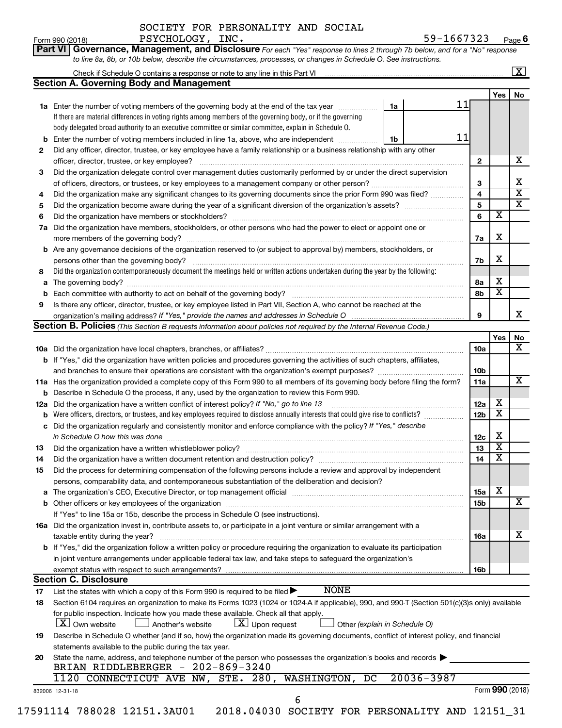SOCIETY FOR PERSONALITY AND SOCIAL PSYCHOLOGY, INC. 59-1667323

Form 990 (2018) Page 6

**Part VI Governance, Management, and Disclosure** *For each "Yes" response to lines 2 through 7b below, and for a "No" response to line 8a, 8b, or 10b below, describe the circumstances, processes, or changes in Schedule O. See instructions.*

Check if Schedule O contains a response or note to any line in this Part VI [X]

## Section A. Governing Body and Management

| | | | | Yes | No |
|---|---|---|---|---|---|
| **1a** | Enter the number of voting members of the governing body at the end of the tax year. If there are material differences in voting rights among members of the governing body, or if the governing body delegated broad authority to an executive committee or similar committee, explain in Schedule O. | 1a 11 | | | |
| **b** | Enter the number of voting members included in line 1a, above, who are independent | 1b 11 | | | |
| **2** | Did any officer, director, trustee, or key employee have a family relationship or a business relationship with any other officer, director, trustee, or key employee? | | 2 | | X |
| **3** | Did the organization delegate control over management duties customarily performed by or under the direct supervision of officers, directors, or trustees, or key employees to a management company or other person? | | 3 | | X |
| **4** | Did the organization make any significant changes to its governing documents since the prior Form 990 was filed? | | 4 | | X |
| **5** | Did the organization become aware during the year of a significant diversion of the organization's assets? | | 5 | | X |
| **6** | Did the organization have members or stockholders? | | 6 | X | |
| **7a** | Did the organization have members, stockholders, or other persons who had the power to elect or appoint one or more members of the governing body? | | 7a | X | |
| **b** | Are any governance decisions of the organization reserved to (or subject to approval by) members, stockholders, or persons other than the governing body? | | 7b | X | |
| **8** | Did the organization contemporaneously document the meetings held or written actions undertaken during the year by the following: | | | | |
| **a** | The governing body? | | 8a | X | |
| **b** | Each committee with authority to act on behalf of the governing body? | | 8b | X | |
| **9** | Is there any officer, director, trustee, or key employee listed in Part VII, Section A, who cannot be reached at the organization's mailing address? *If "Yes," provide the names and addresses in Schedule O* | | 9 | | X |

## Section B. Policies *(This Section B requests information about policies not required by the Internal Revenue Code.)*

| | | | Yes | No |
|---|---|---|---|---|
| **10a** | Did the organization have local chapters, branches, or affiliates? | 10a | | X |
| **b** | If "Yes," did the organization have written policies and procedures governing the activities of such chapters, affiliates, and branches to ensure their operations are consistent with the organization's exempt purposes? | 10b | | |
| **11a** | Has the organization provided a complete copy of this Form 990 to all members of its governing body before filing the form? | 11a | | X |
| **b** | Describe in Schedule O the process, if any, used by the organization to review this Form 990. | | | |
| **12a** | Did the organization have a written conflict of interest policy? *If "No," go to line 13* | 12a | X | |
| **b** | Were officers, directors, or trustees, and key employees required to disclose annually interests that could give rise to conflicts? | 12b | X | |
| **c** | Did the organization regularly and consistently monitor and enforce compliance with the policy? *If "Yes," describe in Schedule O how this was done* | 12c | X | |
| **13** | Did the organization have a written whistleblower policy? | 13 | X | |
| **14** | Did the organization have a written document retention and destruction policy? | 14 | X | |
| **15** | Did the process for determining compensation of the following persons include a review and approval by independent persons, comparability data, and contemporaneous substantiation of the deliberation and decision? | | | |
| **a** | The organization's CEO, Executive Director, or top management official | 15a | X | |
| **b** | Other officers or key employees of the organization | 15b | | X |
| | If "Yes" to line 15a or 15b, describe the process in Schedule O (see instructions). | | | |
| **16a** | Did the organization invest in, contribute assets to, or participate in a joint venture or similar arrangement with a taxable entity during the year? | 16a | | X |
| **b** | If "Yes," did the organization follow a written policy or procedure requiring the organization to evaluate its participation in joint venture arrangements under applicable federal tax law, and take steps to safeguard the organization's exempt status with respect to such arrangements? | 16b | | |

## Section C. Disclosure

**17** List the states with which a copy of this Form 990 is required to be filed ▶ NONE

**18** Section 6104 requires an organization to make its Forms 1023 (1024 or 1024-A if applicable), 990, and 990-T (Section 501(c)(3)s only) available for public inspection. Indicate how you made these available. Check all that apply.

[X] Own website [ ] Another's website [X] Upon request [ ] Other *(explain in Schedule O)*

**19** Describe in Schedule O whether (and if so, how) the organization made its governing documents, conflict of interest policy, and financial statements available to the public during the tax year.

**20** State the name, address, and telephone number of the person who possesses the organization's books and records ▶

BRIAN RIDDLEBERGER - 202-869-3240
1120 CONNECTICUT AVE NW, STE. 280, WASHINGTON, DC 20036-3987

832006 12-31-18 Form **990** (2018)

17591114 788028 12151.3AU01 2018.04030 SOCIETY FOR PERSONALITY AND 12151_31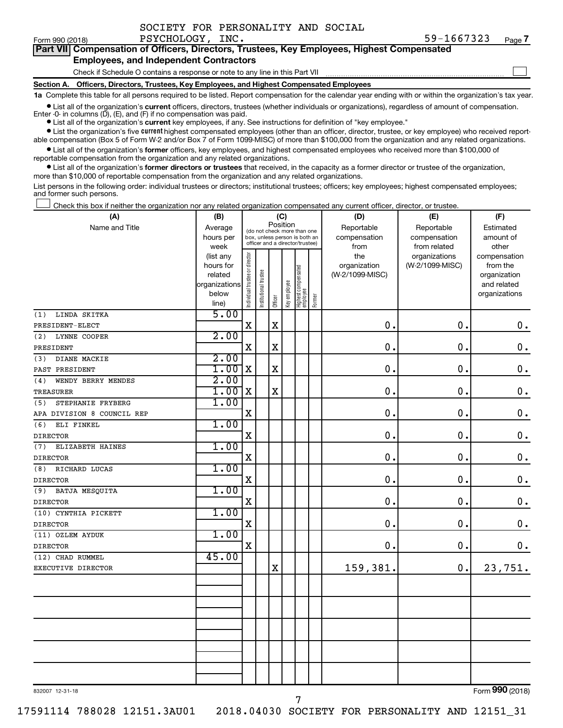SOCIETY FOR PERSONALITY AND SOCIAL PSYCHOLOGY, INC. 59-1667323

Form 990 (2018) Page 7

## Part VII Compensation of Officers, Directors, Trustees, Key Employees, Highest Compensated Employees, and Independent Contractors

Check if Schedule O contains a response or note to any line in this Part VII

### Section A. Officers, Directors, Trustees, Key Employees, and Highest Compensated Employees

**1a** Complete this table for all persons required to be listed. Report compensation for the calendar year ending with or within the organization's tax year.

- List all of the organization's **current** officers, directors, trustees (whether individuals or organizations), regardless of amount of compensation. Enter -0- in columns (D), (E), and (F) if no compensation was paid.
- List all of the organization's **current** key employees, if any. See instructions for definition of "key employee."
- List the organization's five **current** highest compensated employees (other than an officer, director, trustee, or key employee) who received reportable compensation (Box 5 of Form W-2 and/or Box 7 of Form 1099-MISC) of more than $100,000 from the organization and any related organizations.
- List all of the organization's **former** officers, key employees, and highest compensated employees who received more than $100,000 of reportable compensation from the organization and any related organizations.
- List all of the organization's **former directors or trustees** that received, in the capacity as a former director or trustee of the organization, more than $10,000 of reportable compensation from the organization and any related organizations.

List persons in the following order: individual trustees or directors; institutional trustees; officers; key employees; highest compensated employees; and former such persons.

Check this box if neither the organization nor any related organization compensated any current officer, director, or trustee.

| (A) Name and Title | (B) Average hours per week (list any hours for related organizations below line) | (C) Position: Individual trustee or director | Institutional trustee | Officer | Key employee | Highest compensated employee | Former | (D) Reportable compensation from the organization (W-2/1099-MISC) | (E) Reportable compensation from related organizations (W-2/1099-MISC) | (F) Estimated amount of other compensation from the organization and related organizations |
|---|---|---|---|---|---|---|---|---|---|---|
| (1) LINDA SKITKA<br>PRESIDENT-ELECT | 5.00 | X | | X | | | | 0. | 0. | 0. |
| (2) LYNNE COOPER<br>PRESIDENT | 2.00 | X | | X | | | | 0. | 0. | 0. |
| (3) DIANE MACKIE<br>PAST PRESIDENT | 2.00<br>1.00 | X | | X | | | | 0. | 0. | 0. |
| (4) WENDY BERRY MENDES<br>TREASURER | 2.00<br>1.00 | X | | X | | | | 0. | 0. | 0. |
| (5) STEPHANIE FRYBERG<br>APA DIVISION 8 COUNCIL REP | 1.00 | X | | | | | | 0. | 0. | 0. |
| (6) ELI FINKEL<br>DIRECTOR | 1.00 | X | | | | | | 0. | 0. | 0. |
| (7) ELIZABETH HAINES<br>DIRECTOR | 1.00 | X | | | | | | 0. | 0. | 0. |
| (8) RICHARD LUCAS<br>DIRECTOR | 1.00 | X | | | | | | 0. | 0. | 0. |
| (9) BATJA MESQUITA<br>DIRECTOR | 1.00 | X | | | | | | 0. | 0. | 0. |
| (10) CYNTHIA PICKETT<br>DIRECTOR | 1.00 | X | | | | | | 0. | 0. | 0. |
| (11) OZLEM AYDUK<br>DIRECTOR | 1.00 | X | | | | | | 0. | 0. | 0. |
| (12) CHAD RUMMEL<br>EXECUTIVE DIRECTOR | 45.00 | | | X | | | | 159,381. | 0. | 23,751. |

832007 12-31-18

Form 990 (2018)

17591114 788028 12151.3AU01 2018.04030 SOCIETY FOR PERSONALITY AND 12151_31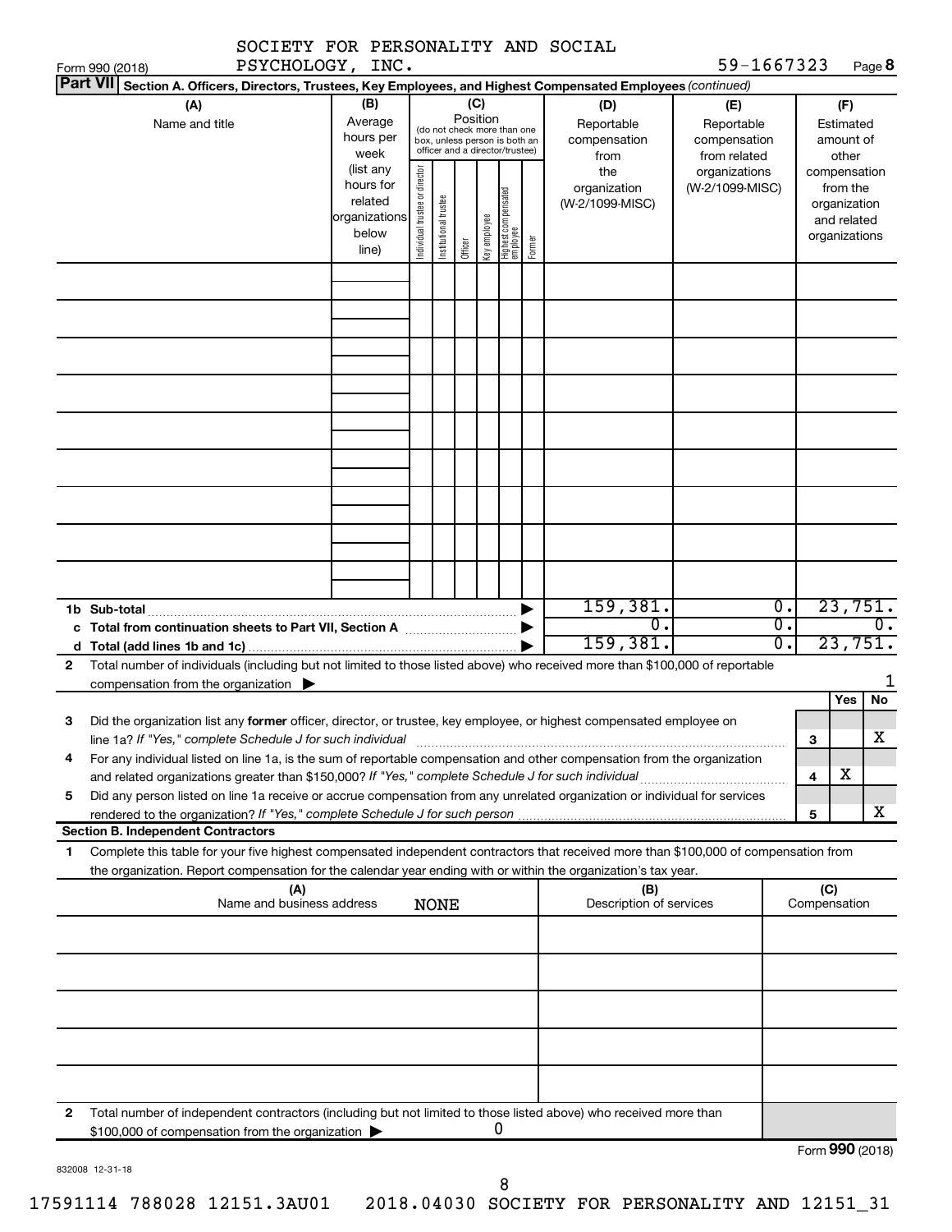SOCIETY FOR PERSONALITY AND SOCIAL PSYCHOLOGY, INC. 59-1667323

Form 990 (2018) Page **8**

**Part VII** **Section A. Officers, Directors, Trustees, Key Employees, and Highest Compensated Employees** *(continued)*

| (A) Name and title | (B) Average hours per week (list any hours for related organizations below line) | (C) Position (do not check more than one box, unless person is both an officer and a director/trustee): Individual trustee or director | Institutional trustee | Officer | Key employee | Highest compensated employee | Former | (D) Reportable compensation from the organization (W-2/1099-MISC) | (E) Reportable compensation from related organizations (W-2/1099-MISC) | (F) Estimated amount of other compensation from the organization and related organizations |
|---|---|---|---|---|---|---|---|---|---|---|
| | | | | | | | | | | |
| | | | | | | | | | | |
| | | | | | | | | | | |
| | | | | | | | | | | |
| | | | | | | | | | | |
| | | | | | | | | | | |
| | | | | | | | | | | |
| | | | | | | | | | | |
| | | | | | | | | | | |
| **1b Sub-total** | | | | | | | | 159,381. | 0. | 23,751. |
| **c Total from continuation sheets to Part VII, Section A** | | | | | | | | 0. | 0. | 0. |
| **d Total (add lines 1b and 1c)** | | | | | | | | 159,381. | 0. | 23,751. |

**2** Total number of individuals (including but not limited to those listed above) who received more than $100,000 of reportable compensation from the organization ▶ 1

| | | | Yes | No |
|---|---|---|---|---|
| **3** | Did the organization list any **former** officer, director, or trustee, key employee, or highest compensated employee on line 1a? *If "Yes," complete Schedule J for such individual* | 3 | | X |
| **4** | For any individual listed on line 1a, is the sum of reportable compensation and other compensation from the organization and related organizations greater than $150,000? *If "Yes," complete Schedule J for such individual* | 4 | X | |
| **5** | Did any person listed on line 1a receive or accrue compensation from any unrelated organization or individual for services rendered to the organization? *If "Yes," complete Schedule J for such person* | 5 | | X |

**Section B. Independent Contractors**

**1** Complete this table for your five highest compensated independent contractors that received more than $100,000 of compensation from the organization. Report compensation for the calendar year ending with or within the organization's tax year.

| (A) Name and business address | (B) Description of services | (C) Compensation |
|---|---|---|
| NONE | | |
| | | |
| | | |
| | | |
| | | |

**2** Total number of independent contractors (including but not limited to those listed above) who received more than $100,000 of compensation from the organization ▶ 0

Form **990** (2018)

832008 12-31-18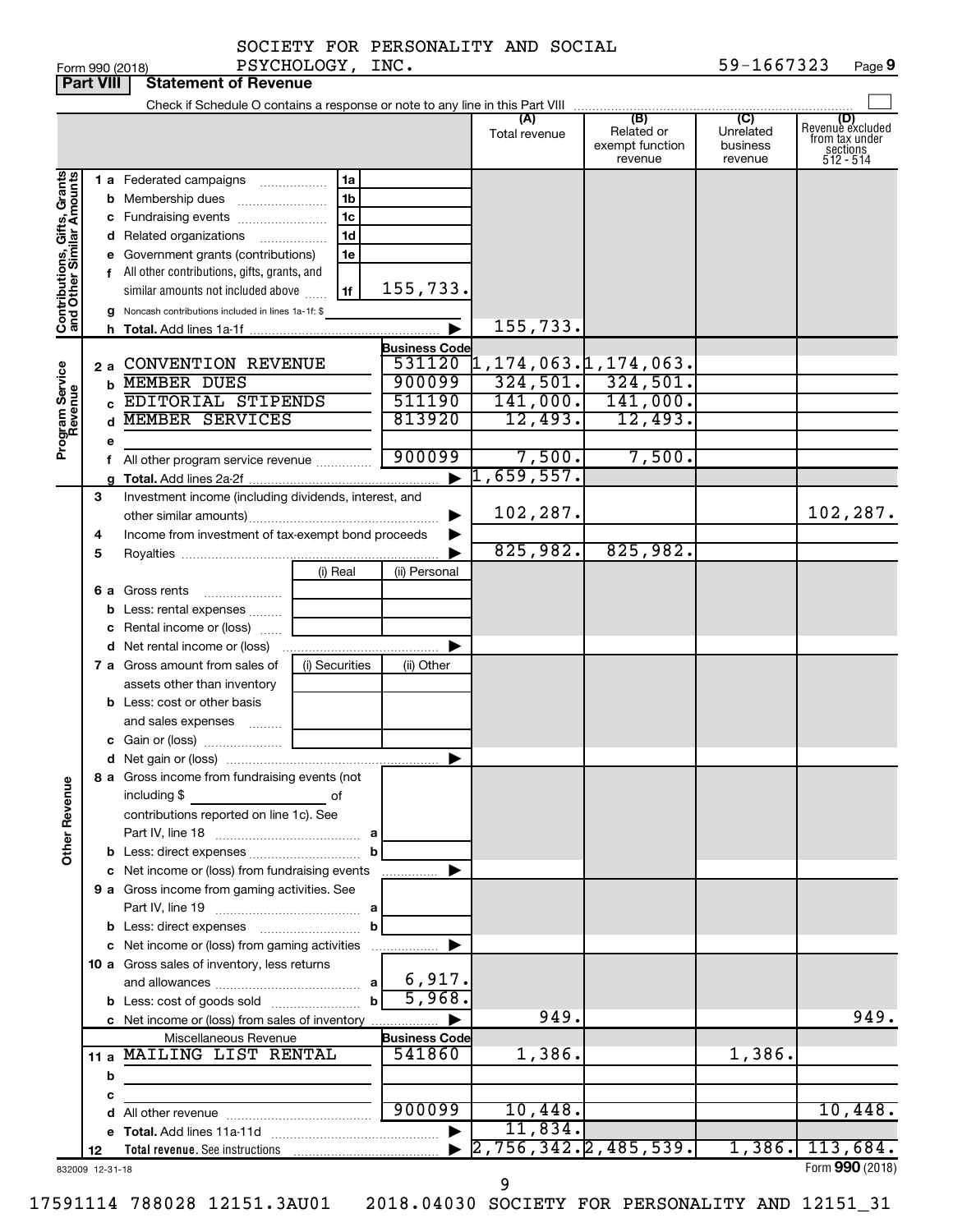SOCIETY FOR PERSONALITY AND SOCIAL PSYCHOLOGY, INC. 59-1667323

Form 990 (2018)

## Part VIII Statement of Revenue

Check if Schedule O contains a response or note to any line in this Part VIII

| | | | (A) Total revenue | (B) Related or exempt function revenue | (C) Unrelated business revenue | (D) Revenue excluded from tax under sections 512 - 514 |
|---|---|---|---|---|---|---|
| **Contributions, Gifts, Grants and Other Similar Amounts** | | | | | | |
| 1 a Federated campaigns | 1a | | | | | |
| b Membership dues | 1b | | | | | |
| c Fundraising events | 1c | | | | | |
| d Related organizations | 1d | | | | | |
| e Government grants (contributions) | 1e | | | | | |
| f All other contributions, gifts, grants, and similar amounts not included above | 1f | 155,733. | | | | |
| g Noncash contributions included in lines 1a-1f: $ | | | | | | |
| h Total. Add lines 1a-1f | | | 155,733. | | | |
| **Program Service Revenue** | | Business Code | | | | |
| 2 a CONVENTION REVENUE | | 531120 | 1,174,063. | 1,174,063. | | |
| b MEMBER DUES | | 900099 | 324,501. | 324,501. | | |
| c EDITORIAL STIPENDS | | 511190 | 141,000. | 141,000. | | |
| d MEMBER SERVICES | | 813920 | 12,493. | 12,493. | | |
| e | | | | | | |
| f All other program service revenue | | 900099 | 7,500. | 7,500. | | |
| g Total. Add lines 2a-2f | | | 1,659,557. | | | |
| 3 Investment income (including dividends, interest, and other similar amounts) | | | 102,287. | | | 102,287. |
| 4 Income from investment of tax-exempt bond proceeds | | | | | | |
| 5 Royalties | | | 825,982. | 825,982. | | |
| | (i) Real | (ii) Personal | | | | |
| 6 a Gross rents | | | | | | |
| b Less: rental expenses | | | | | | |
| c Rental income or (loss) | | | | | | |
| d Net rental income or (loss) | | | | | | |
| 7 a Gross amount from sales of assets other than inventory | (i) Securities | (ii) Other | | | | |
| b Less: cost or other basis and sales expenses | | | | | | |
| c Gain or (loss) | | | | | | |
| d Net gain or (loss) | | | | | | |
| **Other Revenue** | | | | | | |
| 8 a Gross income from fundraising events (not including $ of contributions reported on line 1c). See Part IV, line 18 | a | | | | | |
| b Less: direct expenses | b | | | | | |
| c Net income or (loss) from fundraising events | | | | | | |
| 9 a Gross income from gaming activities. See Part IV, line 19 | a | | | | | |
| b Less: direct expenses | b | | | | | |
| c Net income or (loss) from gaming activities | | | | | | |
| 10 a Gross sales of inventory, less returns and allowances | a | 6,917. | | | | |
| b Less: cost of goods sold | b | 5,968. | | | | |
| c Net income or (loss) from sales of inventory | | | 949. | | | 949. |
| Miscellaneous Revenue | | Business Code | | | | |
| 11 a MAILING LIST RENTAL | | 541860 | 1,386. | | 1,386. | |
| b | | | | | | |
| c | | | | | | |
| d All other revenue | | 900099 | 10,448. | | | 10,448. |
| e Total. Add lines 11a-11d | | | 11,834. | | | |
| 12 Total revenue. See instructions | | | 2,756,342. | 2,485,539. | 1,386. | 113,684. |

832009 12-31-18

Form **990** (2018)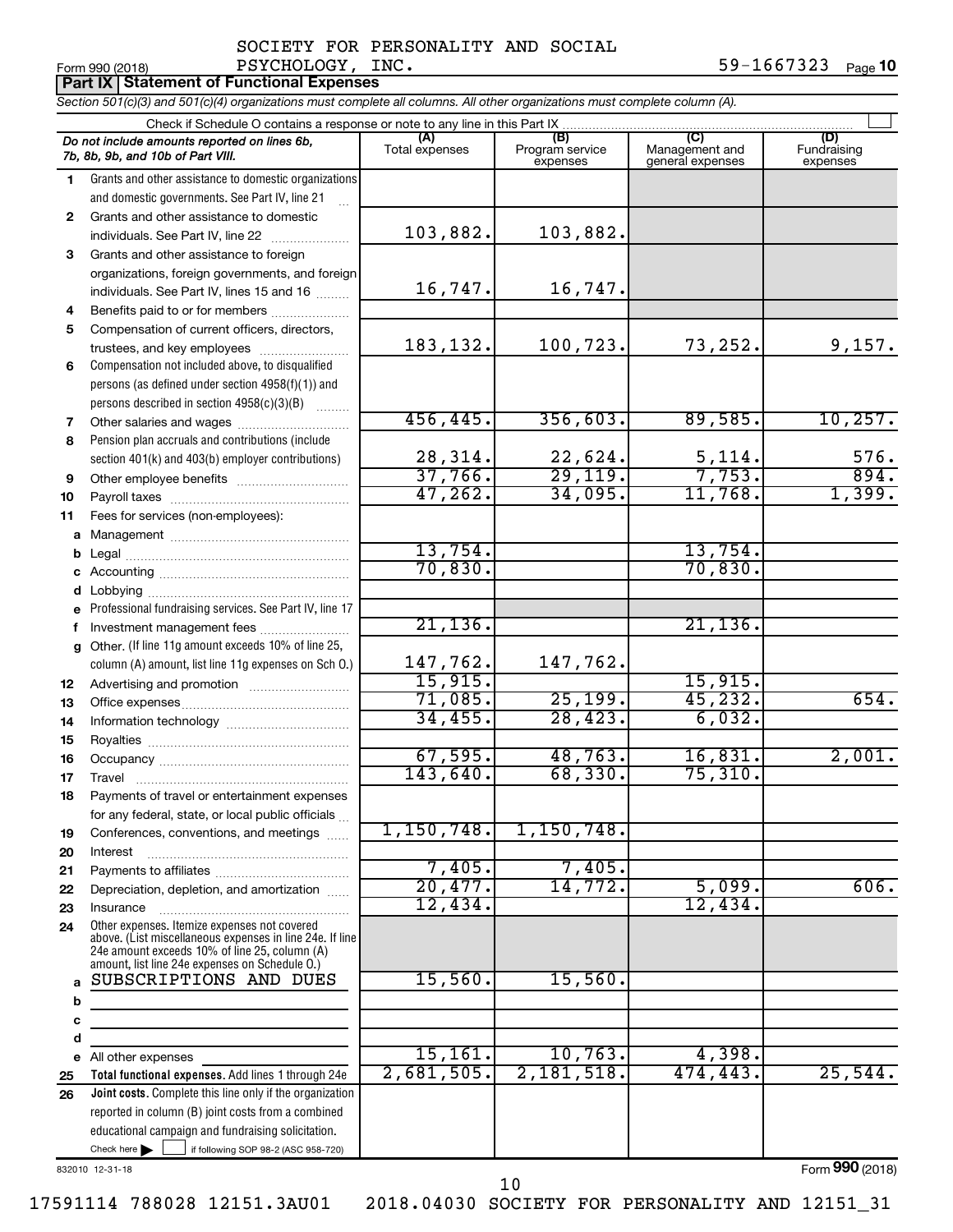Form 990 (2018) SOCIETY FOR PERSONALITY AND SOCIAL PSYCHOLOGY, INC. 59-1667323 Page **10**

## Part IX | Statement of Functional Expenses

*Section 501(c)(3) and 501(c)(4) organizations must complete all columns. All other organizations must complete column (A).*

Check if Schedule O contains a response or note to any line in this Part IX ☐

| *Do not include amounts reported on lines 6b, 7b, 8b, 9b, and 10b of Part VIII.* | (A) Total expenses | (B) Program service expenses | (C) Management and general expenses | (D) Fundraising expenses |
|---|---|---|---|---|
| 1 Grants and other assistance to domestic organizations and domestic governments. See Part IV, line 21 | | | | |
| 2 Grants and other assistance to domestic individuals. See Part IV, line 22 | 103,882. | 103,882. | | |
| 3 Grants and other assistance to foreign organizations, foreign governments, and foreign individuals. See Part IV, lines 15 and 16 | 16,747. | 16,747. | | |
| 4 Benefits paid to or for members | | | | |
| 5 Compensation of current officers, directors, trustees, and key employees | 183,132. | 100,723. | 73,252. | 9,157. |
| 6 Compensation not included above, to disqualified persons (as defined under section 4958(f)(1)) and persons described in section 4958(c)(3)(B) | | | | |
| 7 Other salaries and wages | 456,445. | 356,603. | 89,585. | 10,257. |
| 8 Pension plan accruals and contributions (include section 401(k) and 403(b) employer contributions) | 28,314. | 22,624. | 5,114. | 576. |
| 9 Other employee benefits | 37,766. | 29,119. | 7,753. | 894. |
| 10 Payroll taxes | 47,262. | 34,095. | 11,768. | 1,399. |
| 11 Fees for services (non-employees): | | | | |
| a Management | | | | |
| b Legal | 13,754. | | 13,754. | |
| c Accounting | 70,830. | | 70,830. | |
| d Lobbying | | | | |
| e Professional fundraising services. See Part IV, line 17 | | | | |
| f Investment management fees | 21,136. | | 21,136. | |
| g Other. (If line 11g amount exceeds 10% of line 25, column (A) amount, list line 11g expenses on Sch O.) | 147,762. | 147,762. | | |
| 12 Advertising and promotion | 15,915. | | 15,915. | |
| 13 Office expenses | 71,085. | 25,199. | 45,232. | 654. |
| 14 Information technology | 34,455. | 28,423. | 6,032. | |
| 15 Royalties | | | | |
| 16 Occupancy | 67,595. | 48,763. | 16,831. | 2,001. |
| 17 Travel | 143,640. | 68,330. | 75,310. | |
| 18 Payments of travel or entertainment expenses for any federal, state, or local public officials | | | | |
| 19 Conferences, conventions, and meetings | 1,150,748. | 1,150,748. | | |
| 20 Interest | | | | |
| 21 Payments to affiliates | 7,405. | 7,405. | | |
| 22 Depreciation, depletion, and amortization | 20,477. | 14,772. | 5,099. | 606. |
| 23 Insurance | 12,434. | | 12,434. | |
| 24 Other expenses. Itemize expenses not covered above. (List miscellaneous expenses in line 24e. If line 24e amount exceeds 10% of line 25, column (A) amount, list line 24e expenses on Schedule O.) | | | | |
| a SUBSCRIPTIONS AND DUES | 15,560. | 15,560. | | |
| b | | | | |
| c | | | | |
| d | | | | |
| e All other expenses | 15,161. | 10,763. | 4,398. | |
| 25 **Total functional expenses.** Add lines 1 through 24e | 2,681,505. | 2,181,518. | 474,443. | 25,544. |
| 26 **Joint costs.** Complete this line only if the organization reported in column (B) joint costs from a combined educational campaign and fundraising solicitation. Check here ☐ if following SOP 98-2 (ASC 958-720) | | | | |

832010 12-31-18

Form **990** (2018)

17591114 788028 12151.3AU01 2018.04030 SOCIETY FOR PERSONALITY AND 12151_31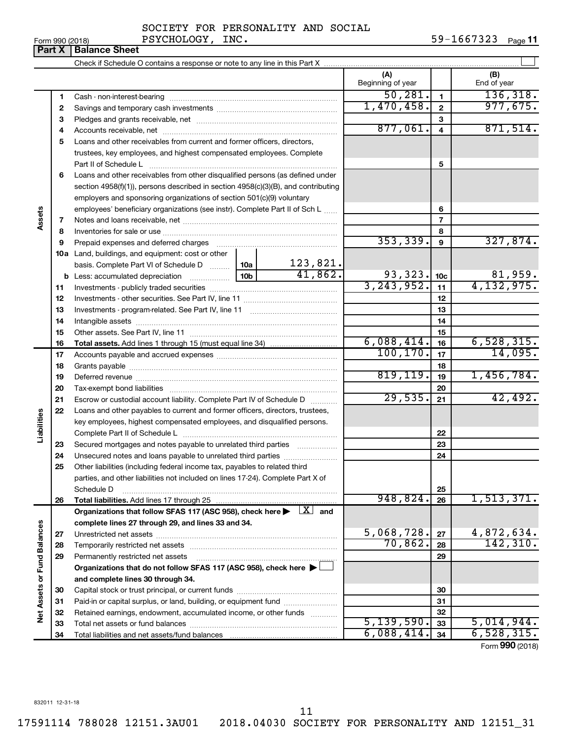SOCIETY FOR PERSONALITY AND SOCIAL PSYCHOLOGY, INC. 59-1667323

Form 990 (2018)

## Part X Balance Sheet

Check if Schedule O contains a response or note to any line in this Part X

| | | | | (A) Beginning of year | | (B) End of year |
|---|---|---|---|---|---|---|
| Assets | 1 | Cash - non-interest-bearing | | 50,281. | 1 | 136,318. |
| | 2 | Savings and temporary cash investments | | 1,470,458. | 2 | 977,675. |
| | 3 | Pledges and grants receivable, net | | | 3 | |
| | 4 | Accounts receivable, net | | 877,061. | 4 | 871,514. |
| | 5 | Loans and other receivables from current and former officers, directors, trustees, key employees, and highest compensated employees. Complete Part II of Schedule L | | | 5 | |
| | 6 | Loans and other receivables from other disqualified persons (as defined under section 4958(f)(1)), persons described in section 4958(c)(3)(B), and contributing employers and sponsoring organizations of section 501(c)(9) voluntary employees' beneficiary organizations (see instr). Complete Part II of Sch L | | | 6 | |
| | 7 | Notes and loans receivable, net | | | 7 | |
| | 8 | Inventories for sale or use | | | 8 | |
| | 9 | Prepaid expenses and deferred charges | | 353,339. | 9 | 327,874. |
| | 10a | Land, buildings, and equipment: cost or other basis. Complete Part VI of Schedule D | 10a 123,821. | | | |
| | b | Less: accumulated depreciation | 10b 41,862. | 93,323. | 10c | 81,959. |
| | 11 | Investments - publicly traded securities | | 3,243,952. | 11 | 4,132,975. |
| | 12 | Investments - other securities. See Part IV, line 11 | | | 12 | |
| | 13 | Investments - program-related. See Part IV, line 11 | | | 13 | |
| | 14 | Intangible assets | | | 14 | |
| | 15 | Other assets. See Part IV, line 11 | | | 15 | |
| | 16 | **Total assets.** Add lines 1 through 15 (must equal line 34) | | 6,088,414. | 16 | 6,528,315. |
| Liabilities | 17 | Accounts payable and accrued expenses | | 100,170. | 17 | 14,095. |
| | 18 | Grants payable | | | 18 | |
| | 19 | Deferred revenue | | 819,119. | 19 | 1,456,784. |
| | 20 | Tax-exempt bond liabilities | | | 20 | |
| | 21 | Escrow or custodial account liability. Complete Part IV of Schedule D | | 29,535. | 21 | 42,492. |
| | 22 | Loans and other payables to current and former officers, directors, trustees, key employees, highest compensated employees, and disqualified persons. Complete Part II of Schedule L | | | 22 | |
| | 23 | Secured mortgages and notes payable to unrelated third parties | | | 23 | |
| | 24 | Unsecured notes and loans payable to unrelated third parties | | | 24 | |
| | 25 | Other liabilities (including federal income tax, payables to related third parties, and other liabilities not included on lines 17-24). Complete Part X of Schedule D | | | 25 | |
| | 26 | **Total liabilities.** Add lines 17 through 25 | | 948,824. | 26 | 1,513,371. |
| Net Assets or Fund Balances | | **Organizations that follow SFAS 117 (ASC 958), check here ▶ [X] and complete lines 27 through 29, and lines 33 and 34.** | | | | |
| | 27 | Unrestricted net assets | | 5,068,728. | 27 | 4,872,634. |
| | 28 | Temporarily restricted net assets | | 70,862. | 28 | 142,310. |
| | 29 | Permanently restricted net assets | | | 29 | |
| | | **Organizations that do not follow SFAS 117 (ASC 958), check here ▶ [ ] and complete lines 30 through 34.** | | | | |
| | 30 | Capital stock or trust principal, or current funds | | | 30 | |
| | 31 | Paid-in or capital surplus, or land, building, or equipment fund | | | 31 | |
| | 32 | Retained earnings, endowment, accumulated income, or other funds | | | 32 | |
| | 33 | Total net assets or fund balances | | 5,139,590. | 33 | 5,014,944. |
| | 34 | Total liabilities and net assets/fund balances | | 6,088,414. | 34 | 6,528,315. |

Form **990** (2018)

832011 12-31-18

17591114 788028 12151.3AU01 2018.04030 SOCIETY FOR PERSONALITY AND 12151_31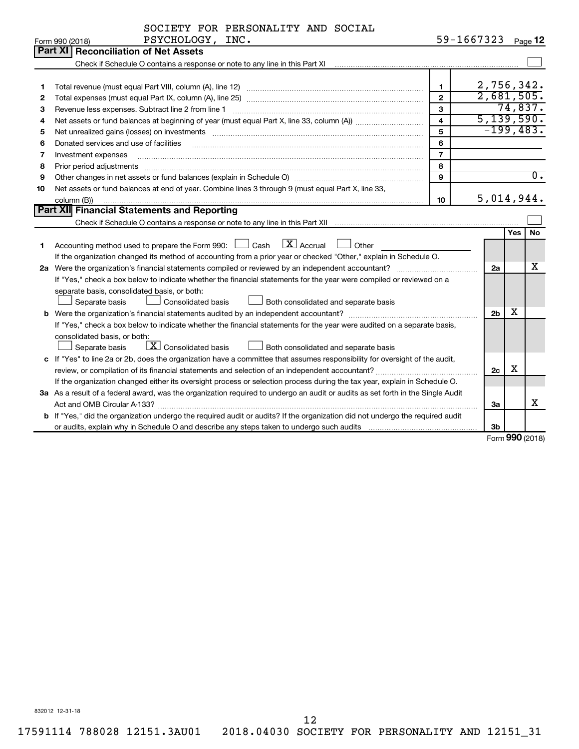SOCIETY FOR PERSONALITY AND SOCIAL PSYCHOLOGY, INC. 59-1667323

Form 990 (2018)

## Part XI Reconciliation of Net Assets

Check if Schedule O contains a response or note to any line in this Part XI ☐

| | | | |
|---|---|---|---|
| 1 | Total revenue (must equal Part VIII, column (A), line 12) | 1 | 2,756,342. |
| 2 | Total expenses (must equal Part IX, column (A), line 25) | 2 | 2,681,505. |
| 3 | Revenue less expenses. Subtract line 2 from line 1 | 3 | 74,837. |
| 4 | Net assets or fund balances at beginning of year (must equal Part X, line 33, column (A)) | 4 | 5,139,590. |
| 5 | Net unrealized gains (losses) on investments | 5 | -199,483. |
| 6 | Donated services and use of facilities | 6 | |
| 7 | Investment expenses | 7 | |
| 8 | Prior period adjustments | 8 | |
| 9 | Other changes in net assets or fund balances (explain in Schedule O) | 9 | 0. |
| 10 | Net assets or fund balances at end of year. Combine lines 3 through 9 (must equal Part X, line 33, column (B)) | 10 | 5,014,944. |

## Part XII Financial Statements and Reporting

Check if Schedule O contains a response or note to any line in this Part XII ☐

| | | | Yes | No |
|---|---|---|---|---|
| 1 | Accounting method used to prepare the Form 990: ☐ Cash ☒ Accrual ☐ Other<br>If the organization changed its method of accounting from a prior year or checked "Other," explain in Schedule O. | | | |
| 2a | Were the organization's financial statements compiled or reviewed by an independent accountant?<br>If "Yes," check a box below to indicate whether the financial statements for the year were compiled or reviewed on a separate basis, consolidated basis, or both:<br>☐ Separate basis ☐ Consolidated basis ☐ Both consolidated and separate basis | 2a | | X |
| b | Were the organization's financial statements audited by an independent accountant?<br>If "Yes," check a box below to indicate whether the financial statements for the year were audited on a separate basis, consolidated basis, or both:<br>☐ Separate basis ☒ Consolidated basis ☐ Both consolidated and separate basis | 2b | X | |
| c | If "Yes" to line 2a or 2b, does the organization have a committee that assumes responsibility for oversight of the audit, review, or compilation of its financial statements and selection of an independent accountant?<br>If the organization changed either its oversight process or selection process during the tax year, explain in Schedule O. | 2c | X | |
| 3a | As a result of a federal award, was the organization required to undergo an audit or audits as set forth in the Single Audit Act and OMB Circular A-133? | 3a | | X |
| b | If "Yes," did the organization undergo the required audit or audits? If the organization did not undergo the required audit or audits, explain why in Schedule O and describe any steps taken to undergo such audits | 3b | | |

Form **990** (2018)

832012 12-31-18

17591114 788028 12151.3AU01 2018.04030 SOCIETY FOR PERSONALITY AND 12151_31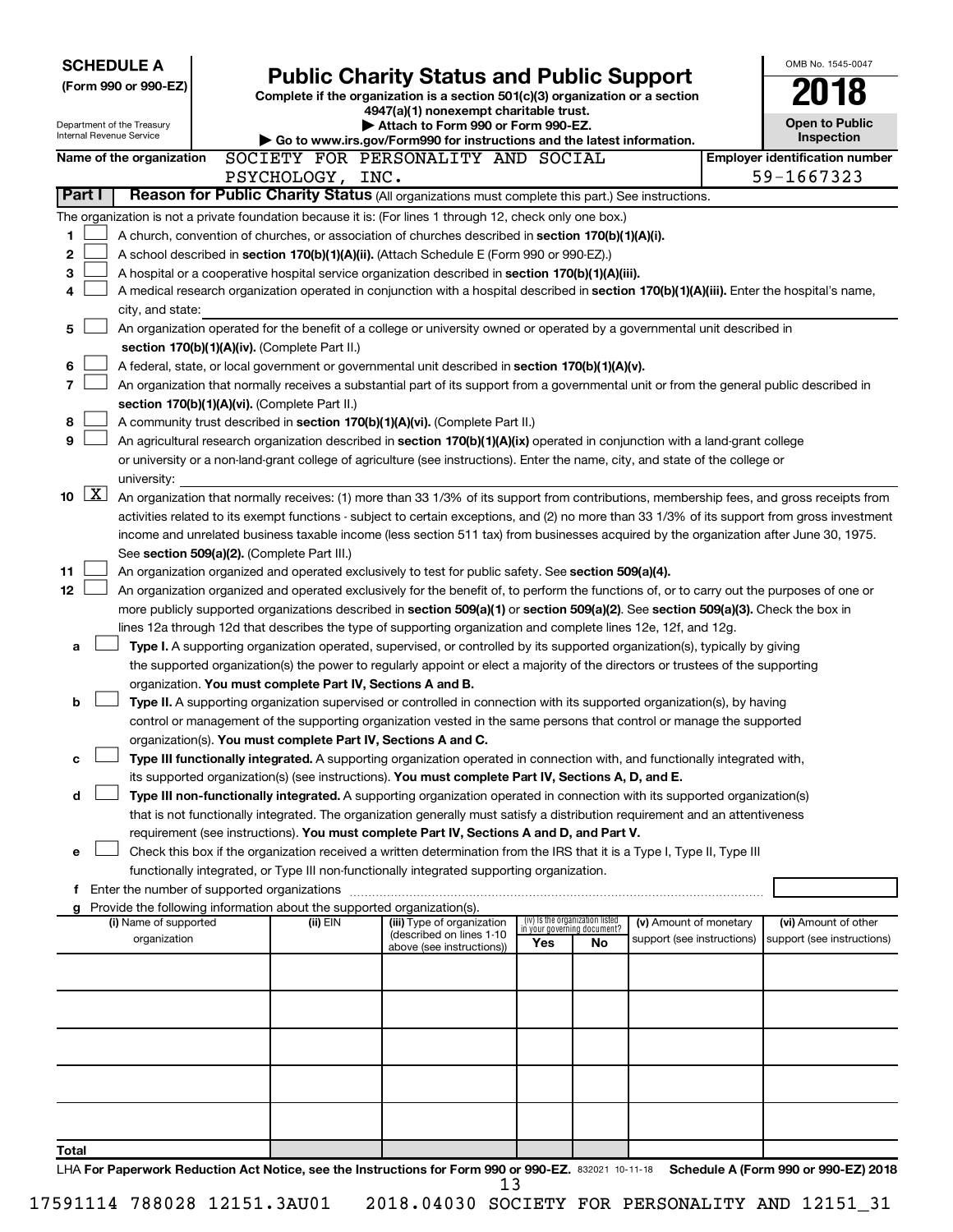**SCHEDULE A**
**(Form 990 or 990-EZ)**

Department of the Treasury
Internal Revenue Service

# Public Charity Status and Public Support

**Complete if the organization is a section 501(c)(3) organization or a section 4947(a)(1) nonexempt charitable trust.**
**▶ Attach to Form 990 or Form 990-EZ.**
**▶ Go to www.irs.gov/Form990 for instructions and the latest information.**

OMB No. 1545-0047

**2018**

**Open to Public Inspection**

**Name of the organization** SOCIETY FOR PERSONALITY AND SOCIAL PSYCHOLOGY, INC.

**Employer identification number** 59-1667323

**Part I** **Reason for Public Charity Status** (All organizations must complete this part.) See instructions.

The organization is not a private foundation because it is: (For lines 1 through 12, check only one box.)

1 ☐ A church, convention of churches, or association of churches described in **section 170(b)(1)(A)(i).**
2 ☐ A school described in **section 170(b)(1)(A)(ii).** (Attach Schedule E (Form 990 or 990-EZ).)
3 ☐ A hospital or a cooperative hospital service organization described in **section 170(b)(1)(A)(iii).**
4 ☐ A medical research organization operated in conjunction with a hospital described in **section 170(b)(1)(A)(iii).** Enter the hospital's name, city, and state:
5 ☐ An organization operated for the benefit of a college or university owned or operated by a governmental unit described in **section 170(b)(1)(A)(iv).** (Complete Part II.)
6 ☐ A federal, state, or local government or governmental unit described in **section 170(b)(1)(A)(v).**
7 ☐ An organization that normally receives a substantial part of its support from a governmental unit or from the general public described in **section 170(b)(1)(A)(vi).** (Complete Part II.)
8 ☐ A community trust described in **section 170(b)(1)(A)(vi).** (Complete Part II.)
9 ☐ An agricultural research organization described in **section 170(b)(1)(A)(ix)** operated in conjunction with a land-grant college or university or a non-land-grant college of agriculture (see instructions). Enter the name, city, and state of the college or university:
10 ☒ An organization that normally receives: (1) more than 33 1/3% of its support from contributions, membership fees, and gross receipts from activities related to its exempt functions - subject to certain exceptions, and (2) no more than 33 1/3% of its support from gross investment income and unrelated business taxable income (less section 511 tax) from businesses acquired by the organization after June 30, 1975. See **section 509(a)(2).** (Complete Part III.)
11 ☐ An organization organized and operated exclusively to test for public safety. See **section 509(a)(4).**
12 ☐ An organization organized and operated exclusively for the benefit of, to perform the functions of, or to carry out the purposes of one or more publicly supported organizations described in **section 509(a)(1)** or **section 509(a)(2)**. See **section 509(a)(3).** Check the box in lines 12a through 12d that describes the type of supporting organization and complete lines 12e, 12f, and 12g.

a ☐ **Type I.** A supporting organization operated, supervised, or controlled by its supported organization(s), typically by giving the supported organization(s) the power to regularly appoint or elect a majority of the directors or trustees of the supporting organization. **You must complete Part IV, Sections A and B.**
b ☐ **Type II.** A supporting organization supervised or controlled in connection with its supported organization(s), by having control or management of the supporting organization vested in the same persons that control or manage the supported organization(s). **You must complete Part IV, Sections A and C.**
c ☐ **Type III functionally integrated.** A supporting organization operated in connection with, and functionally integrated with, its supported organization(s) (see instructions). **You must complete Part IV, Sections A, D, and E.**
d ☐ **Type III non-functionally integrated.** A supporting organization operated in connection with its supported organization(s) that is not functionally integrated. The organization generally must satisfy a distribution requirement and an attentiveness requirement (see instructions). **You must complete Part IV, Sections A and D, and Part V.**
e ☐ Check this box if the organization received a written determination from the IRS that it is a Type I, Type II, Type III functionally integrated, or Type III non-functionally integrated supporting organization.
f Enter the number of supported organizations
g Provide the following information about the supported organization(s).

| (i) Name of supported organization | (ii) EIN | (iii) Type of organization (described on lines 1-10 above (see instructions)) | (iv) Is the organization listed in your governing document? Yes | No | (v) Amount of monetary support (see instructions) | (vi) Amount of other support (see instructions) |
|---|---|---|---|---|---|---|
| | | | | | | |
| | | | | | | |
| | | | | | | |
| | | | | | | |
| | | | | | | |
| **Total** | | | | | | |

LHA **For Paperwork Reduction Act Notice, see the Instructions for Form 990 or 990-EZ.** 832021 10-11-18 **Schedule A (Form 990 or 990-EZ) 2018**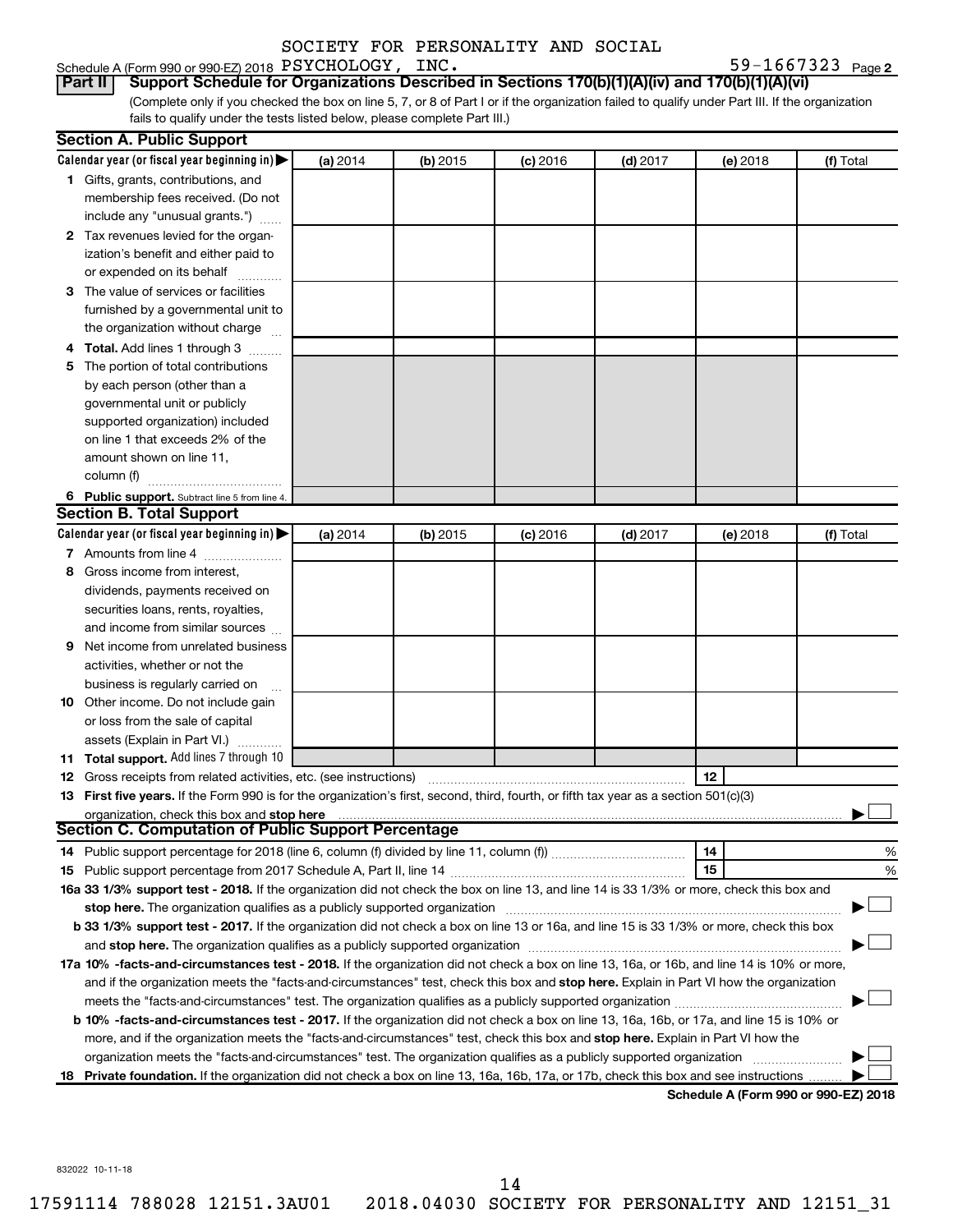SOCIETY FOR PERSONALITY AND SOCIAL

Schedule A (Form 990 or 990-EZ) 2018 PSYCHOLOGY, INC. 59-1667323 Page 2

**Part II** **Support Schedule for Organizations Described in Sections 170(b)(1)(A)(iv) and 170(b)(1)(A)(vi)**

(Complete only if you checked the box on line 5, 7, or 8 of Part I or if the organization failed to qualify under Part III. If the organization fails to qualify under the tests listed below, please complete Part III.)

## Section A. Public Support

| Calendar year (or fiscal year beginning in) ▶ | (a) 2014 | (b) 2015 | (c) 2016 | (d) 2017 | (e) 2018 | (f) Total |
|---|---|---|---|---|---|---|
| **1** Gifts, grants, contributions, and membership fees received. (Do not include any "unusual grants.") | | | | | | |
| **2** Tax revenues levied for the organization's benefit and either paid to or expended on its behalf | | | | | | |
| **3** The value of services or facilities furnished by a governmental unit to the organization without charge | | | | | | |
| **4 Total.** Add lines 1 through 3 | | | | | | |
| **5** The portion of total contributions by each person (other than a governmental unit or publicly supported organization) included on line 1 that exceeds 2% of the amount shown on line 11, column (f) | | | | | | |
| **6 Public support.** Subtract line 5 from line 4. | | | | | | |

## Section B. Total Support

| Calendar year (or fiscal year beginning in) ▶ | (a) 2014 | (b) 2015 | (c) 2016 | (d) 2017 | (e) 2018 | (f) Total |
|---|---|---|---|---|---|---|
| **7** Amounts from line 4 | | | | | | |
| **8** Gross income from interest, dividends, payments received on securities loans, rents, royalties, and income from similar sources | | | | | | |
| **9** Net income from unrelated business activities, whether or not the business is regularly carried on | | | | | | |
| **10** Other income. Do not include gain or loss from the sale of capital assets (Explain in Part VI.) | | | | | | |
| **11 Total support.** Add lines 7 through 10 | | | | | | |

**12** Gross receipts from related activities, etc. (see instructions) | **12** |

**13 First five years.** If the Form 990 is for the organization's first, second, third, fourth, or fifth tax year as a section 501(c)(3) organization, check this box and **stop here** ▶ ☐

## Section C. Computation of Public Support Percentage

**14** Public support percentage for 2018 (line 6, column (f) divided by line 11, column (f)) | **14** | %

**15** Public support percentage from 2017 Schedule A, Part II, line 14 | **15** | %

**16a 33 1/3% support test - 2018.** If the organization did not check the box on line 13, and line 14 is 33 1/3% or more, check this box and **stop here.** The organization qualifies as a publicly supported organization ▶ ☐

**b 33 1/3% support test - 2017.** If the organization did not check a box on line 13 or 16a, and line 15 is 33 1/3% or more, check this box and **stop here.** The organization qualifies as a publicly supported organization ▶ ☐

**17a 10% -facts-and-circumstances test - 2018.** If the organization did not check a box on line 13, 16a, or 16b, and line 14 is 10% or more, and if the organization meets the "facts-and-circumstances" test, check this box and **stop here.** Explain in Part VI how the organization meets the "facts-and-circumstances" test. The organization qualifies as a publicly supported organization ▶ ☐

**b 10% -facts-and-circumstances test - 2017.** If the organization did not check a box on line 13, 16a, 16b, or 17a, and line 15 is 10% or more, and if the organization meets the "facts-and-circumstances" test, check this box and **stop here.** Explain in Part VI how the organization meets the "facts-and-circumstances" test. The organization qualifies as a publicly supported organization ▶ ☐

**18 Private foundation.** If the organization did not check a box on line 13, 16a, 16b, 17a, or 17b, check this box and see instructions ▶ ☐

**Schedule A (Form 990 or 990-EZ) 2018**

832022 10-11-18

17591114 788028 12151.3AU01 2018.04030 SOCIETY FOR PERSONALITY AND 12151_31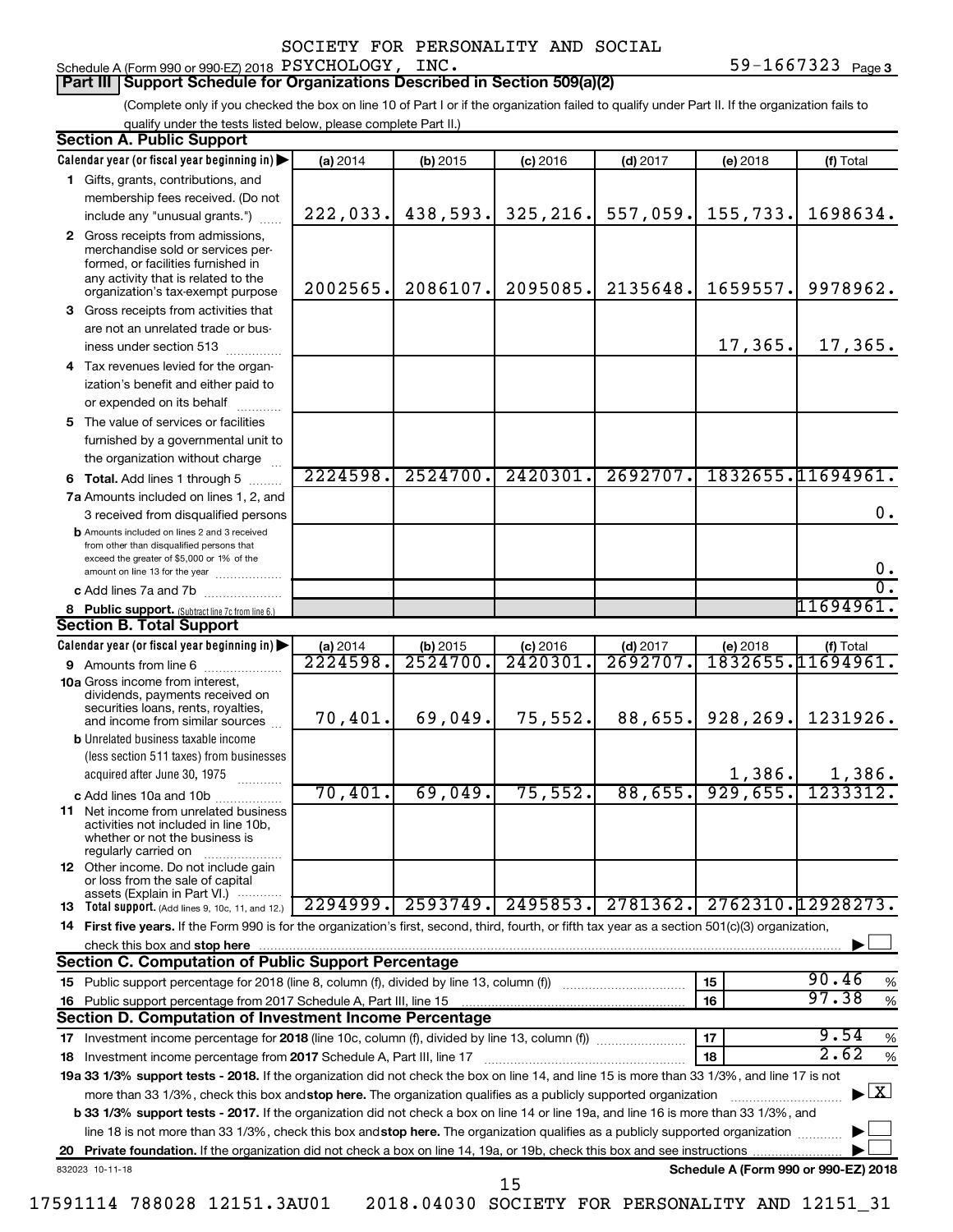SOCIETY FOR PERSONALITY AND SOCIAL

Schedule A (Form 990 or 990-EZ) 2018 PSYCHOLOGY, INC. 59-1667323 Page 3

**Part III Support Schedule for Organizations Described in Section 509(a)(2)**

(Complete only if you checked the box on line 10 of Part I or if the organization failed to qualify under Part II. If the organization fails to qualify under the tests listed below, please complete Part II.)

## Section A. Public Support

| Calendar year (or fiscal year beginning in) | (a) 2014 | (b) 2015 | (c) 2016 | (d) 2017 | (e) 2018 | (f) Total |
|---|---|---|---|---|---|---|
| 1 Gifts, grants, contributions, and membership fees received. (Do not include any "unusual grants.") | 222,033. | 438,593. | 325,216. | 557,059. | 155,733. | 1698634. |
| 2 Gross receipts from admissions, merchandise sold or services performed, or facilities furnished in any activity that is related to the organization's tax-exempt purpose | 2002565. | 2086107. | 2095085. | 2135648. | 1659557. | 9978962. |
| 3 Gross receipts from activities that are not an unrelated trade or business under section 513 | | | | | 17,365. | 17,365. |
| 4 Tax revenues levied for the organization's benefit and either paid to or expended on its behalf | | | | | | |
| 5 The value of services or facilities furnished by a governmental unit to the organization without charge | | | | | | |
| 6 Total. Add lines 1 through 5 | 2224598. | 2524700. | 2420301. | 2692707. | 1832655. | 11694961. |
| 7a Amounts included on lines 1, 2, and 3 received from disqualified persons | | | | | | 0. |
| b Amounts included on lines 2 and 3 received from other than disqualified persons that exceed the greater of $5,000 or 1% of the amount on line 13 for the year | | | | | | 0. |
| c Add lines 7a and 7b | | | | | | 0. |
| 8 Public support. (Subtract line 7c from line 6.) | | | | | | 11694961. |

## Section B. Total Support

| Calendar year (or fiscal year beginning in) | (a) 2014 | (b) 2015 | (c) 2016 | (d) 2017 | (e) 2018 | (f) Total |
|---|---|---|---|---|---|---|
| 9 Amounts from line 6 | 2224598. | 2524700. | 2420301. | 2692707. | 1832655. | 11694961. |
| 10a Gross income from interest, dividends, payments received on securities loans, rents, royalties, and income from similar sources | 70,401. | 69,049. | 75,552. | 88,655. | 928,269. | 1231926. |
| b Unrelated business taxable income (less section 511 taxes) from businesses acquired after June 30, 1975 | | | | | 1,386. | 1,386. |
| c Add lines 10a and 10b | 70,401. | 69,049. | 75,552. | 88,655. | 929,655. | 1233312. |
| 11 Net income from unrelated business activities not included in line 10b, whether or not the business is regularly carried on | | | | | | |
| 12 Other income. Do not include gain or loss from the sale of capital assets (Explain in Part VI.) | | | | | | |
| 13 Total support. (Add lines 9, 10c, 11, and 12.) | 2294999. | 2593749. | 2495853. | 2781362. | 2762310. | 12928273. |

14 First five years. If the Form 990 is for the organization's first, second, third, fourth, or fifth tax year as a section 501(c)(3) organization, check this box and stop here ☐

## Section C. Computation of Public Support Percentage

| | | | |
|---|---|---|---|
| 15 Public support percentage for 2018 (line 8, column (f), divided by line 13, column (f)) | 15 | 90.46 | % |
| 16 Public support percentage from 2017 Schedule A, Part III, line 15 | 16 | 97.38 | % |

## Section D. Computation of Investment Income Percentage

| | | | |
|---|---|---|---|
| 17 Investment income percentage for 2018 (line 10c, column (f), divided by line 13, column (f)) | 17 | 9.54 | % |
| 18 Investment income percentage from 2017 Schedule A, Part III, line 17 | 18 | 2.62 | % |

19a 33 1/3% support tests - 2018. If the organization did not check the box on line 14, and line 15 is more than 33 1/3%, and line 17 is not more than 33 1/3%, check this box and stop here. The organization qualifies as a publicly supported organization ☒

b 33 1/3% support tests - 2017. If the organization did not check a box on line 14 or line 19a, and line 16 is more than 33 1/3%, and line 18 is not more than 33 1/3%, check this box and stop here. The organization qualifies as a publicly supported organization ☐

20 Private foundation. If the organization did not check a box on line 14, 19a, or 19b, check this box and see instructions ☐

832023 10-11-18 Schedule A (Form 990 or 990-EZ) 2018

17591114 788028 12151.3AU01 2018.04030 SOCIETY FOR PERSONALITY AND 12151_31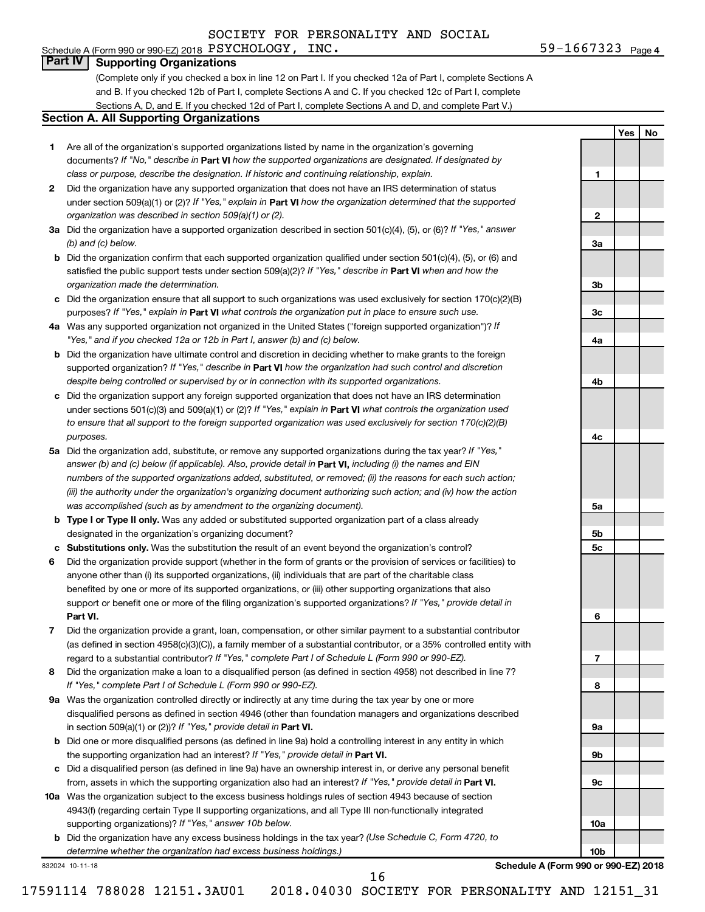SOCIETY FOR PERSONALITY AND SOCIAL PSYCHOLOGY, INC. 59-1667323

Schedule A (Form 990 or 990-EZ) 2018

## Part IV Supporting Organizations

(Complete only if you checked a box in line 12 on Part I. If you checked 12a of Part I, complete Sections A and B. If you checked 12b of Part I, complete Sections A and C. If you checked 12c of Part I, complete Sections A, D, and E. If you checked 12d of Part I, complete Sections A and D, and complete Part V.)

### Section A. All Supporting Organizations

| | | Line | Yes | No |
|---|---|---|---|---|
| **1** | Are all of the organization's supported organizations listed by name in the organization's governing documents? *If "No," describe in* **Part VI** *how the supported organizations are designated. If designated by class or purpose, describe the designation. If historic and continuing relationship, explain.* | 1 | | |
| **2** | Did the organization have any supported organization that does not have an IRS determination of status under section 509(a)(1) or (2)? *If "Yes," explain in* **Part VI** *how the organization determined that the supported organization was described in section 509(a)(1) or (2).* | 2 | | |
| **3a** | Did the organization have a supported organization described in section 501(c)(4), (5), or (6)? *If "Yes," answer (b) and (c) below.* | 3a | | |
| **b** | Did the organization confirm that each supported organization qualified under section 501(c)(4), (5), or (6) and satisfied the public support tests under section 509(a)(2)? *If "Yes," describe in* **Part VI** *when and how the organization made the determination.* | 3b | | |
| **c** | Did the organization ensure that all support to such organizations was used exclusively for section 170(c)(2)(B) purposes? *If "Yes," explain in* **Part VI** *what controls the organization put in place to ensure such use.* | 3c | | |
| **4a** | Was any supported organization not organized in the United States ("foreign supported organization")? *If "Yes," and if you checked 12a or 12b in Part I, answer (b) and (c) below.* | 4a | | |
| **b** | Did the organization have ultimate control and discretion in deciding whether to make grants to the foreign supported organization? *If "Yes," describe in* **Part VI** *how the organization had such control and discretion despite being controlled or supervised by or in connection with its supported organizations.* | 4b | | |
| **c** | Did the organization support any foreign supported organization that does not have an IRS determination under sections 501(c)(3) and 509(a)(1) or (2)? *If "Yes," explain in* **Part VI** *what controls the organization used to ensure that all support to the foreign supported organization was used exclusively for section 170(c)(2)(B) purposes.* | 4c | | |
| **5a** | Did the organization add, substitute, or remove any supported organizations during the tax year? *If "Yes," answer (b) and (c) below (if applicable). Also, provide detail in* **Part VI,** *including (i) the names and EIN numbers of the supported organizations added, substituted, or removed; (ii) the reasons for each such action; (iii) the authority under the organization's organizing document authorizing such action; and (iv) how the action was accomplished (such as by amendment to the organizing document).* | 5a | | |
| **b** | **Type I or Type II only.** Was any added or substituted supported organization part of a class already designated in the organization's organizing document? | 5b | | |
| **c** | **Substitutions only.** Was the substitution the result of an event beyond the organization's control? | 5c | | |
| **6** | Did the organization provide support (whether in the form of grants or the provision of services or facilities) to anyone other than (i) its supported organizations, (ii) individuals that are part of the charitable class benefited by one or more of its supported organizations, or (iii) other supporting organizations that also support or benefit one or more of the filing organization's supported organizations? *If "Yes," provide detail in* **Part VI.** | 6 | | |
| **7** | Did the organization provide a grant, loan, compensation, or other similar payment to a substantial contributor (as defined in section 4958(c)(3)(C)), a family member of a substantial contributor, or a 35% controlled entity with regard to a substantial contributor? *If "Yes," complete Part I of Schedule L (Form 990 or 990-EZ).* | 7 | | |
| **8** | Did the organization make a loan to a disqualified person (as defined in section 4958) not described in line 7? *If "Yes," complete Part I of Schedule L (Form 990 or 990-EZ).* | 8 | | |
| **9a** | Was the organization controlled directly or indirectly at any time during the tax year by one or more disqualified persons as defined in section 4946 (other than foundation managers and organizations described in section 509(a)(1) or (2))? *If "Yes," provide detail in* **Part VI.** | 9a | | |
| **b** | Did one or more disqualified persons (as defined in line 9a) hold a controlling interest in any entity in which the supporting organization had an interest? *If "Yes," provide detail in* **Part VI.** | 9b | | |
| **c** | Did a disqualified person (as defined in line 9a) have an ownership interest in, or derive any personal benefit from, assets in which the supporting organization also had an interest? *If "Yes," provide detail in* **Part VI.** | 9c | | |
| **10a** | Was the organization subject to the excess business holdings rules of section 4943 because of section 4943(f) (regarding certain Type II supporting organizations, and all Type III non-functionally integrated supporting organizations)? *If "Yes," answer 10b below.* | 10a | | |
| **b** | Did the organization have any excess business holdings in the tax year? *(Use Schedule C, Form 4720, to determine whether the organization had excess business holdings.)* | 10b | | |

832024 10-11-18

**Schedule A (Form 990 or 990-EZ) 2018**

17591114 788028 12151.3AU01 2018.04030 SOCIETY FOR PERSONALITY AND 12151_31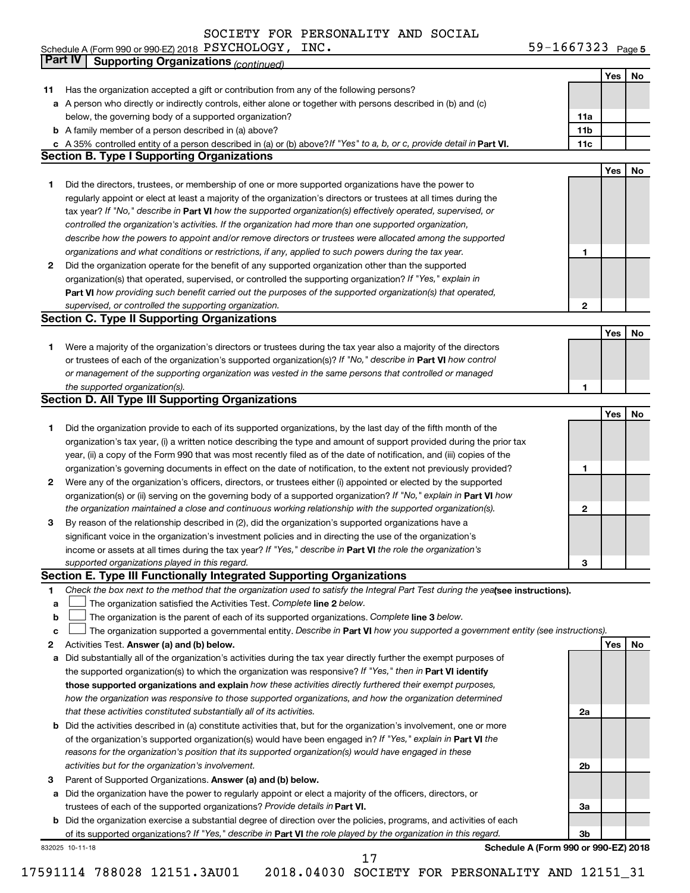SOCIETY FOR PERSONALITY AND SOCIAL

Schedule A (Form 990 or 990-EZ) 2018 PSYCHOLOGY, INC. 59-1667323 Page 5

## Part IV Supporting Organizations *(continued)*

| | | | Yes | No |
|---|---|---|---|---|
| 11 | Has the organization accepted a gift or contribution from any of the following persons? | | | |
| a | A person who directly or indirectly controls, either alone or together with persons described in (b) and (c) below, the governing body of a supported organization? | 11a | | |
| b | A family member of a person described in (a) above? | 11b | | |
| c | A 35% controlled entity of a person described in (a) or (b) above? *If "Yes" to a, b, or c, provide detail in* **Part VI.** | 11c | | |

### Section B. Type I Supporting Organizations

| | | | Yes | No |
|---|---|---|---|---|
| 1 | Did the directors, trustees, or membership of one or more supported organizations have the power to regularly appoint or elect at least a majority of the organization's directors or trustees at all times during the tax year? *If "No," describe in* **Part VI** *how the supported organization(s) effectively operated, supervised, or controlled the organization's activities. If the organization had more than one supported organization, describe how the powers to appoint and/or remove directors or trustees were allocated among the supported organizations and what conditions or restrictions, if any, applied to such powers during the tax year.* | 1 | | |
| 2 | Did the organization operate for the benefit of any supported organization other than the supported organization(s) that operated, supervised, or controlled the supporting organization? *If "Yes," explain in* **Part VI** *how providing such benefit carried out the purposes of the supported organization(s) that operated, supervised, or controlled the supporting organization.* | 2 | | |

### Section C. Type II Supporting Organizations

| | | | Yes | No |
|---|---|---|---|---|
| 1 | Were a majority of the organization's directors or trustees during the tax year also a majority of the directors or trustees of each of the organization's supported organization(s)? *If "No," describe in* **Part VI** *how control or management of the supporting organization was vested in the same persons that controlled or managed the supported organization(s).* | 1 | | |

### Section D. All Type III Supporting Organizations

| | | | Yes | No |
|---|---|---|---|---|
| 1 | Did the organization provide to each of its supported organizations, by the last day of the fifth month of the organization's tax year, (i) a written notice describing the type and amount of support provided during the prior tax year, (ii) a copy of the Form 990 that was most recently filed as of the date of notification, and (iii) copies of the organization's governing documents in effect on the date of notification, to the extent not previously provided? | 1 | | |
| 2 | Were any of the organization's officers, directors, or trustees either (i) appointed or elected by the supported organization(s) or (ii) serving on the governing body of a supported organization? *If "No," explain in* **Part VI** *how the organization maintained a close and continuous working relationship with the supported organization(s).* | 2 | | |
| 3 | By reason of the relationship described in (2), did the organization's supported organizations have a significant voice in the organization's investment policies and in directing the use of the organization's income or assets at all times during the tax year? *If "Yes," describe in* **Part VI** *the role the organization's supported organizations played in this regard.* | 3 | | |

### Section E. Type III Functionally Integrated Supporting Organizations

1 *Check the box next to the method that the organization used to satisfy the Integral Part Test during the year* **(see instructions).**

- a ☐ The organization satisfied the Activities Test. *Complete* **line 2** *below.*
- b ☐ The organization is the parent of each of its supported organizations. *Complete* **line 3** *below.*
- c ☐ The organization supported a governmental entity. *Describe in* **Part VI** *how you supported a government entity (see instructions).*

| | | | Yes | No |
|---|---|---|---|---|
| 2 | Activities Test. **Answer (a) and (b) below.** | | | |
| a | Did substantially all of the organization's activities during the tax year directly further the exempt purposes of the supported organization(s) to which the organization was responsive? *If "Yes," then in* **Part VI identify those supported organizations and explain** *how these activities directly furthered their exempt purposes, how the organization was responsive to those supported organizations, and how the organization determined that these activities constituted substantially all of its activities.* | 2a | | |
| b | Did the activities described in (a) constitute activities that, but for the organization's involvement, one or more of the organization's supported organization(s) would have been engaged in? *If "Yes," explain in* **Part VI** *the reasons for the organization's position that its supported organization(s) would have engaged in these activities but for the organization's involvement.* | 2b | | |
| 3 | Parent of Supported Organizations. **Answer (a) and (b) below.** | | | |
| a | Did the organization have the power to regularly appoint or elect a majority of the officers, directors, or trustees of each of the supported organizations? *Provide details in* **Part VI.** | 3a | | |
| b | Did the organization exercise a substantial degree of direction over the policies, programs, and activities of each of its supported organizations? *If "Yes," describe in* **Part VI** *the role played by the organization in this regard.* | 3b | | |

832025 10-11-18 **Schedule A (Form 990 or 990-EZ) 2018**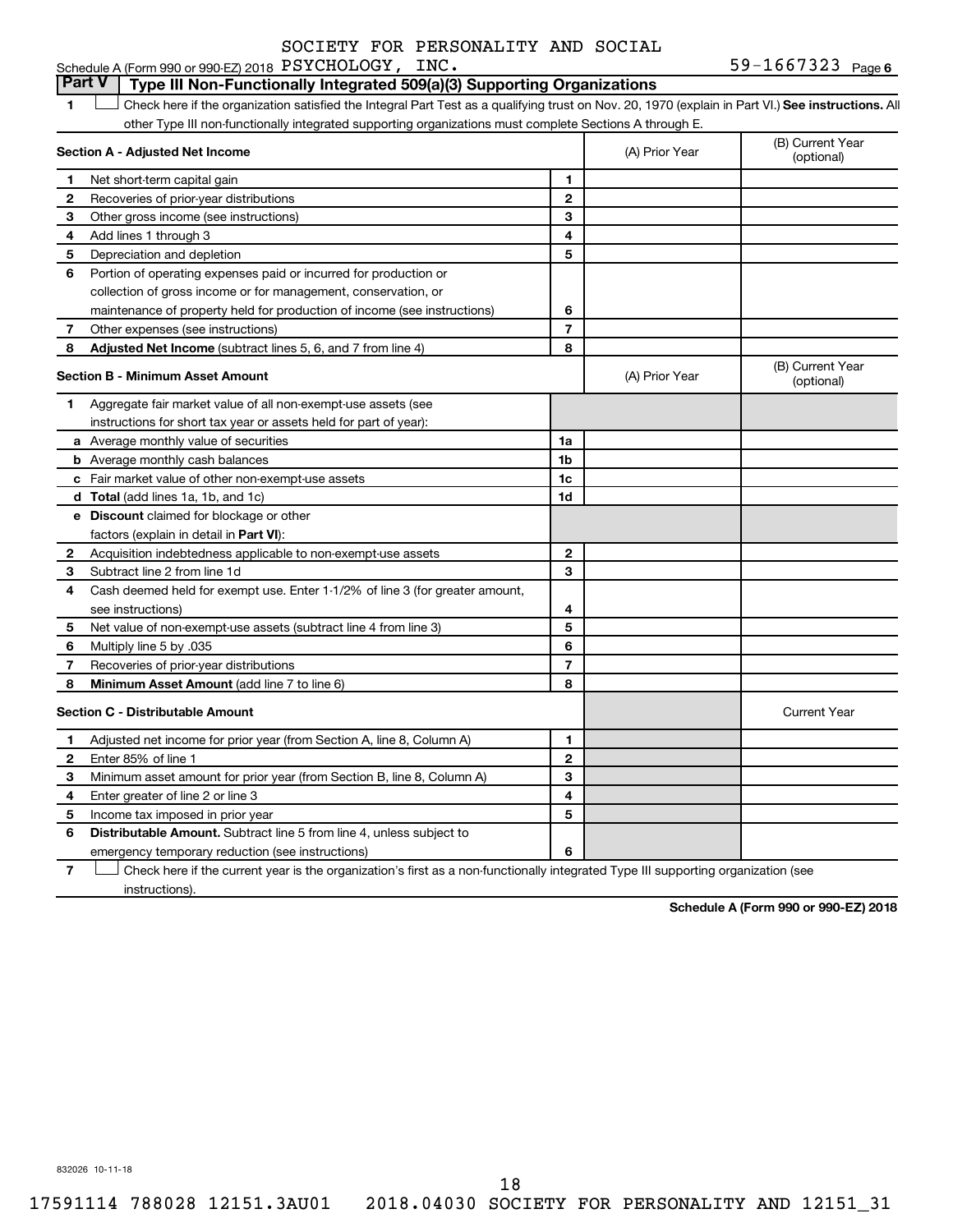SOCIETY FOR PERSONALITY AND SOCIAL

Schedule A (Form 990 or 990-EZ) 2018 PSYCHOLOGY, INC. 59-1667323 Page 6

## Part V Type III Non-Functionally Integrated 509(a)(3) Supporting Organizations

1 ☐ Check here if the organization satisfied the Integral Part Test as a qualifying trust on Nov. 20, 1970 (explain in Part VI.) **See instructions.** All other Type III non-functionally integrated supporting organizations must complete Sections A through E.

| **Section A - Adjusted Net Income** | | | (A) Prior Year | (B) Current Year (optional) |
|---|---|---|---|---|
| 1 | Net short-term capital gain | 1 | | |
| 2 | Recoveries of prior-year distributions | 2 | | |
| 3 | Other gross income (see instructions) | 3 | | |
| 4 | Add lines 1 through 3 | 4 | | |
| 5 | Depreciation and depletion | 5 | | |
| 6 | Portion of operating expenses paid or incurred for production or collection of gross income or for management, conservation, or maintenance of property held for production of income (see instructions) | 6 | | |
| 7 | Other expenses (see instructions) | 7 | | |
| 8 | **Adjusted Net Income** (subtract lines 5, 6, and 7 from line 4) | 8 | | |

| **Section B - Minimum Asset Amount** | | | (A) Prior Year | (B) Current Year (optional) |
|---|---|---|---|---|
| 1 | Aggregate fair market value of all non-exempt-use assets (see instructions for short tax year or assets held for part of year): | | | |
| a | Average monthly value of securities | 1a | | |
| b | Average monthly cash balances | 1b | | |
| c | Fair market value of other non-exempt-use assets | 1c | | |
| d | **Total** (add lines 1a, 1b, and 1c) | 1d | | |
| e | **Discount** claimed for blockage or other factors (explain in detail in **Part VI**): | | | |
| 2 | Acquisition indebtedness applicable to non-exempt-use assets | 2 | | |
| 3 | Subtract line 2 from line 1d | 3 | | |
| 4 | Cash deemed held for exempt use. Enter 1-1/2% of line 3 (for greater amount, see instructions) | 4 | | |
| 5 | Net value of non-exempt-use assets (subtract line 4 from line 3) | 5 | | |
| 6 | Multiply line 5 by .035 | 6 | | |
| 7 | Recoveries of prior-year distributions | 7 | | |
| 8 | **Minimum Asset Amount** (add line 7 to line 6) | 8 | | |

| **Section C - Distributable Amount** | | | | Current Year |
|---|---|---|---|---|
| 1 | Adjusted net income for prior year (from Section A, line 8, Column A) | 1 | | |
| 2 | Enter 85% of line 1 | 2 | | |
| 3 | Minimum asset amount for prior year (from Section B, line 8, Column A) | 3 | | |
| 4 | Enter greater of line 2 or line 3 | 4 | | |
| 5 | Income tax imposed in prior year | 5 | | |
| 6 | **Distributable Amount.** Subtract line 5 from line 4, unless subject to emergency temporary reduction (see instructions) | 6 | | |

7 ☐ Check here if the current year is the organization's first as a non-functionally integrated Type III supporting organization (see instructions).

**Schedule A (Form 990 or 990-EZ) 2018**

832026 10-11-18

17591114 788028 12151.3AU01 2018.04030 SOCIETY FOR PERSONALITY AND 12151_31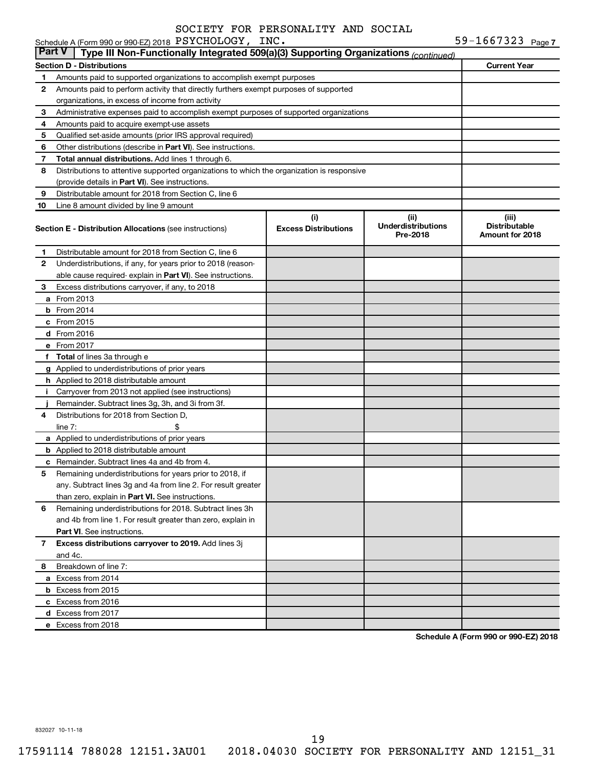Schedule A (Form 990 or 990-EZ) 2018 SOCIETY FOR PERSONALITY AND SOCIAL PSYCHOLOGY, INC. 59-1667323 Page 7

**Part V | Type III Non-Functionally Integrated 509(a)(3) Supporting Organizations** *(continued)*

| Section D - Distributions | | Current Year |
|---|---|---|
| 1 | Amounts paid to supported organizations to accomplish exempt purposes | |
| 2 | Amounts paid to perform activity that directly furthers exempt purposes of supported organizations, in excess of income from activity | |
| 3 | Administrative expenses paid to accomplish exempt purposes of supported organizations | |
| 4 | Amounts paid to acquire exempt-use assets | |
| 5 | Qualified set-aside amounts (prior IRS approval required) | |
| 6 | Other distributions (describe in **Part VI**). See instructions. | |
| 7 | **Total annual distributions.** Add lines 1 through 6. | |
| 8 | Distributions to attentive supported organizations to which the organization is responsive (provide details in **Part VI**). See instructions. | |
| 9 | Distributable amount for 2018 from Section C, line 6 | |
| 10 | Line 8 amount divided by line 9 amount | |

| | **Section E - Distribution Allocations** (see instructions) | (i) Excess Distributions | (ii) Underdistributions Pre-2018 | (iii) Distributable Amount for 2018 |
|---|---|---|---|---|
| 1 | Distributable amount for 2018 from Section C, line 6 | | | |
| 2 | Underdistributions, if any, for years prior to 2018 (reasonable cause required- explain in **Part VI**). See instructions. | | | |
| 3 | Excess distributions carryover, if any, to 2018 | | | |
| a | From 2013 | | | |
| b | From 2014 | | | |
| c | From 2015 | | | |
| d | From 2016 | | | |
| e | From 2017 | | | |
| f | **Total** of lines 3a through e | | | |
| g | Applied to underdistributions of prior years | | | |
| h | Applied to 2018 distributable amount | | | |
| i | Carryover from 2013 not applied (see instructions) | | | |
| j | Remainder. Subtract lines 3g, 3h, and 3i from 3f. | | | |
| 4 | Distributions for 2018 from Section D, line 7: $ | | | |
| a | Applied to underdistributions of prior years | | | |
| b | Applied to 2018 distributable amount | | | |
| c | Remainder. Subtract lines 4a and 4b from 4. | | | |
| 5 | Remaining underdistributions for years prior to 2018, if any. Subtract lines 3g and 4a from line 2. For result greater than zero, explain in **Part VI.** See instructions. | | | |
| 6 | Remaining underdistributions for 2018. Subtract lines 3h and 4b from line 1. For result greater than zero, explain in **Part VI**. See instructions. | | | |
| 7 | **Excess distributions carryover to 2019.** Add lines 3j and 4c. | | | |
| 8 | Breakdown of line 7: | | | |
| a | Excess from 2014 | | | |
| b | Excess from 2015 | | | |
| c | Excess from 2016 | | | |
| d | Excess from 2017 | | | |
| e | Excess from 2018 | | | |

**Schedule A (Form 990 or 990-EZ) 2018**

832027 10-11-18

17591114 788028 12151.3AU01 2018.04030 SOCIETY FOR PERSONALITY AND 12151_31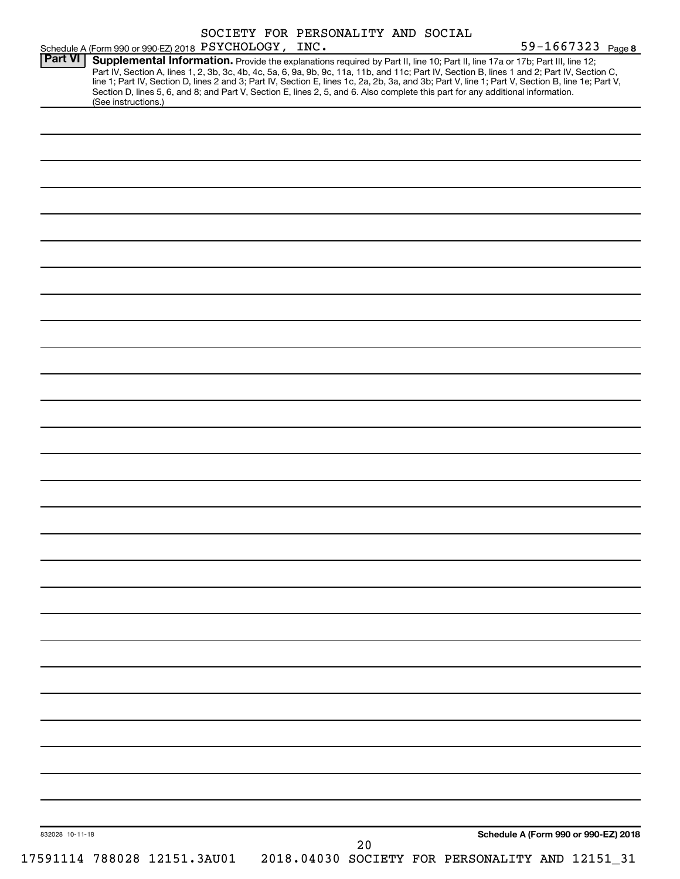SOCIETY FOR PERSONALITY AND SOCIAL PSYCHOLOGY, INC. 59-1667323

Schedule A (Form 990 or 990-EZ) 2018 Page **8**

## Part VI Supplemental Information.

Provide the explanations required by Part II, line 10; Part II, line 17a or 17b; Part III, line 12; Part IV, Section A, lines 1, 2, 3b, 3c, 4b, 4c, 5a, 6, 9a, 9b, 9c, 11a, 11b, and 11c; Part IV, Section B, lines 1 and 2; Part IV, Section C, line 1; Part IV, Section D, lines 2 and 3; Part IV, Section E, lines 1c, 2a, 2b, 3a, and 3b; Part V, line 1; Part V, Section B, line 1e; Part V, Section D, lines 5, 6, and 8; and Part V, Section E, lines 2, 5, and 6. Also complete this part for any additional information. (See instructions.)

832028 10-11-18

**Schedule A (Form 990 or 990-EZ) 2018**

17591114 788028 12151.3AU01 2018.04030 SOCIETY FOR PERSONALITY AND 12151_31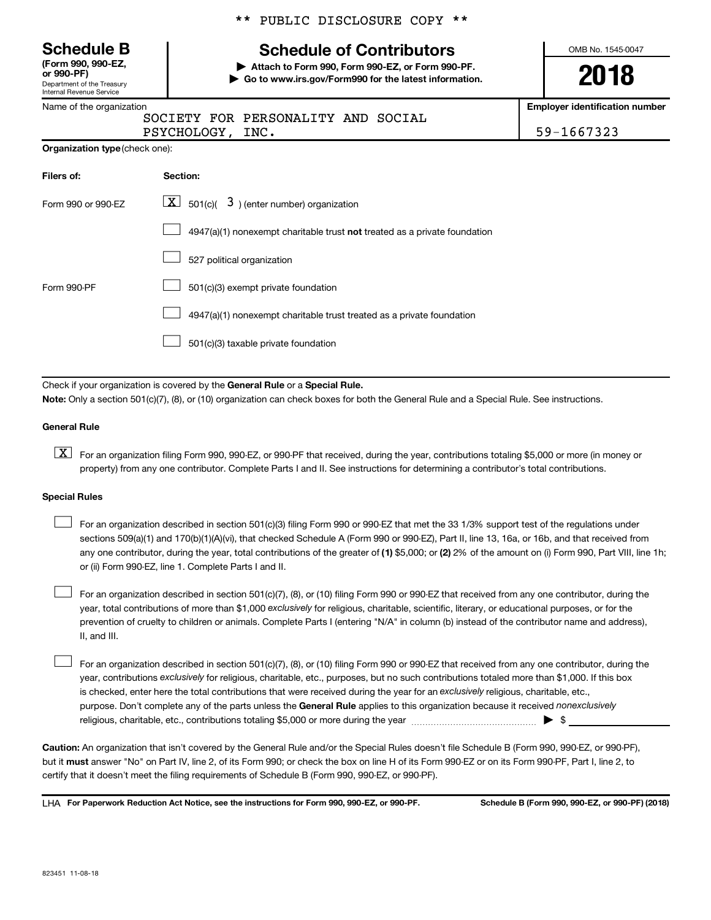** PUBLIC DISCLOSURE COPY **

# Schedule B

**(Form 990, 990-EZ, or 990-PF)**
Department of the Treasury
Internal Revenue Service

## Schedule of Contributors

▶ **Attach to Form 990, Form 990-EZ, or Form 990-PF.**
▶ **Go to www.irs.gov/Form990 for the latest information.**

OMB No. 1545-0047

**2018**

| Name of the organization | Employer identification number |
|---|---|
| SOCIETY FOR PERSONALITY AND SOCIAL PSYCHOLOGY, INC. | 59-1667323 |

**Organization type** (check one):

| Filers of: | Section: |
|---|---|
| Form 990 or 990-EZ | [X] 501(c)( 3 ) (enter number) organization |
| | [ ] 4947(a)(1) nonexempt charitable trust **not** treated as a private foundation |
| | [ ] 527 political organization |
| Form 990-PF | [ ] 501(c)(3) exempt private foundation |
| | [ ] 4947(a)(1) nonexempt charitable trust treated as a private foundation |
| | [ ] 501(c)(3) taxable private foundation |

Check if your organization is covered by the **General Rule** or a **Special Rule.**

**Note:** Only a section 501(c)(7), (8), or (10) organization can check boxes for both the General Rule and a Special Rule. See instructions.

**General Rule**

[X] For an organization filing Form 990, 990-EZ, or 990-PF that received, during the year, contributions totaling $5,000 or more (in money or property) from any one contributor. Complete Parts I and II. See instructions for determining a contributor's total contributions.

**Special Rules**

[ ] For an organization described in section 501(c)(3) filing Form 990 or 990-EZ that met the 33 1/3% support test of the regulations under sections 509(a)(1) and 170(b)(1)(A)(vi), that checked Schedule A (Form 990 or 990-EZ), Part II, line 13, 16a, or 16b, and that received from any one contributor, during the year, total contributions of the greater of **(1)** $5,000; or **(2)** 2% of the amount on (i) Form 990, Part VIII, line 1h; or (ii) Form 990-EZ, line 1. Complete Parts I and II.

[ ] For an organization described in section 501(c)(7), (8), or (10) filing Form 990 or 990-EZ that received from any one contributor, during the year, total contributions of more than $1,000 *exclusively* for religious, charitable, scientific, literary, or educational purposes, or for the prevention of cruelty to children or animals. Complete Parts I (entering "N/A" in column (b) instead of the contributor name and address), II, and III.

[ ] For an organization described in section 501(c)(7), (8), or (10) filing Form 990 or 990-EZ that received from any one contributor, during the year, contributions *exclusively* for religious, charitable, etc., purposes, but no such contributions totaled more than $1,000. If this box is checked, enter here the total contributions that were received during the year for an *exclusively* religious, charitable, etc., purpose. Don't complete any of the parts unless the **General Rule** applies to this organization because it received *nonexclusively* religious, charitable, etc., contributions totaling $5,000 or more during the year ▶ $ ______

**Caution:** An organization that isn't covered by the General Rule and/or the Special Rules doesn't file Schedule B (Form 990, 990-EZ, or 990-PF), but it **must** answer "No" on Part IV, line 2, of its Form 990; or check the box on line H of its Form 990-EZ or on its Form 990-PF, Part I, line 2, to certify that it doesn't meet the filing requirements of Schedule B (Form 990, 990-EZ, or 990-PF).

LHA **For Paperwork Reduction Act Notice, see the instructions for Form 990, 990-EZ, or 990-PF.** **Schedule B (Form 990, 990-EZ, or 990-PF) (2018)**

823451 11-08-18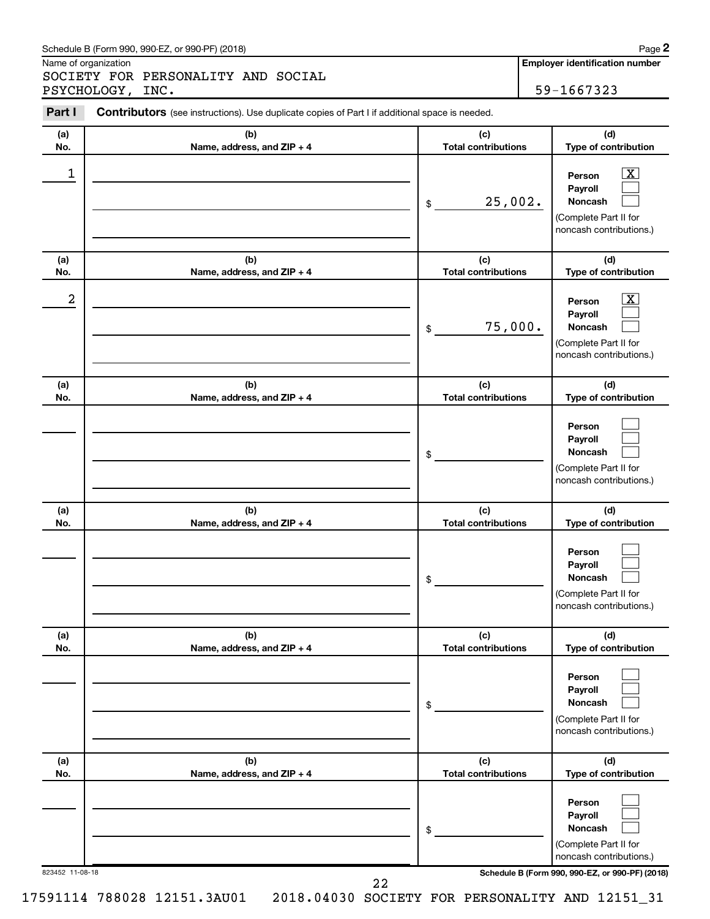Schedule B (Form 990, 990-EZ, or 990-PF) (2018)

Name of organization

SOCIETY FOR PERSONALITY AND SOCIAL PSYCHOLOGY, INC.

**Employer identification number**

59-1667323

**Part I** **Contributors** (see instructions). Use duplicate copies of Part I if additional space is needed.

| (a) No. | (b) Name, address, and ZIP + 4 | (c) Total contributions | (d) Type of contribution |
|---|---|---|---|
| 1 | | $ 25,002. | Person [X] Payroll [ ] Noncash [ ] (Complete Part II for noncash contributions.) |
| 2 | | $ 75,000. | Person [X] Payroll [ ] Noncash [ ] (Complete Part II for noncash contributions.) |
| | | $ | Person [ ] Payroll [ ] Noncash [ ] (Complete Part II for noncash contributions.) |
| | | $ | Person [ ] Payroll [ ] Noncash [ ] (Complete Part II for noncash contributions.) |
| | | $ | Person [ ] Payroll [ ] Noncash [ ] (Complete Part II for noncash contributions.) |
| | | $ | Person [ ] Payroll [ ] Noncash [ ] (Complete Part II for noncash contributions.) |

823452 11-08-18

**Schedule B (Form 990, 990-EZ, or 990-PF) (2018)**

17591114 788028 12151.3AU01 2018.04030 SOCIETY FOR PERSONALITY AND 12151_31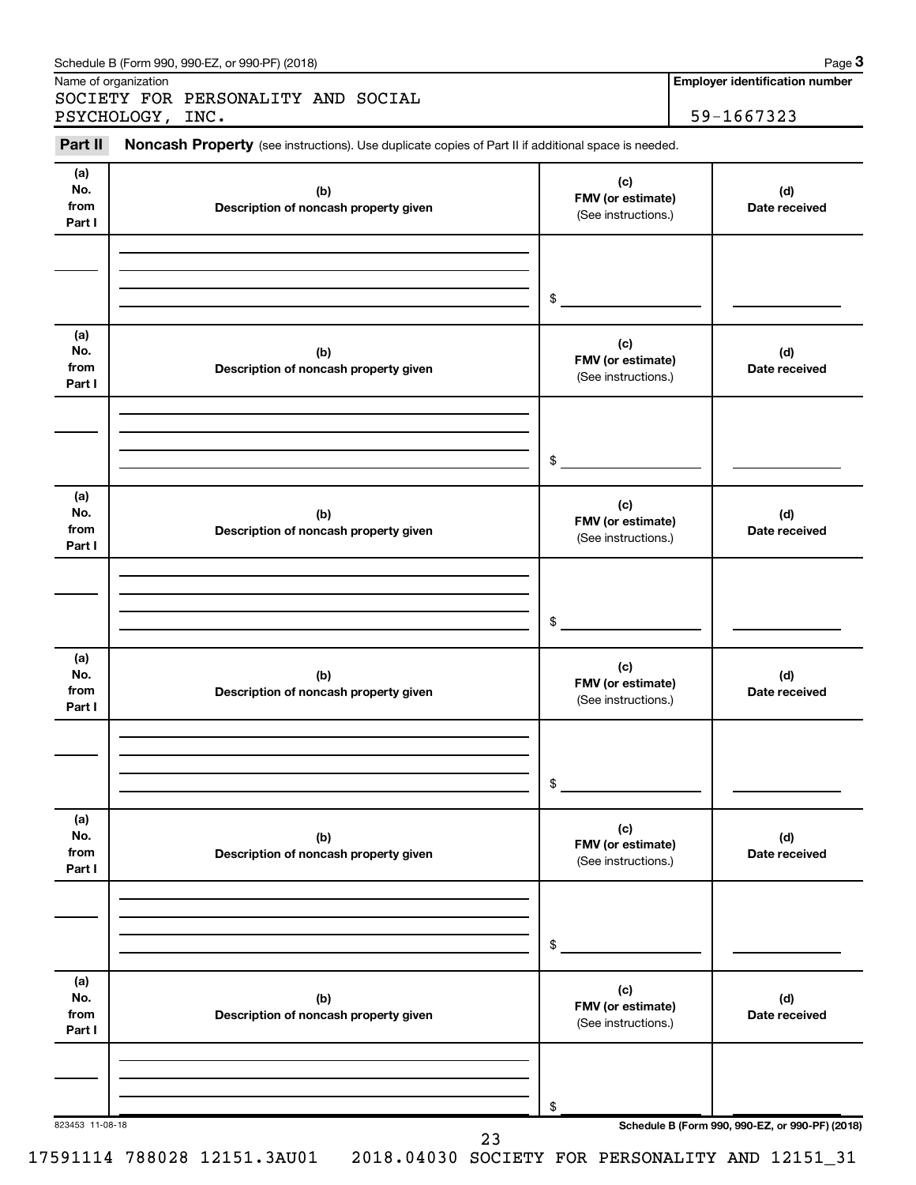Schedule B (Form 990, 990-EZ, or 990-PF) (2018)

Name of organization

SOCIETY FOR PERSONALITY AND SOCIAL PSYCHOLOGY, INC.

**Employer identification number**

59-1667323

**Part II** **Noncash Property** (see instructions). Use duplicate copies of Part II if additional space is needed.

| (a) No. from Part I | (b) Description of noncash property given | (c) FMV (or estimate) (See instructions.) | (d) Date received |
|---|---|---|---|
| | | $ | |

| (a) No. from Part I | (b) Description of noncash property given | (c) FMV (or estimate) (See instructions.) | (d) Date received |
|---|---|---|---|
| | | $ | |

| (a) No. from Part I | (b) Description of noncash property given | (c) FMV (or estimate) (See instructions.) | (d) Date received |
|---|---|---|---|
| | | $ | |

| (a) No. from Part I | (b) Description of noncash property given | (c) FMV (or estimate) (See instructions.) | (d) Date received |
|---|---|---|---|
| | | $ | |

| (a) No. from Part I | (b) Description of noncash property given | (c) FMV (or estimate) (See instructions.) | (d) Date received |
|---|---|---|---|
| | | $ | |

| (a) No. from Part I | (b) Description of noncash property given | (c) FMV (or estimate) (See instructions.) | (d) Date received |
|---|---|---|---|
| | | $ | |

823453 11-08-18

**Schedule B (Form 990, 990-EZ, or 990-PF) (2018)**

17591114 788028 12151.3AU01 2018.04030 SOCIETY FOR PERSONALITY AND 12151_31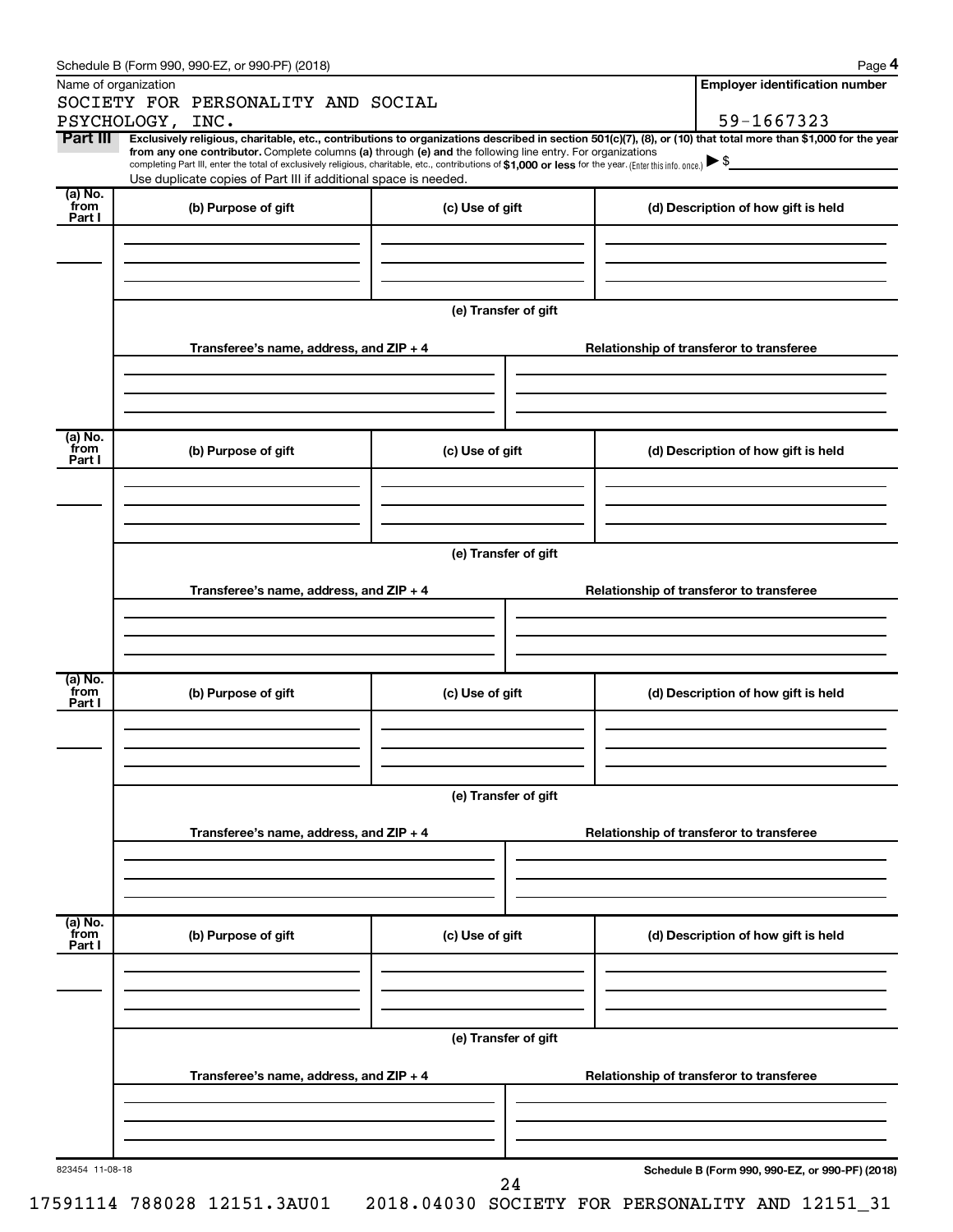Name of organization

SOCIETY FOR PERSONALITY AND SOCIAL PSYCHOLOGY, INC.

**Employer identification number**

59-1667323

**Part III** **Exclusively religious, charitable, etc., contributions to organizations described in section 501(c)(7), (8), or (10) that total more than $1,000 for the year from any one contributor.** Complete columns **(a)** through **(e) and** the following line entry. For organizations completing Part III, enter the total of exclusively religious, charitable, etc., contributions of **$1,000 or less** for the year. (Enter this info. once.) ▶ $

Use duplicate copies of Part III if additional space is needed.

| (a) No. from Part I | (b) Purpose of gift | (c) Use of gift | (d) Description of how gift is held |
|---|---|---|---|
| | | | |

(e) Transfer of gift

| Transferee's name, address, and ZIP + 4 | Relationship of transferor to transferee |
|---|---|
| | |

| (a) No. from Part I | (b) Purpose of gift | (c) Use of gift | (d) Description of how gift is held |
|---|---|---|---|
| | | | |

(e) Transfer of gift

| Transferee's name, address, and ZIP + 4 | Relationship of transferor to transferee |
|---|---|
| | |

| (a) No. from Part I | (b) Purpose of gift | (c) Use of gift | (d) Description of how gift is held |
|---|---|---|---|
| | | | |

(e) Transfer of gift

| Transferee's name, address, and ZIP + 4 | Relationship of transferor to transferee |
|---|---|
| | |

| (a) No. from Part I | (b) Purpose of gift | (c) Use of gift | (d) Description of how gift is held |
|---|---|---|---|
| | | | |

(e) Transfer of gift

| Transferee's name, address, and ZIP + 4 | Relationship of transferor to transferee |
|---|---|
| | |

823454 11-08-18

**Schedule B (Form 990, 990-EZ, or 990-PF) (2018)**

17591114 788028 12151.3AU01 2018.04030 SOCIETY FOR PERSONALITY AND 12151_31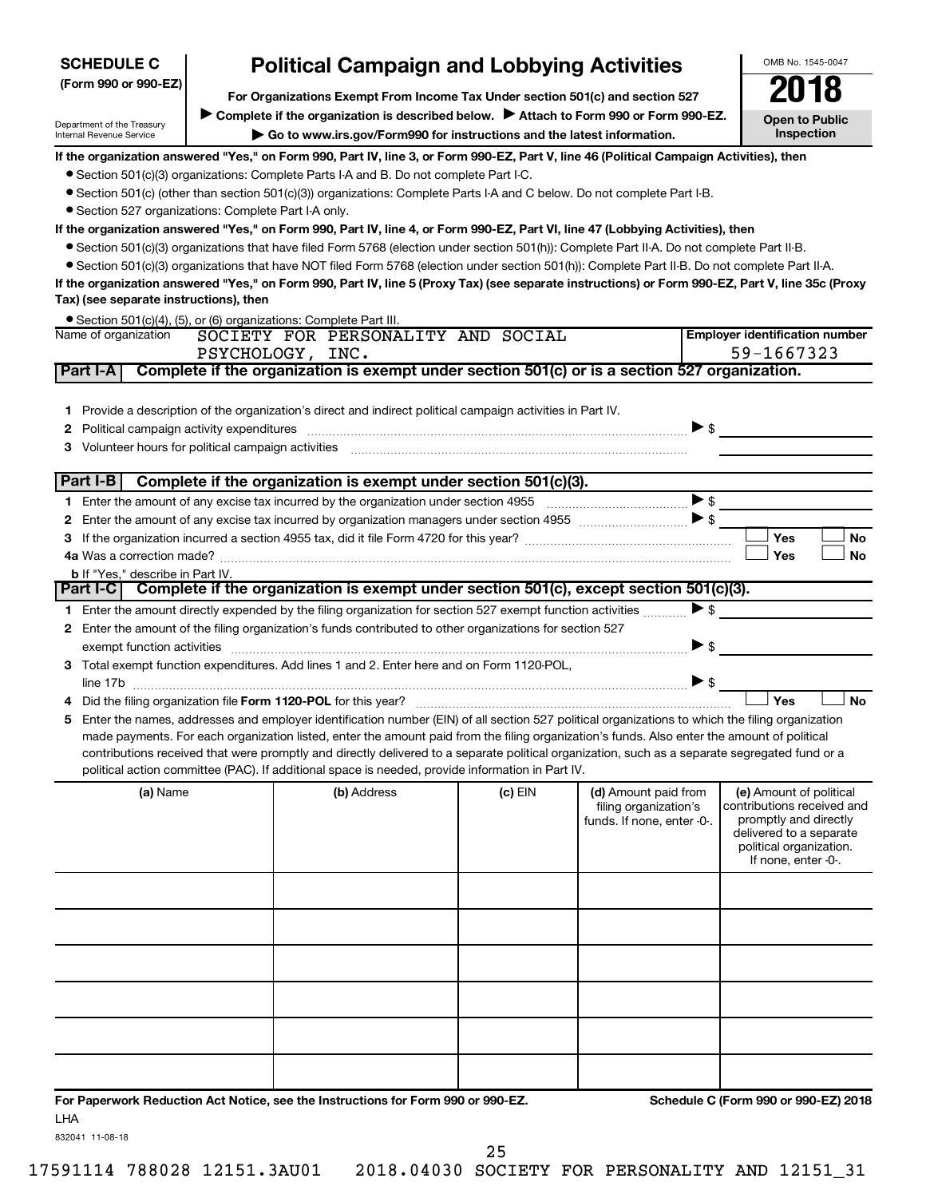**SCHEDULE C** (Form 990 or 990-EZ)

Department of the Treasury
Internal Revenue Service

# Political Campaign and Lobbying Activities

**For Organizations Exempt From Income Tax Under section 501(c) and section 527**

▶ **Complete if the organization is described below.** ▶ **Attach to Form 990 or Form 990-EZ.**

▶ **Go to www.irs.gov/Form990 for instructions and the latest information.**

OMB No. 1545-0047

**2018**

**Open to Public Inspection**

**If the organization answered "Yes," on Form 990, Part IV, line 3, or Form 990-EZ, Part V, line 46 (Political Campaign Activities), then**

- Section 501(c)(3) organizations: Complete Parts I-A and B. Do not complete Part I-C.
- Section 501(c) (other than section 501(c)(3)) organizations: Complete Parts I-A and C below. Do not complete Part I-B.
- Section 527 organizations: Complete Part I-A only.

**If the organization answered "Yes," on Form 990, Part IV, line 4, or Form 990-EZ, Part VI, line 47 (Lobbying Activities), then**

- Section 501(c)(3) organizations that have filed Form 5768 (election under section 501(h)): Complete Part II-A. Do not complete Part II-B.
- Section 501(c)(3) organizations that have NOT filed Form 5768 (election under section 501(h)): Complete Part II-B. Do not complete Part II-A.

**If the organization answered "Yes," on Form 990, Part IV, line 5 (Proxy Tax) (see separate instructions) or Form 990-EZ, Part V, line 35c (Proxy Tax) (see separate instructions), then**

- Section 501(c)(4), (5), or (6) organizations: Complete Part III.

Name of organization: SOCIETY FOR PERSONALITY AND SOCIAL PSYCHOLOGY, INC.

**Employer identification number** 59-1667323

## Part I-A Complete if the organization is exempt under section 501(c) or is a section 527 organization.

1. Provide a description of the organization's direct and indirect political campaign activities in Part IV.
2. Political campaign activity expenditures ▶ $
3. Volunteer hours for political campaign activities

## Part I-B Complete if the organization is exempt under section 501(c)(3).

1. Enter the amount of any excise tax incurred by the organization under section 4955 ▶ $
2. Enter the amount of any excise tax incurred by organization managers under section 4955 ▶ $
3. If the organization incurred a section 4955 tax, did it file Form 4720 for this year? ☐ Yes ☐ No
4a. Was a correction made? ☐ Yes ☐ No
 b. If "Yes," describe in Part IV.

## Part I-C Complete if the organization is exempt under section 501(c), except section 501(c)(3).

1. Enter the amount directly expended by the filing organization for section 527 exempt function activities ▶ $
2. Enter the amount of the filing organization's funds contributed to other organizations for section 527 exempt function activities ▶ $
3. Total exempt function expenditures. Add lines 1 and 2. Enter here and on Form 1120-POL, line 17b ▶ $
4. Did the filing organization file **Form 1120-POL** for this year? ☐ Yes ☐ No
5. Enter the names, addresses and employer identification number (EIN) of all section 527 political organizations to which the filing organization made payments. For each organization listed, enter the amount paid from the filing organization's funds. Also enter the amount of political contributions received that were promptly and directly delivered to a separate political organization, such as a separate segregated fund or a political action committee (PAC). If additional space is needed, provide information in Part IV.

| (a) Name | (b) Address | (c) EIN | (d) Amount paid from filing organization's funds. If none, enter -0-. | (e) Amount of political contributions received and promptly and directly delivered to a separate political organization. If none, enter -0-. |
|---|---|---|---|---|
| | | | | |
| | | | | |
| | | | | |
| | | | | |
| | | | | |
| | | | | |

**For Paperwork Reduction Act Notice, see the Instructions for Form 990 or 990-EZ.**

**Schedule C (Form 990 or 990-EZ) 2018**

LHA

832041 11-08-18

17591114 788028 12151.3AU01 2018.04030 SOCIETY FOR PERSONALITY AND 12151_31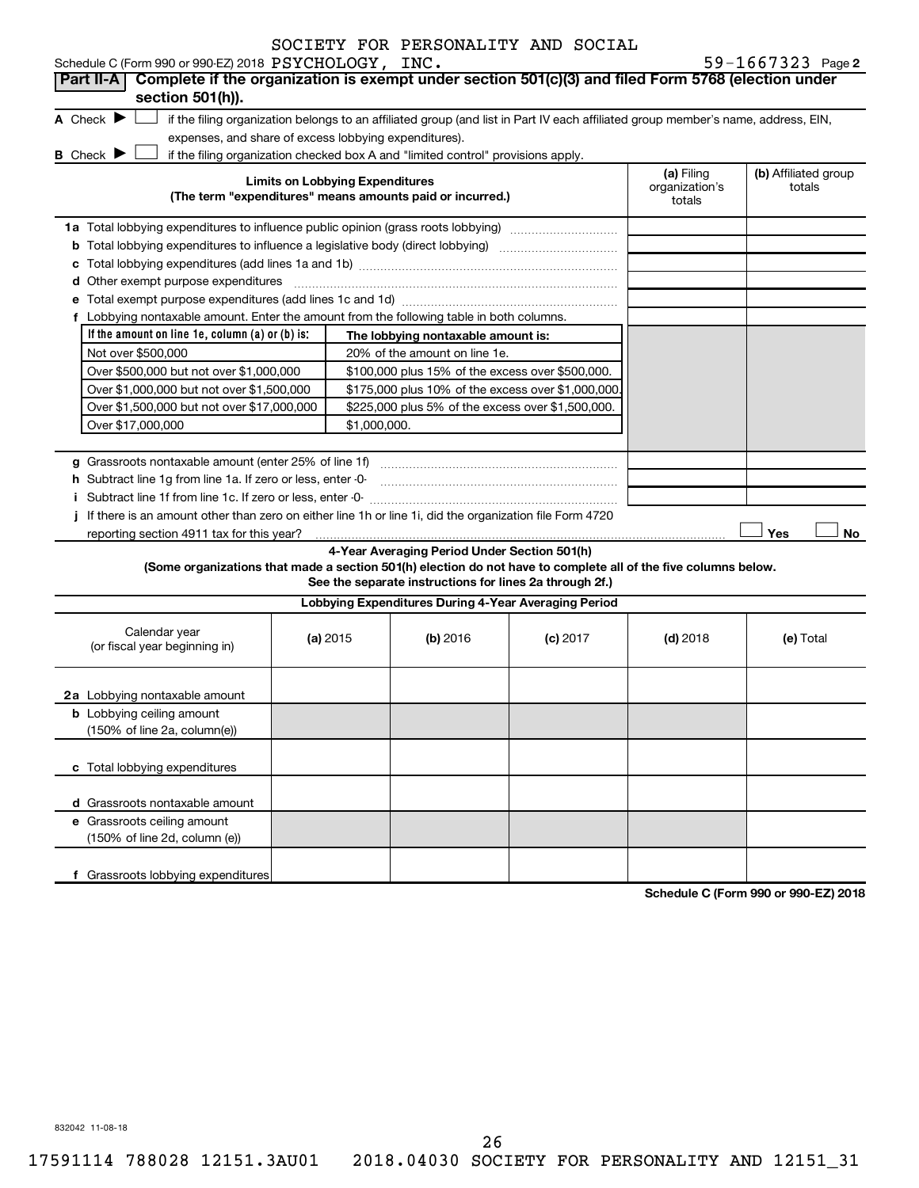Schedule C (Form 990 or 990-EZ) 2018 SOCIETY FOR PERSONALITY AND SOCIAL PSYCHOLOGY, INC. 59-1667323 Page **2**

## Part II-A | Complete if the organization is exempt under section 501(c)(3) and filed Form 5768 (election under section 501(h)).

**A** Check ▶ ☐ if the filing organization belongs to an affiliated group (and list in Part IV each affiliated group member's name, address, EIN, expenses, and share of excess lobbying expenditures).

**B** Check ▶ ☐ if the filing organization checked box A and "limited control" provisions apply.

| Limits on Lobbying Expenditures (The term "expenditures" means amounts paid or incurred.) | (a) Filing organization's totals | (b) Affiliated group totals |
|---|---|---|
| **1a** Total lobbying expenditures to influence public opinion (grass roots lobbying) | | |
| **b** Total lobbying expenditures to influence a legislative body (direct lobbying) | | |
| **c** Total lobbying expenditures (add lines 1a and 1b) | | |
| **d** Other exempt purpose expenditures | | |
| **e** Total exempt purpose expenditures (add lines 1c and 1d) | | |
| **f** Lobbying nontaxable amount. Enter the amount from the following table in both columns. | | |

| If the amount on line 1e, column (a) or (b) is: | The lobbying nontaxable amount is: |
|---|---|
| Not over $500,000 | 20% of the amount on line 1e. |
| Over $500,000 but not over $1,000,000 | $100,000 plus 15% of the excess over $500,000. |
| Over $1,000,000 but not over $1,500,000 | $175,000 plus 10% of the excess over $1,000,000. |
| Over $1,500,000 but not over $17,000,000 | $225,000 plus 5% of the excess over $1,500,000. |
| Over $17,000,000 | $1,000,000. |

| | (a) | (b) |
|---|---|---|
| **g** Grassroots nontaxable amount (enter 25% of line 1f) | | |
| **h** Subtract line 1g from line 1a. If zero or less, enter -0- | | |
| **i** Subtract line 1f from line 1c. If zero or less, enter -0- | | |

**j** If there is an amount other than zero on either line 1h or line 1i, did the organization file Form 4720 reporting section 4911 tax for this year? ☐ Yes ☐ No

### 4-Year Averaging Period Under Section 501(h)

**(Some organizations that made a section 501(h) election do not have to complete all of the five columns below. See the separate instructions for lines 2a through 2f.)**

**Lobbying Expenditures During 4-Year Averaging Period**

| Calendar year (or fiscal year beginning in) | (a) 2015 | (b) 2016 | (c) 2017 | (d) 2018 | (e) Total |
|---|---|---|---|---|---|
| **2a** Lobbying nontaxable amount | | | | | |
| **b** Lobbying ceiling amount (150% of line 2a, column(e)) | | | | | |
| **c** Total lobbying expenditures | | | | | |
| **d** Grassroots nontaxable amount | | | | | |
| **e** Grassroots ceiling amount (150% of line 2d, column (e)) | | | | | |
| **f** Grassroots lobbying expenditures | | | | | |

**Schedule C (Form 990 or 990-EZ) 2018**

832042 11-08-18

17591114 788028 12151.3AU01 2018.04030 SOCIETY FOR PERSONALITY AND 12151_31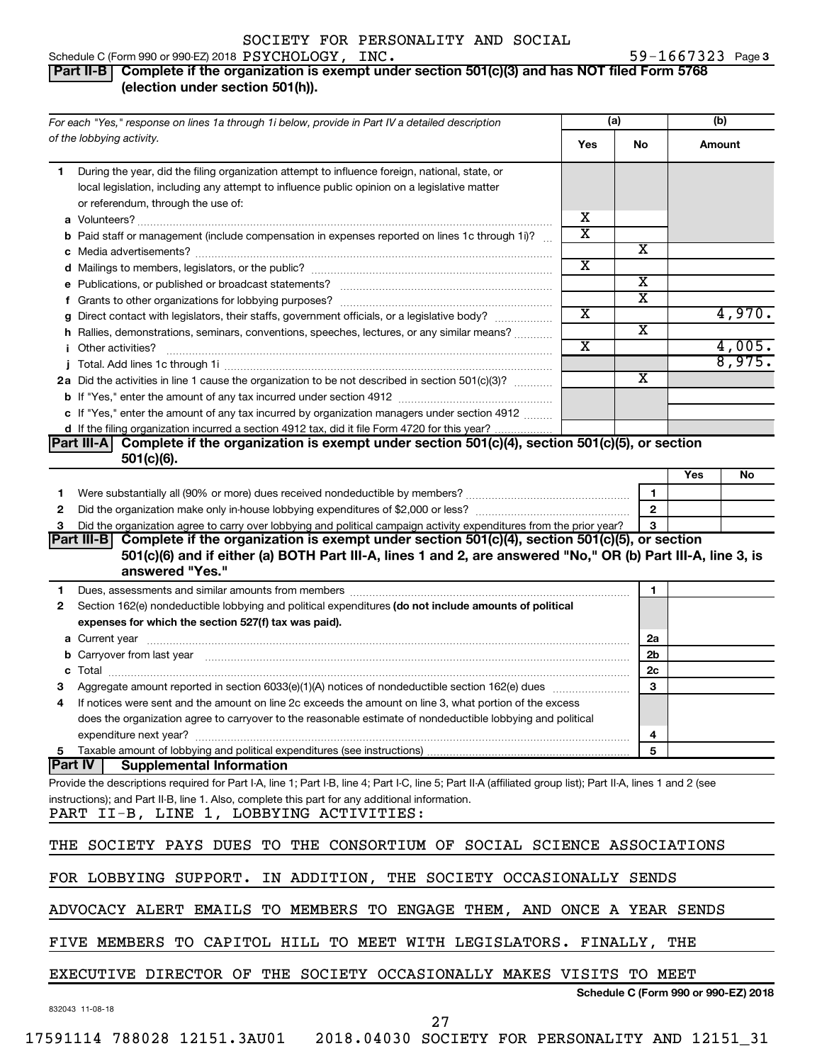SOCIETY FOR PERSONALITY AND SOCIAL

Schedule C (Form 990 or 990-EZ) 2018 PSYCHOLOGY, INC. 59-1667323 Page 3

## Part II-B Complete if the organization is exempt under section 501(c)(3) and has NOT filed Form 5768 (election under section 501(h)).

| For each "Yes," response on lines 1a through 1i below, provide in Part IV a detailed description of the lobbying activity. | (a) Yes | (a) No | (b) Amount |
|---|---|---|---|
| **1** During the year, did the filing organization attempt to influence foreign, national, state, or local legislation, including any attempt to influence public opinion on a legislative matter or referendum, through the use of: | | | |
| **a** Volunteers? | X | | |
| **b** Paid staff or management (include compensation in expenses reported on lines 1c through 1i)? | X | | |
| **c** Media advertisements? | | X | |
| **d** Mailings to members, legislators, or the public? | X | | |
| **e** Publications, or published or broadcast statements? | | X | |
| **f** Grants to other organizations for lobbying purposes? | | X | |
| **g** Direct contact with legislators, their staffs, government officials, or a legislative body? | X | | 4,970. |
| **h** Rallies, demonstrations, seminars, conventions, speeches, lectures, or any similar means? | | X | |
| **i** Other activities? | X | | 4,005. |
| **j** Total. Add lines 1c through 1i | | | 8,975. |
| **2a** Did the activities in line 1 cause the organization to be not described in section 501(c)(3)? | | X | |
| **b** If "Yes," enter the amount of any tax incurred under section 4912 | | | |
| **c** If "Yes," enter the amount of any tax incurred by organization managers under section 4912 | | | |
| **d** If the filing organization incurred a section 4912 tax, did it file Form 4720 for this year? | | | |

## Part III-A Complete if the organization is exempt under section 501(c)(4), section 501(c)(5), or section 501(c)(6).

| | | Yes | No |
|---|---|---|---|
| **1** Were substantially all (90% or more) dues received nondeductible by members? | 1 | | |
| **2** Did the organization make only in-house lobbying expenditures of $2,000 or less? | 2 | | |
| **3** Did the organization agree to carry over lobbying and political campaign activity expenditures from the prior year? | 3 | | |

## Part III-B Complete if the organization is exempt under section 501(c)(4), section 501(c)(5), or section 501(c)(6) and if either (a) BOTH Part III-A, lines 1 and 2, are answered "No," OR (b) Part III-A, line 3, is answered "Yes."

| | | |
|---|---|---|
| **1** Dues, assessments and similar amounts from members | 1 | |
| **2** Section 162(e) nondeductible lobbying and political expenditures **(do not include amounts of political expenses for which the section 527(f) tax was paid).** | | |
| **a** Current year | 2a | |
| **b** Carryover from last year | 2b | |
| **c** Total | 2c | |
| **3** Aggregate amount reported in section 6033(e)(1)(A) notices of nondeductible section 162(e) dues | 3 | |
| **4** If notices were sent and the amount on line 2c exceeds the amount on line 3, what portion of the excess does the organization agree to carryover to the reasonable estimate of nondeductible lobbying and political expenditure next year? | 4 | |
| **5** Taxable amount of lobbying and political expenditures (see instructions) | 5 | |

## Part IV Supplemental Information

Provide the descriptions required for Part I-A, line 1; Part I-B, line 4; Part I-C, line 5; Part II-A (affiliated group list); Part II-A, lines 1 and 2 (see instructions); and Part II-B, line 1. Also, complete this part for any additional information.

PART II-B, LINE 1, LOBBYING ACTIVITIES:

THE SOCIETY PAYS DUES TO THE CONSORTIUM OF SOCIAL SCIENCE ASSOCIATIONS FOR LOBBYING SUPPORT. IN ADDITION, THE SOCIETY OCCASIONALLY SENDS ADVOCACY ALERT EMAILS TO MEMBERS TO ENGAGE THEM, AND ONCE A YEAR SENDS FIVE MEMBERS TO CAPITOL HILL TO MEET WITH LEGISLATORS. FINALLY, THE EXECUTIVE DIRECTOR OF THE SOCIETY OCCASIONALLY MAKES VISITS TO MEET

Schedule C (Form 990 or 990-EZ) 2018

832043 11-08-18

17591114 788028 12151.3AU01 2018.04030 SOCIETY FOR PERSONALITY AND 12151_31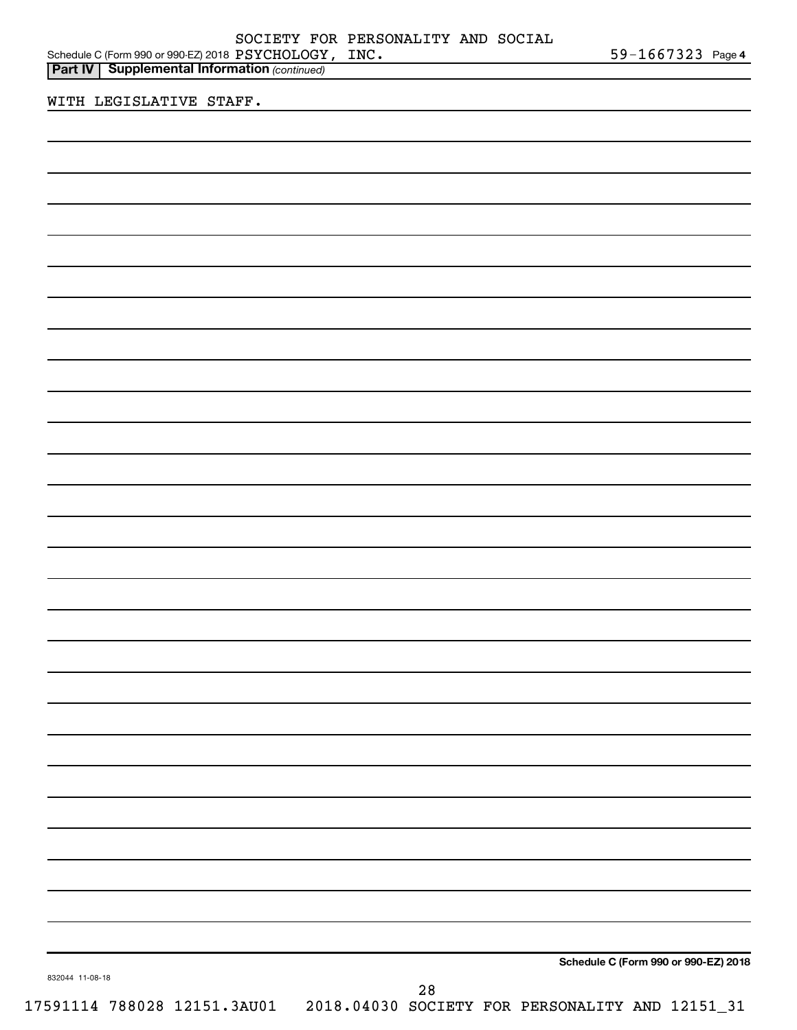SOCIETY FOR PERSONALITY AND SOCIAL

Schedule C (Form 990 or 990-EZ) 2018 PSYCHOLOGY, INC. 59-1667323 Page 4

**Part IV | Supplemental Information** *(continued)*

WITH LEGISLATIVE STAFF.

**Schedule C (Form 990 or 990-EZ) 2018**

832044 11-08-18

17591114 788028 12151.3AU01 2018.04030 SOCIETY FOR PERSONALITY AND 12151_31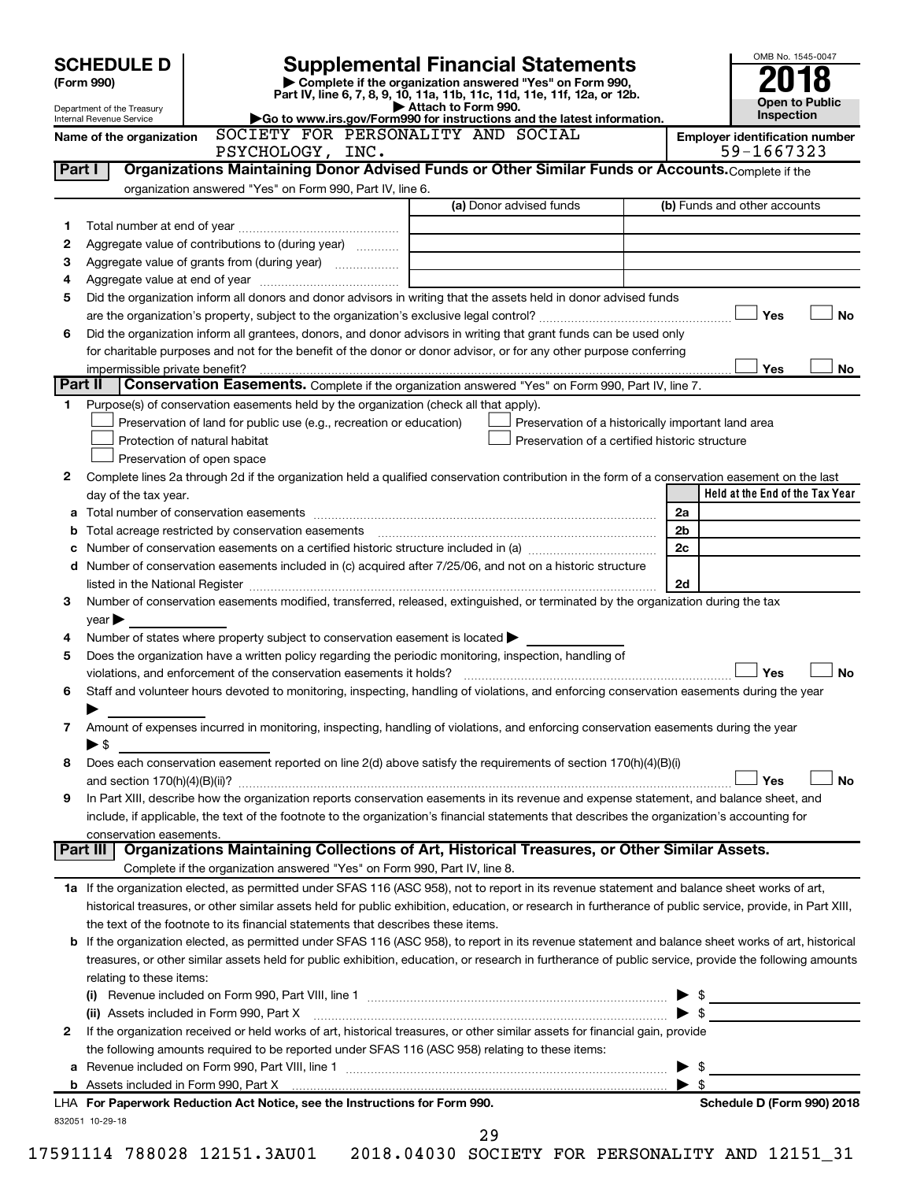# SCHEDULE D (Form 990)

Department of the Treasury
Internal Revenue Service

## Supplemental Financial Statements

▶ Complete if the organization answered "Yes" on Form 990, Part IV, line 6, 7, 8, 9, 10, 11a, 11b, 11c, 11d, 11e, 11f, 12a, or 12b.
▶ Attach to Form 990.
▶ Go to www.irs.gov/Form990 for instructions and the latest information.

OMB No. 1545-0047
**2018**
**Open to Public Inspection**

Name of the organization: SOCIETY FOR PERSONALITY AND SOCIAL PSYCHOLOGY, INC.

Employer identification number: 59-1667323

### Part I — Organizations Maintaining Donor Advised Funds or Other Similar Funds or Accounts. Complete if the organization answered "Yes" on Form 990, Part IV, line 6.

| | | (a) Donor advised funds | (b) Funds and other accounts |
|---|---|---|---|
| 1 | Total number at end of year | | |
| 2 | Aggregate value of contributions to (during year) | | |
| 3 | Aggregate value of grants from (during year) | | |
| 4 | Aggregate value at end of year | | |

5 Did the organization inform all donors and donor advisors in writing that the assets held in donor advised funds are the organization's property, subject to the organization's exclusive legal control? ☐ Yes ☐ No

6 Did the organization inform all grantees, donors, and donor advisors in writing that grant funds can be used only for charitable purposes and not for the benefit of the donor or donor advisor, or for any other purpose conferring impermissible private benefit? ☐ Yes ☐ No

### Part II — Conservation Easements. Complete if the organization answered "Yes" on Form 990, Part IV, line 7.

1 Purpose(s) of conservation easements held by the organization (check all that apply).

- ☐ Preservation of land for public use (e.g., recreation or education)
- ☐ Protection of natural habitat
- ☐ Preservation of open space
- ☐ Preservation of a historically important land area
- ☐ Preservation of a certified historic structure

2 Complete lines 2a through 2d if the organization held a qualified conservation contribution in the form of a conservation easement on the last day of the tax year.

| | | | Held at the End of the Tax Year |
|---|---|---|---|
| a | Total number of conservation easements | 2a | |
| b | Total acreage restricted by conservation easements | 2b | |
| c | Number of conservation easements on a certified historic structure included in (a) | 2c | |
| d | Number of conservation easements included in (c) acquired after 7/25/06, and not on a historic structure listed in the National Register | 2d | |

3 Number of conservation easements modified, transferred, released, extinguished, or terminated by the organization during the tax year ▶

4 Number of states where property subject to conservation easement is located ▶

5 Does the organization have a written policy regarding the periodic monitoring, inspection, handling of violations, and enforcement of the conservation easements it holds? ☐ Yes ☐ No

6 Staff and volunteer hours devoted to monitoring, inspecting, handling of violations, and enforcing conservation easements during the year ▶

7 Amount of expenses incurred in monitoring, inspecting, handling of violations, and enforcing conservation easements during the year ▶ $

8 Does each conservation easement reported on line 2(d) above satisfy the requirements of section 170(h)(4)(B)(i) and section 170(h)(4)(B)(ii)? ☐ Yes ☐ No

9 In Part XIII, describe how the organization reports conservation easements in its revenue and expense statement, and balance sheet, and include, if applicable, the text of the footnote to the organization's financial statements that describes the organization's accounting for conservation easements.

### Part III — Organizations Maintaining Collections of Art, Historical Treasures, or Other Similar Assets. Complete if the organization answered "Yes" on Form 990, Part IV, line 8.

1a If the organization elected, as permitted under SFAS 116 (ASC 958), not to report in its revenue statement and balance sheet works of art, historical treasures, or other similar assets held for public exhibition, education, or research in furtherance of public service, provide, in Part XIII, the text of the footnote to its financial statements that describes these items.

b If the organization elected, as permitted under SFAS 116 (ASC 958), to report in its revenue statement and balance sheet works of art, historical treasures, or other similar assets held for public exhibition, education, or research in furtherance of public service, provide the following amounts relating to these items:

(i) Revenue included on Form 990, Part VIII, line 1 ▶ $

(ii) Assets included in Form 990, Part X ▶ $

2 If the organization received or held works of art, historical treasures, or other similar assets for financial gain, provide the following amounts required to be reported under SFAS 116 (ASC 958) relating to these items:

a Revenue included on Form 990, Part VIII, line 1 ▶ $

b Assets included in Form 990, Part X ▶ $

LHA For Paperwork Reduction Act Notice, see the Instructions for Form 990. Schedule D (Form 990) 2018

832051 10-29-18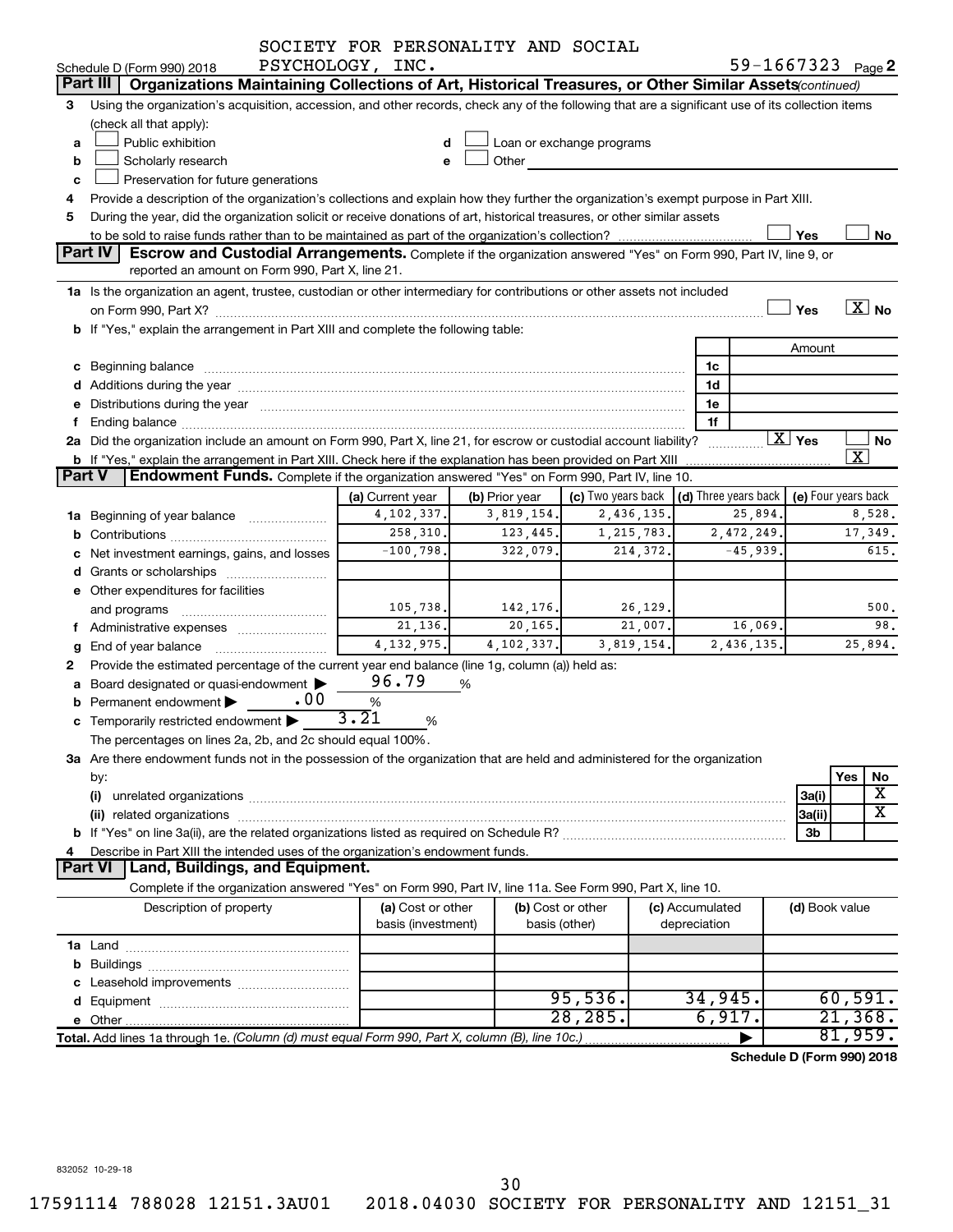SOCIETY FOR PERSONALITY AND SOCIAL PSYCHOLOGY, INC.

Schedule D (Form 990) 2018 — 59-1667323 Page 2

## Part III Organizations Maintaining Collections of Art, Historical Treasures, or Other Similar Assets *(continued)*

3 Using the organization's acquisition, accession, and other records, check any of the following that are a significant use of its collection items (check all that apply):

- a ☐ Public exhibition
- b ☐ Scholarly research
- c ☐ Preservation for future generations
- d ☐ Loan or exchange programs
- e ☐ Other

4 Provide a description of the organization's collections and explain how they further the organization's exempt purpose in Part XIII.

5 During the year, did the organization solicit or receive donations of art, historical treasures, or other similar assets to be sold to raise funds rather than to be maintained as part of the organization's collection? ☐ Yes ☐ No

## Part IV Escrow and Custodial Arrangements.

Complete if the organization answered "Yes" on Form 990, Part IV, line 9, or reported an amount on Form 990, Part X, line 21.

1a Is the organization an agent, trustee, custodian or other intermediary for contributions or other assets not included on Form 990, Part X? ☐ Yes ☒ No

b If "Yes," explain the arrangement in Part XIII and complete the following table:

| | | Amount |
|---|---|---|
| c Beginning balance | 1c | |
| d Additions during the year | 1d | |
| e Distributions during the year | 1e | |
| f Ending balance | 1f | |

2a Did the organization include an amount on Form 990, Part X, line 21, for escrow or custodial account liability? ☒ Yes ☐ No

b If "Yes," explain the arrangement in Part XIII. Check here if the explanation has been provided on Part XIII ☒

## Part V Endowment Funds.

Complete if the organization answered "Yes" on Form 990, Part IV, line 10.

| | (a) Current year | (b) Prior year | (c) Two years back | (d) Three years back | (e) Four years back |
|---|---|---|---|---|---|
| 1a Beginning of year balance | 4,102,337. | 3,819,154. | 2,436,135. | 25,894. | 8,528. |
| b Contributions | 258,310. | 123,445. | 1,215,783. | 2,472,249. | 17,349. |
| c Net investment earnings, gains, and losses | -100,798. | 322,079. | 214,372. | -45,939. | 615. |
| d Grants or scholarships | | | | | |
| e Other expenditures for facilities and programs | 105,738. | 142,176. | 26,129. | | 500. |
| f Administrative expenses | 21,136. | 20,165. | 21,007. | 16,069. | 98. |
| g End of year balance | 4,132,975. | 4,102,337. | 3,819,154. | 2,436,135. | 25,894. |

2 Provide the estimated percentage of the current year end balance (line 1g, column (a)) held as:

- a Board designated or quasi-endowment ▶ 96.79 %
- b Permanent endowment ▶ .00 %
- c Temporarily restricted endowment ▶ 3.21 %

The percentages on lines 2a, 2b, and 2c should equal 100%.

3a Are there endowment funds not in the possession of the organization that are held and administered for the organization by:

| | | Yes | No |
|---|---|---|---|
| (i) unrelated organizations | 3a(i) | | X |
| (ii) related organizations | 3a(ii) | | X |
| b If "Yes" on line 3a(ii), are the related organizations listed as required on Schedule R? | 3b | | |

4 Describe in Part XIII the intended uses of the organization's endowment funds.

## Part VI Land, Buildings, and Equipment.

Complete if the organization answered "Yes" on Form 990, Part IV, line 11a. See Form 990, Part X, line 10.

| Description of property | (a) Cost or other basis (investment) | (b) Cost or other basis (other) | (c) Accumulated depreciation | (d) Book value |
|---|---|---|---|---|
| 1a Land | | | | |
| b Buildings | | | | |
| c Leasehold improvements | | | | |
| d Equipment | | 95,536. | 34,945. | 60,591. |
| e Other | | 28,285. | 6,917. | 21,368. |
| **Total.** Add lines 1a through 1e. *(Column (d) must equal Form 990, Part X, column (B), line 10c.)* ▶ | | | | 81,959. |

Schedule D (Form 990) 2018

832052 10-29-18

17591114 788028 12151.3AU01 2018.04030 SOCIETY FOR PERSONALITY AND 12151_31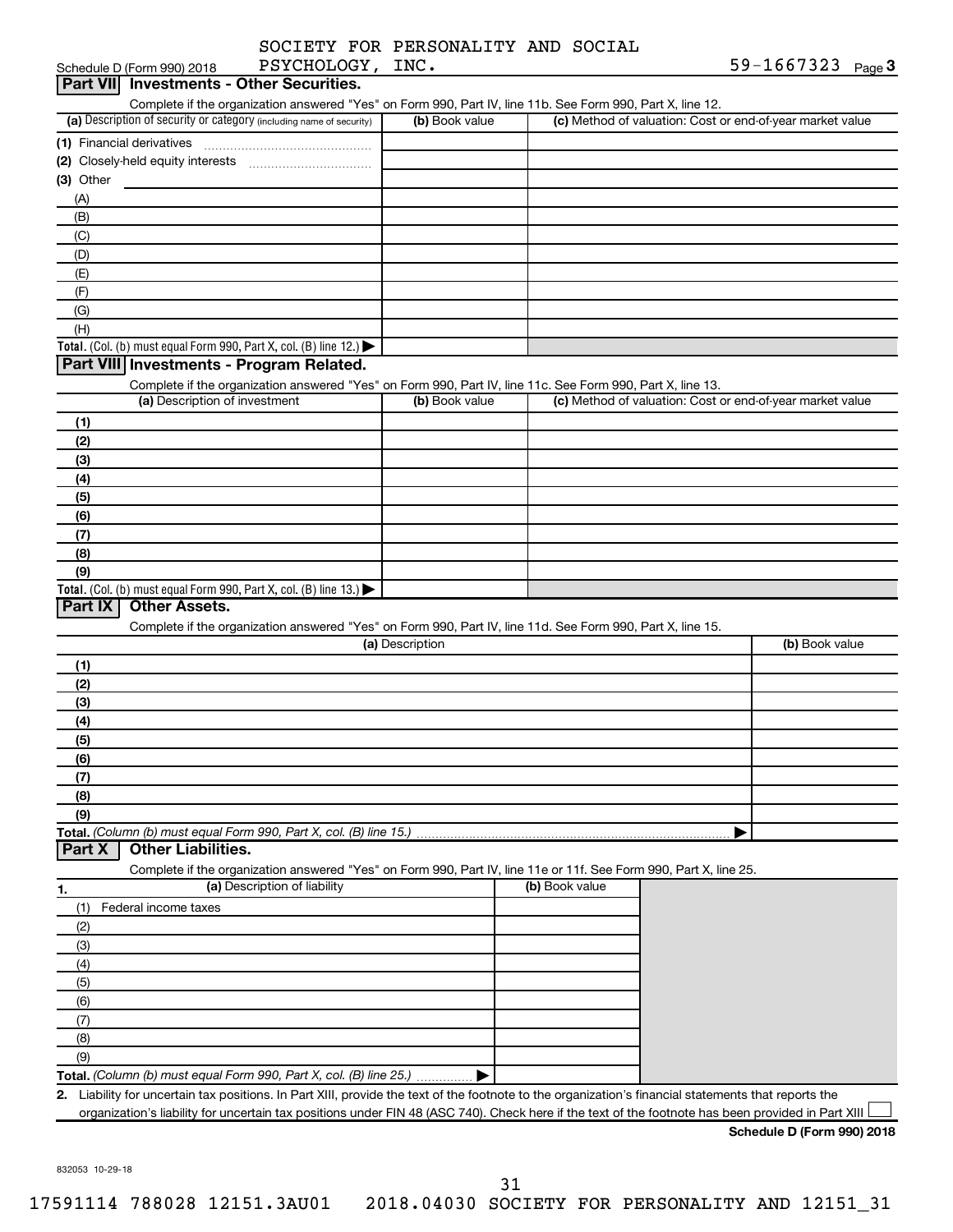Schedule D (Form 990) 2018 SOCIETY FOR PERSONALITY AND SOCIAL PSYCHOLOGY, INC. 59-1667323 Page 3

## Part VII Investments - Other Securities.

Complete if the organization answered "Yes" on Form 990, Part IV, line 11b. See Form 990, Part X, line 12.

| (a) Description of security or category (including name of security) | (b) Book value | (c) Method of valuation: Cost or end-of-year market value |
|---|---|---|
| (1) Financial derivatives | | |
| (2) Closely-held equity interests | | |
| (3) Other | | |
| (A) | | |
| (B) | | |
| (C) | | |
| (D) | | |
| (E) | | |
| (F) | | |
| (G) | | |
| (H) | | |
| **Total.** (Col. (b) must equal Form 990, Part X, col. (B) line 12.) ▶ | | |

## Part VIII Investments - Program Related.

Complete if the organization answered "Yes" on Form 990, Part IV, line 11c. See Form 990, Part X, line 13.

| (a) Description of investment | (b) Book value | (c) Method of valuation: Cost or end-of-year market value |
|---|---|---|
| (1) | | |
| (2) | | |
| (3) | | |
| (4) | | |
| (5) | | |
| (6) | | |
| (7) | | |
| (8) | | |
| (9) | | |
| **Total.** (Col. (b) must equal Form 990, Part X, col. (B) line 13.) ▶ | | |

## Part IX Other Assets.

Complete if the organization answered "Yes" on Form 990, Part IV, line 11d. See Form 990, Part X, line 15.

| (a) Description | (b) Book value |
|---|---|
| (1) | |
| (2) | |
| (3) | |
| (4) | |
| (5) | |
| (6) | |
| (7) | |
| (8) | |
| (9) | |
| **Total.** *(Column (b) must equal Form 990, Part X, col. (B) line 15.)* ▶ | |

## Part X Other Liabilities.

Complete if the organization answered "Yes" on Form 990, Part IV, line 11e or 11f. See Form 990, Part X, line 25.

| 1. (a) Description of liability | (b) Book value |
|---|---|
| (1) Federal income taxes | |
| (2) | |
| (3) | |
| (4) | |
| (5) | |
| (6) | |
| (7) | |
| (8) | |
| (9) | |
| **Total.** *(Column (b) must equal Form 990, Part X, col. (B) line 25.)* ▶ | |

**2.** Liability for uncertain tax positions. In Part XIII, provide the text of the footnote to the organization's financial statements that reports the organization's liability for uncertain tax positions under FIN 48 (ASC 740). Check here if the text of the footnote has been provided in Part XIII ☐

**Schedule D (Form 990) 2018**

832053 10-29-18

17591114 788028 12151.3AU01 2018.04030 SOCIETY FOR PERSONALITY AND 12151_31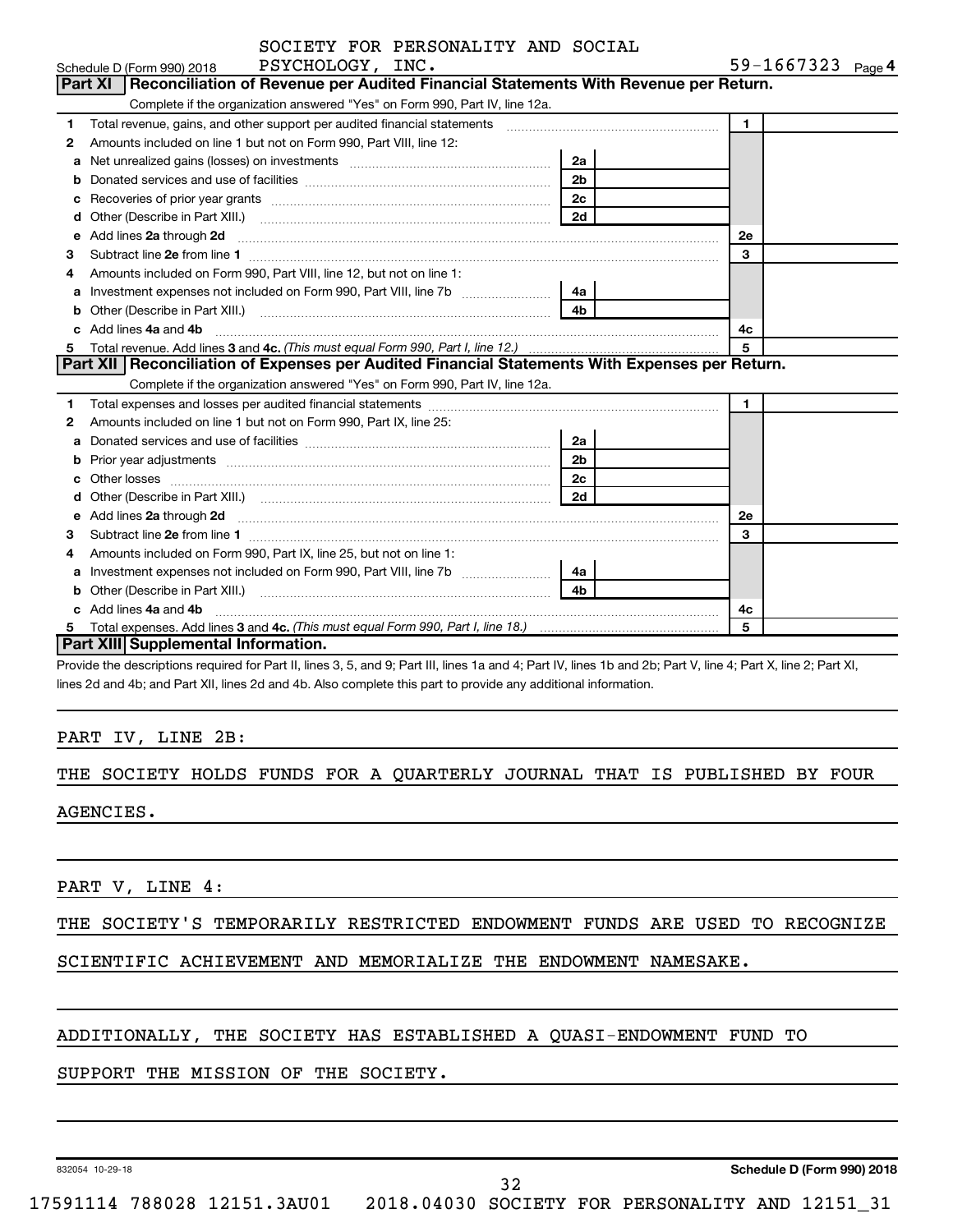SOCIETY FOR PERSONALITY AND SOCIAL PSYCHOLOGY, INC. 59-1667323

## Part XI Reconciliation of Revenue per Audited Financial Statements With Revenue per Return.

Complete if the organization answered "Yes" on Form 990, Part IV, line 12a.

| | | | | | |
|---|---|---|---|---|---|
| 1 | Total revenue, gains, and other support per audited financial statements | | | 1 | |
| 2 | Amounts included on line 1 but not on Form 990, Part VIII, line 12: | | | | |
| a | Net unrealized gains (losses) on investments | 2a | | | |
| b | Donated services and use of facilities | 2b | | | |
| c | Recoveries of prior year grants | 2c | | | |
| d | Other (Describe in Part XIII.) | 2d | | | |
| e | Add lines **2a** through **2d** | | | 2e | |
| 3 | Subtract line **2e** from line **1** | | | 3 | |
| 4 | Amounts included on Form 990, Part VIII, line 12, but not on line 1: | | | | |
| a | Investment expenses not included on Form 990, Part VIII, line 7b | 4a | | | |
| b | Other (Describe in Part XIII.) | 4b | | | |
| c | Add lines **4a** and **4b** | | | 4c | |
| 5 | Total revenue. Add lines **3** and **4c.** *(This must equal Form 990, Part I, line 12.)* | | | 5 | |

## Part XII Reconciliation of Expenses per Audited Financial Statements With Expenses per Return.

Complete if the organization answered "Yes" on Form 990, Part IV, line 12a.

| | | | | | |
|---|---|---|---|---|---|
| 1 | Total expenses and losses per audited financial statements | | | 1 | |
| 2 | Amounts included on line 1 but not on Form 990, Part IX, line 25: | | | | |
| a | Donated services and use of facilities | 2a | | | |
| b | Prior year adjustments | 2b | | | |
| c | Other losses | 2c | | | |
| d | Other (Describe in Part XIII.) | 2d | | | |
| e | Add lines **2a** through **2d** | | | 2e | |
| 3 | Subtract line **2e** from line **1** | | | 3 | |
| 4 | Amounts included on Form 990, Part IX, line 25, but not on line 1: | | | | |
| a | Investment expenses not included on Form 990, Part VIII, line 7b | 4a | | | |
| b | Other (Describe in Part XIII.) | 4b | | | |
| c | Add lines **4a** and **4b** | | | 4c | |
| 5 | Total expenses. Add lines **3** and **4c.** *(This must equal Form 990, Part I, line 18.)* | | | 5 | |

## Part XIII Supplemental Information.

Provide the descriptions required for Part II, lines 3, 5, and 9; Part III, lines 1a and 4; Part IV, lines 1b and 2b; Part V, line 4; Part X, line 2; Part XI, lines 2d and 4b; and Part XII, lines 2d and 4b. Also complete this part to provide any additional information.

PART IV, LINE 2B:

THE SOCIETY HOLDS FUNDS FOR A QUARTERLY JOURNAL THAT IS PUBLISHED BY FOUR AGENCIES.

PART V, LINE 4:

THE SOCIETY'S TEMPORARILY RESTRICTED ENDOWMENT FUNDS ARE USED TO RECOGNIZE SCIENTIFIC ACHIEVEMENT AND MEMORIALIZE THE ENDOWMENT NAMESAKE.

ADDITIONALLY, THE SOCIETY HAS ESTABLISHED A QUASI-ENDOWMENT FUND TO SUPPORT THE MISSION OF THE SOCIETY.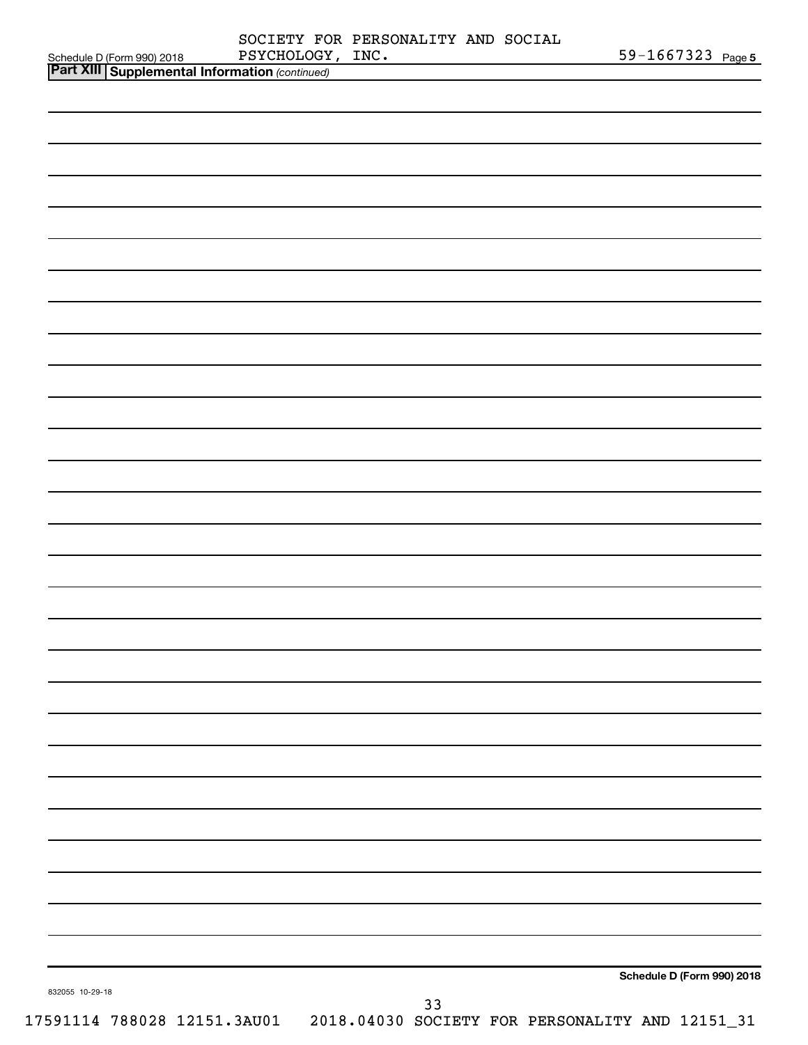SOCIETY FOR PERSONALITY AND SOCIAL PSYCHOLOGY, INC. 59-1667323

Schedule D (Form 990) 2018

**Part XIII Supplemental Information** *(continued)*

**Schedule D (Form 990) 2018**

832055 10-29-18

17591114 788028 12151.3AU01 2018.04030 SOCIETY FOR PERSONALITY AND 12151_31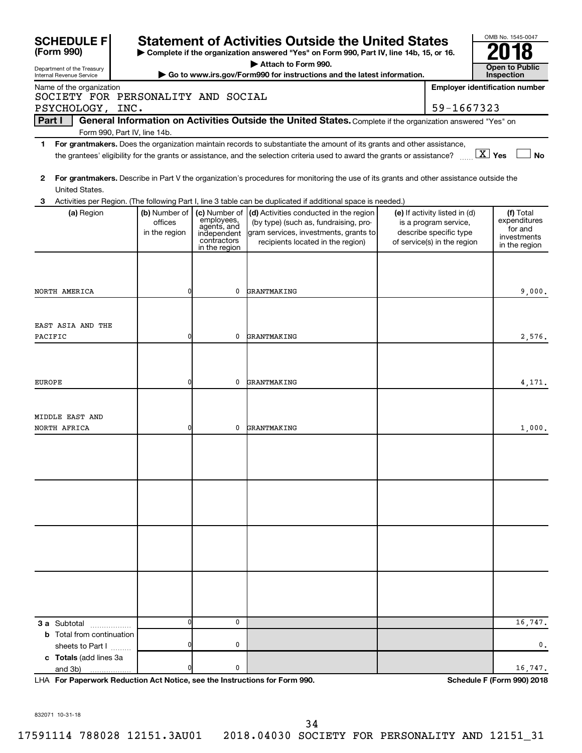**SCHEDULE F (Form 990)**

Department of the Treasury
Internal Revenue Service

# Statement of Activities Outside the United States

▶ Complete if the organization answered "Yes" on Form 990, Part IV, line 14b, 15, or 16.
▶ Attach to Form 990.
▶ Go to www.irs.gov/Form990 for instructions and the latest information.

OMB No. 1545-0047

**2018**

**Open to Public Inspection**

Name of the organization: SOCIETY FOR PERSONALITY AND SOCIAL PSYCHOLOGY, INC.

Employer identification number: 59-1667323

**Part I** **General Information on Activities Outside the United States.** Complete if the organization answered "Yes" on Form 990, Part IV, line 14b.

1 **For grantmakers.** Does the organization maintain records to substantiate the amount of its grants and other assistance, the grantees' eligibility for the grants or assistance, and the selection criteria used to award the grants or assistance? ...... [X] Yes [ ] No

2 **For grantmakers.** Describe in Part V the organization's procedures for monitoring the use of its grants and other assistance outside the United States.

3 Activities per Region. (The following Part I, line 3 table can be duplicated if additional space is needed.)

| (a) Region | (b) Number of offices in the region | (c) Number of employees, agents, and independent contractors in the region | (d) Activities conducted in the region (by type) (such as, fundraising, program services, investments, grants to recipients located in the region) | (e) If activity listed in (d) is a program service, describe specific type of service(s) in the region | (f) Total expenditures for and investments in the region |
|---|---|---|---|---|---|
| NORTH AMERICA | 0 | 0 | GRANTMAKING | | 9,000. |
| EAST ASIA AND THE PACIFIC | 0 | 0 | GRANTMAKING | | 2,576. |
| EUROPE | 0 | 0 | GRANTMAKING | | 4,171. |
| MIDDLE EAST AND NORTH AFRICA | 0 | 0 | GRANTMAKING | | 1,000. |
| | | | | | |
| | | | | | |
| | | | | | |
| | | | | | |
| **3 a** Subtotal | 0 | 0 | | | 16,747. |
| **b** Total from continuation sheets to Part I | 0 | 0 | | | 0. |
| **c Totals** (add lines 3a and 3b) | 0 | 0 | | | 16,747. |

LHA **For Paperwork Reduction Act Notice, see the Instructions for Form 990.** **Schedule F (Form 990) 2018**

832071 10-31-18

17591114 788028 12151.3AU01 2018.04030 SOCIETY FOR PERSONALITY AND 12151_31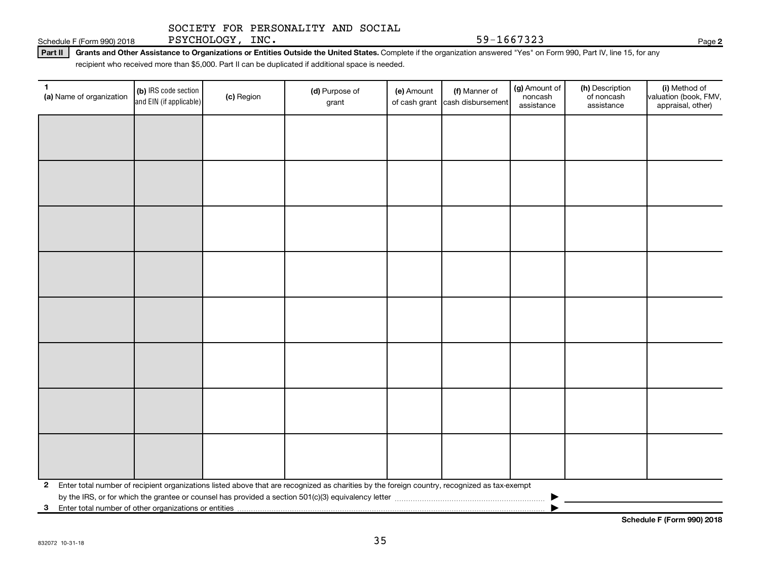SOCIETY FOR PERSONALITY AND SOCIAL PSYCHOLOGY, INC. 59-1667323

Schedule F (Form 990) 2018

**Part II** **Grants and Other Assistance to Organizations or Entities Outside the United States.** Complete if the organization answered "Yes" on Form 990, Part IV, line 15, for any recipient who received more than $5,000. Part II can be duplicated if additional space is needed.

| 1 (a) Name of organization | (b) IRS code section and EIN (if applicable) | (c) Region | (d) Purpose of grant | (e) Amount of cash grant | (f) Manner of cash disbursement | (g) Amount of noncash assistance | (h) Description of noncash assistance | (i) Method of valuation (book, FMV, appraisal, other) |
|---|---|---|---|---|---|---|---|---|
| | | | | | | | | |
| | | | | | | | | |
| | | | | | | | | |
| | | | | | | | | |
| | | | | | | | | |
| | | | | | | | | |
| | | | | | | | | |
| | | | | | | | | |

**2** Enter total number of recipient organizations listed above that are recognized as charities by the foreign country, recognized as tax-exempt by the IRS, or for which the grantee or counsel has provided a section 501(c)(3) equivalency letter ▶

**3** Enter total number of other organizations or entities ▶

**Schedule F (Form 990) 2018**

832072 10-31-18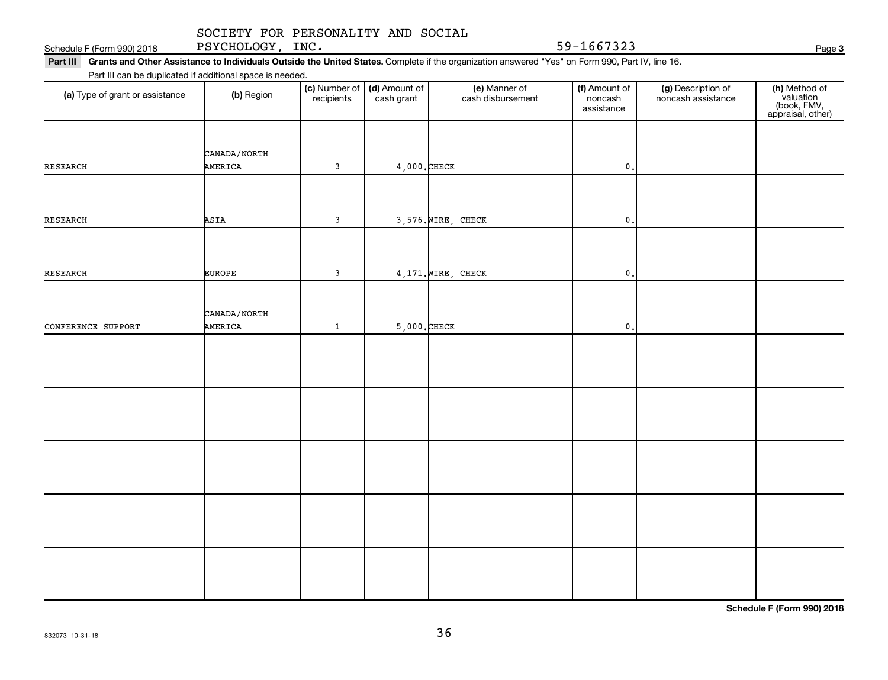SOCIETY FOR PERSONALITY AND SOCIAL PSYCHOLOGY, INC. 59-1667323

Schedule F (Form 990) 2018 Page **3**

**Part III** **Grants and Other Assistance to Individuals Outside the United States.** Complete if the organization answered "Yes" on Form 990, Part IV, line 16.

Part III can be duplicated if additional space is needed.

| (a) Type of grant or assistance | (b) Region | (c) Number of recipients | (d) Amount of cash grant | (e) Manner of cash disbursement | (f) Amount of noncash assistance | (g) Description of noncash assistance | (h) Method of valuation (book, FMV, appraisal, other) |
|---|---|---|---|---|---|---|---|
| RESEARCH | CANADA/NORTH AMERICA | 3 | 4,000. | CHECK | 0. | | |
| RESEARCH | ASIA | 3 | 3,576. | WIRE, CHECK | 0. | | |
| RESEARCH | EUROPE | 3 | 4,171. | WIRE, CHECK | 0. | | |
| CONFERENCE SUPPORT | CANADA/NORTH AMERICA | 1 | 5,000. | CHECK | 0. | | |
| | | | | | | | |
| | | | | | | | |
| | | | | | | | |
| | | | | | | | |
| | | | | | | | |

**Schedule F (Form 990) 2018**

832073 10-31-18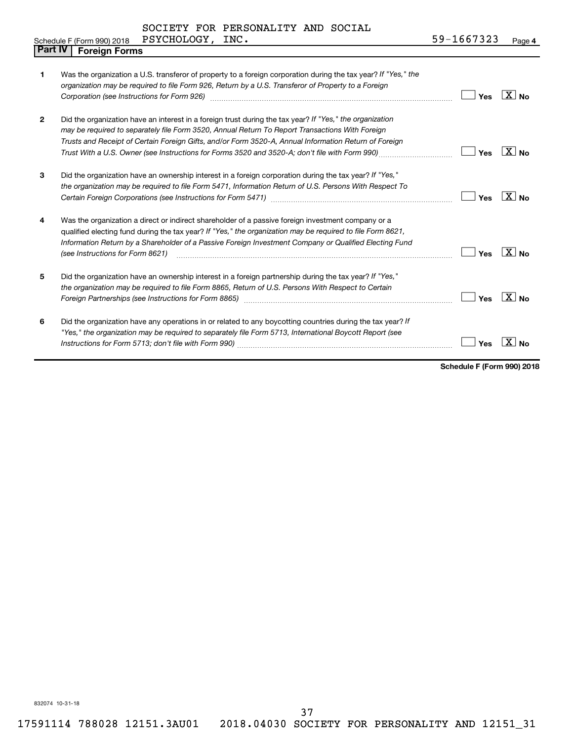SOCIETY FOR PERSONALITY AND SOCIAL PSYCHOLOGY, INC. 59-1667323

Schedule F (Form 990) 2018

## Part IV Foreign Forms

| | | Yes | No |
|---|---|---|---|
| 1 | Was the organization a U.S. transferor of property to a foreign corporation during the tax year? *If "Yes," the organization may be required to file Form 926, Return by a U.S. Transferor of Property to a Foreign Corporation (see Instructions for Form 926)* | | X |
| 2 | Did the organization have an interest in a foreign trust during the tax year? *If "Yes," the organization may be required to separately file Form 3520, Annual Return To Report Transactions With Foreign Trusts and Receipt of Certain Foreign Gifts, and/or Form 3520-A, Annual Information Return of Foreign Trust With a U.S. Owner (see Instructions for Forms 3520 and 3520-A; don't file with Form 990)* | | X |
| 3 | Did the organization have an ownership interest in a foreign corporation during the tax year? *If "Yes," the organization may be required to file Form 5471, Information Return of U.S. Persons With Respect To Certain Foreign Corporations (see Instructions for Form 5471)* | | X |
| 4 | Was the organization a direct or indirect shareholder of a passive foreign investment company or a qualified electing fund during the tax year? *If "Yes," the organization may be required to file Form 8621, Information Return by a Shareholder of a Passive Foreign Investment Company or Qualified Electing Fund (see Instructions for Form 8621)* | | X |
| 5 | Did the organization have an ownership interest in a foreign partnership during the tax year? *If "Yes," the organization may be required to file Form 8865, Return of U.S. Persons With Respect to Certain Foreign Partnerships (see Instructions for Form 8865)* | | X |
| 6 | Did the organization have any operations in or related to any boycotting countries during the tax year? *If "Yes," the organization may be required to separately file Form 5713, International Boycott Report (see Instructions for Form 5713; don't file with Form 990)* | | X |

**Schedule F (Form 990) 2018**

832074 10-31-18

17591114 788028 12151.3AU01 2018.04030 SOCIETY FOR PERSONALITY AND 12151_31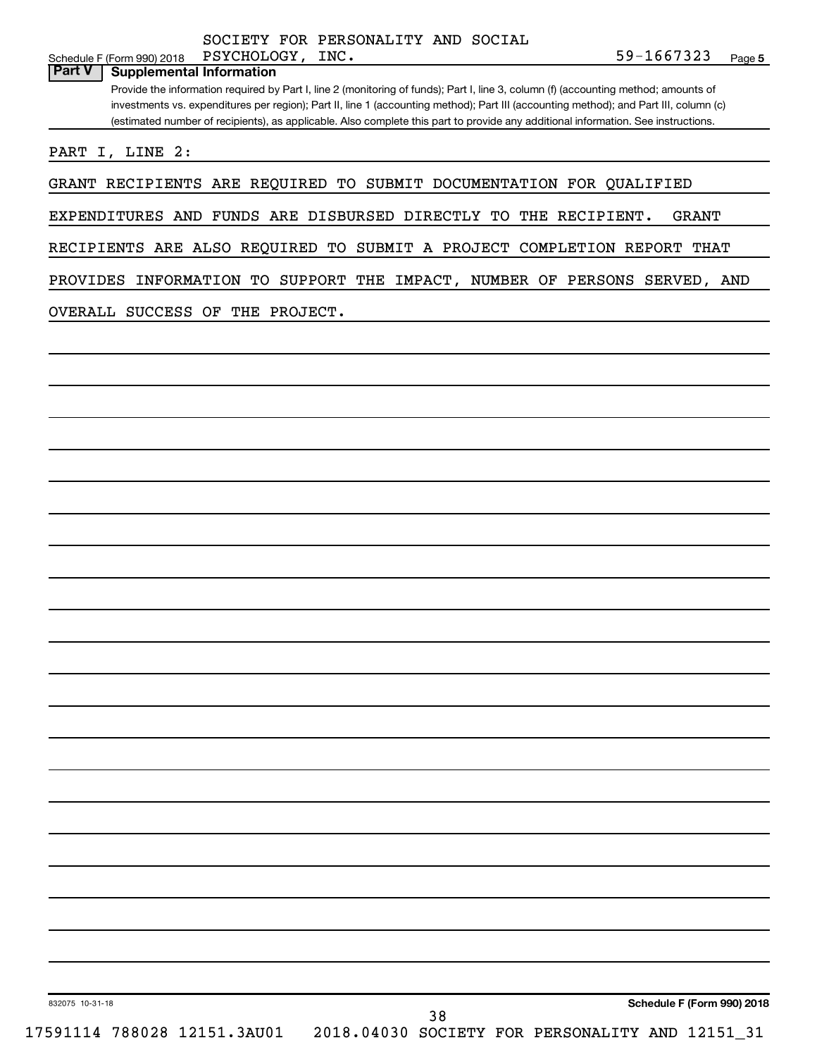SOCIETY FOR PERSONALITY AND SOCIAL PSYCHOLOGY, INC. 59-1667323

## Part V Supplemental Information

Provide the information required by Part I, line 2 (monitoring of funds); Part I, line 3, column (f) (accounting method; amounts of investments vs. expenditures per region); Part II, line 1 (accounting method); Part III (accounting method); and Part III, column (c) (estimated number of recipients), as applicable. Also complete this part to provide any additional information. See instructions.

PART I, LINE 2:

GRANT RECIPIENTS ARE REQUIRED TO SUBMIT DOCUMENTATION FOR QUALIFIED EXPENDITURES AND FUNDS ARE DISBURSED DIRECTLY TO THE RECIPIENT. GRANT RECIPIENTS ARE ALSO REQUIRED TO SUBMIT A PROJECT COMPLETION REPORT THAT PROVIDES INFORMATION TO SUPPORT THE IMPACT, NUMBER OF PERSONS SERVED, AND OVERALL SUCCESS OF THE PROJECT.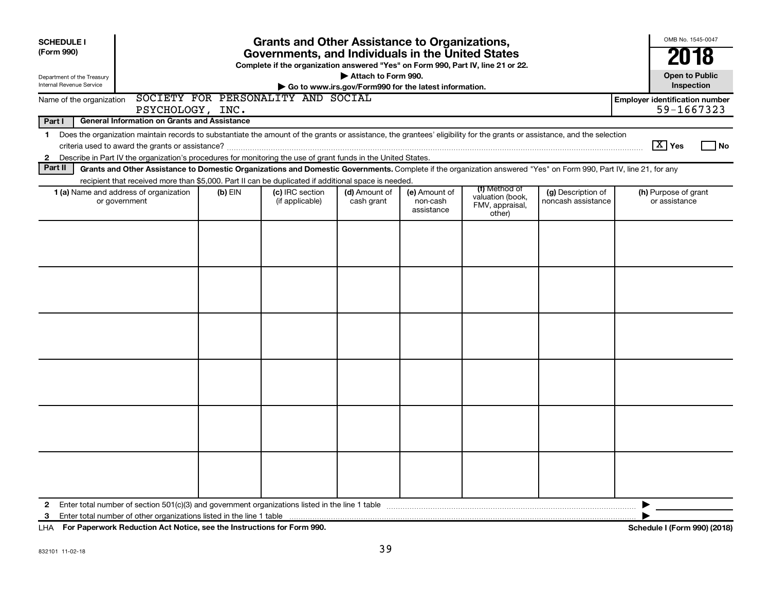**SCHEDULE I (Form 990)**

Department of the Treasury
Internal Revenue Service

# Grants and Other Assistance to Organizations, Governments, and Individuals in the United States

**Complete if the organization answered "Yes" on Form 990, Part IV, line 21 or 22.**

**▶ Attach to Form 990.**

**▶ Go to www.irs.gov/Form990 for the latest information.**

OMB No. 1545-0047

**2018**

**Open to Public Inspection**

Name of the organization: SOCIETY FOR PERSONALITY AND SOCIAL PSYCHOLOGY, INC.

**Employer identification number** 59-1667323

**Part I — General Information on Grants and Assistance**

1 Does the organization maintain records to substantiate the amount of the grants or assistance, the grantees' eligibility for the grants or assistance, and the selection criteria used to award the grants or assistance? [X] Yes [ ] No

2 Describe in Part IV the organization's procedures for monitoring the use of grant funds in the United States.

**Part II — Grants and Other Assistance to Domestic Organizations and Domestic Governments.** Complete if the organization answered "Yes" on Form 990, Part IV, line 21, for any recipient that received more than $5,000. Part II can be duplicated if additional space is needed.

| 1 (a) Name and address of organization or government | (b) EIN | (c) IRC section (if applicable) | (d) Amount of cash grant | (e) Amount of non-cash assistance | (f) Method of valuation (book, FMV, appraisal, other) | (g) Description of noncash assistance | (h) Purpose of grant or assistance |
|---|---|---|---|---|---|---|---|
| | | | | | | | |
| | | | | | | | |
| | | | | | | | |
| | | | | | | | |
| | | | | | | | |
| | | | | | | | |

2 Enter total number of section 501(c)(3) and government organizations listed in the line 1 table ▶

3 Enter total number of other organizations listed in the line 1 table ▶

LHA **For Paperwork Reduction Act Notice, see the Instructions for Form 990.** **Schedule I (Form 990) (2018)**

832101 11-02-18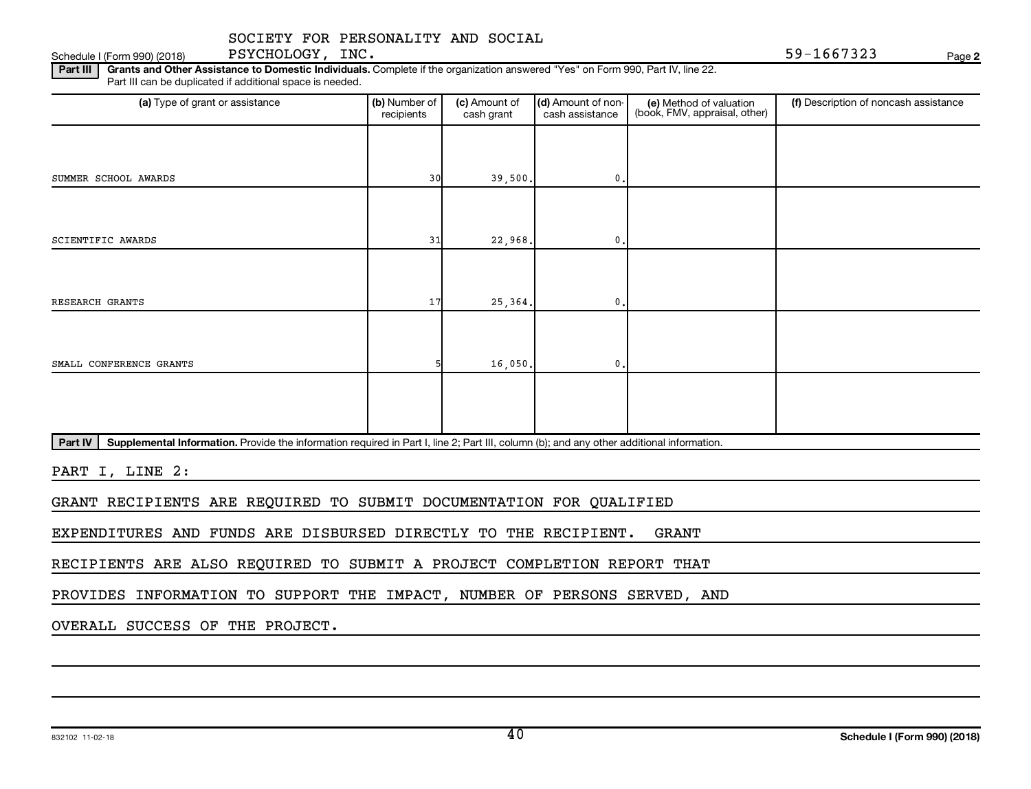SOCIETY FOR PERSONALITY AND SOCIAL PSYCHOLOGY, INC.

Schedule I (Form 990) (2018) 59-1667323 Page **2**

**Part III** **Grants and Other Assistance to Domestic Individuals.** Complete if the organization answered "Yes" on Form 990, Part IV, line 22. Part III can be duplicated if additional space is needed.

| (a) Type of grant or assistance | (b) Number of recipients | (c) Amount of cash grant | (d) Amount of non-cash assistance | (e) Method of valuation (book, FMV, appraisal, other) | (f) Description of noncash assistance |
|---|---|---|---|---|---|
| SUMMER SCHOOL AWARDS | 30 | 39,500. | 0. | | |
| SCIENTIFIC AWARDS | 31 | 22,968. | 0. | | |
| RESEARCH GRANTS | 17 | 25,364. | 0. | | |
| SMALL CONFERENCE GRANTS | 5 | 16,050. | 0. | | |
| | | | | | |

**Part IV** **Supplemental Information.** Provide the information required in Part I, line 2; Part III, column (b); and any other additional information.

PART I, LINE 2:

GRANT RECIPIENTS ARE REQUIRED TO SUBMIT DOCUMENTATION FOR QUALIFIED EXPENDITURES AND FUNDS ARE DISBURSED DIRECTLY TO THE RECIPIENT. GRANT RECIPIENTS ARE ALSO REQUIRED TO SUBMIT A PROJECT COMPLETION REPORT THAT PROVIDES INFORMATION TO SUPPORT THE IMPACT, NUMBER OF PERSONS SERVED, AND OVERALL SUCCESS OF THE PROJECT.

832102 11-02-18 **Schedule I (Form 990) (2018)**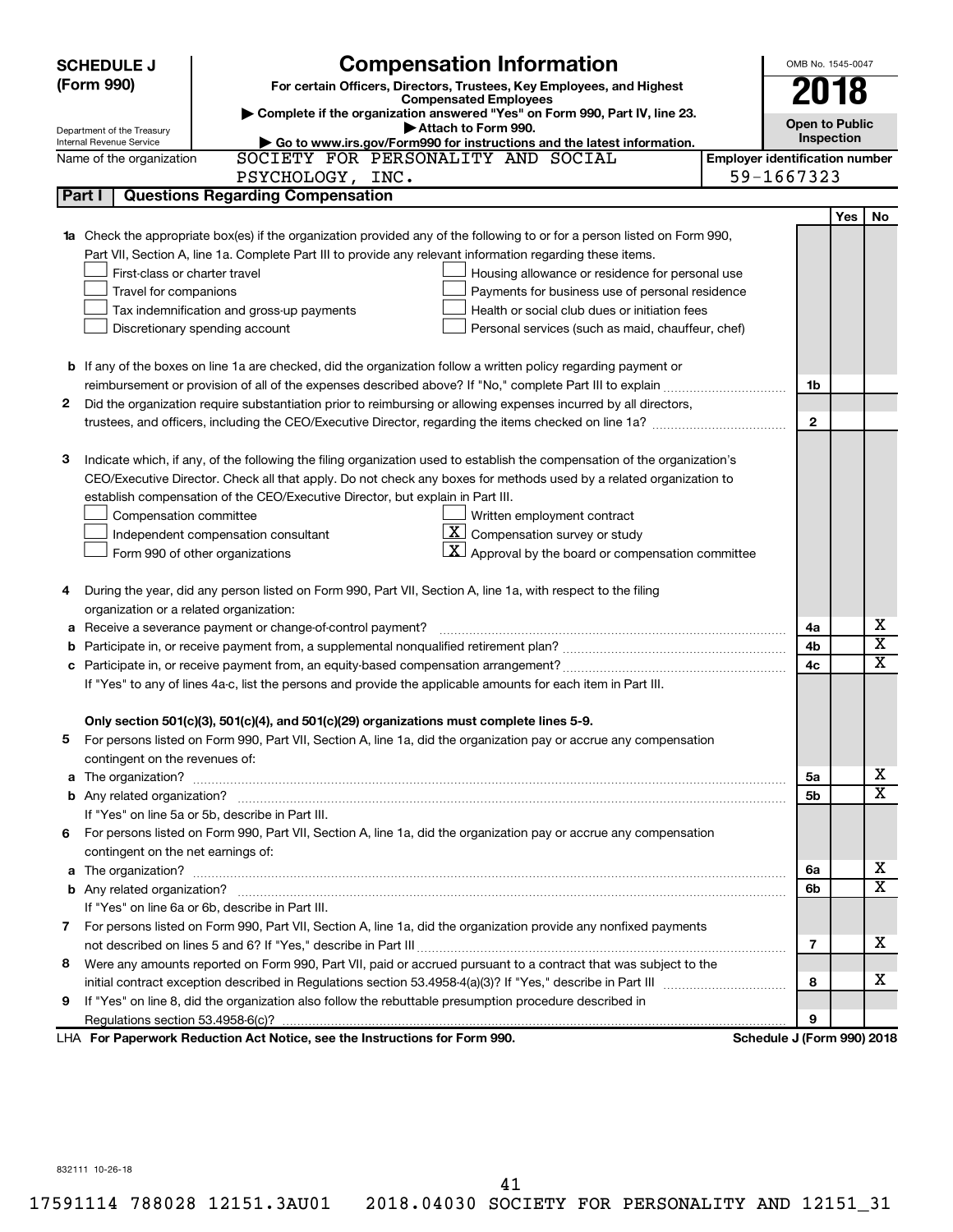# SCHEDULE J (Form 990)

## Compensation Information

**For certain Officers, Directors, Trustees, Key Employees, and Highest Compensated Employees**

▶ Complete if the organization answered "Yes" on Form 990, Part IV, line 23.

▶ Attach to Form 990.

▶ Go to www.irs.gov/Form990 for instructions and the latest information.

OMB No. 1545-0047

**2018**

**Open to Public Inspection**

Department of the Treasury
Internal Revenue Service

Name of the organization: SOCIETY FOR PERSONALITY AND SOCIAL PSYCHOLOGY, INC.

Employer identification number: 59-1667323

### Part I | Questions Regarding Compensation

| | | | Yes | No |
|---|---|---|---|---|
| **1a** | Check the appropriate box(es) if the organization provided any of the following to or for a person listed on Form 990, Part VII, Section A, line 1a. Complete Part III to provide any relevant information regarding these items.<br>☐ First-class or charter travel ☐ Housing allowance or residence for personal use<br>☐ Travel for companions ☐ Payments for business use of personal residence<br>☐ Tax indemnification and gross-up payments ☐ Health or social club dues or initiation fees<br>☐ Discretionary spending account ☐ Personal services (such as maid, chauffeur, chef) | | | |
| **b** | If any of the boxes on line 1a are checked, did the organization follow a written policy regarding payment or reimbursement or provision of all of the expenses described above? If "No," complete Part III to explain | 1b | | |
| **2** | Did the organization require substantiation prior to reimbursing or allowing expenses incurred by all directors, trustees, and officers, including the CEO/Executive Director, regarding the items checked on line 1a? | 2 | | |
| **3** | Indicate which, if any, of the following the filing organization used to establish the compensation of the organization's CEO/Executive Director. Check all that apply. Do not check any boxes for methods used by a related organization to establish compensation of the CEO/Executive Director, but explain in Part III.<br>☐ Compensation committee ☐ Written employment contract<br>☐ Independent compensation consultant ☒ Compensation survey or study<br>☐ Form 990 of other organizations ☒ Approval by the board or compensation committee | | | |
| **4** | During the year, did any person listed on Form 990, Part VII, Section A, line 1a, with respect to the filing organization or a related organization: | | | |
| **a** | Receive a severance payment or change-of-control payment? | 4a | | X |
| **b** | Participate in, or receive payment from, a supplemental nonqualified retirement plan? | 4b | | X |
| **c** | Participate in, or receive payment from, an equity-based compensation arrangement? | 4c | | X |
| | If "Yes" to any of lines 4a-c, list the persons and provide the applicable amounts for each item in Part III. | | | |
| | **Only section 501(c)(3), 501(c)(4), and 501(c)(29) organizations must complete lines 5-9.** | | | |
| **5** | For persons listed on Form 990, Part VII, Section A, line 1a, did the organization pay or accrue any compensation contingent on the revenues of: | | | |
| **a** | The organization? | 5a | | X |
| **b** | Any related organization? | 5b | | X |
| | If "Yes" on line 5a or 5b, describe in Part III. | | | |
| **6** | For persons listed on Form 990, Part VII, Section A, line 1a, did the organization pay or accrue any compensation contingent on the net earnings of: | | | |
| **a** | The organization? | 6a | | X |
| **b** | Any related organization? | 6b | | X |
| | If "Yes" on line 6a or 6b, describe in Part III. | | | |
| **7** | For persons listed on Form 990, Part VII, Section A, line 1a, did the organization provide any nonfixed payments not described on lines 5 and 6? If "Yes," describe in Part III | 7 | | X |
| **8** | Were any amounts reported on Form 990, Part VII, paid or accrued pursuant to a contract that was subject to the initial contract exception described in Regulations section 53.4958-4(a)(3)? If "Yes," describe in Part III | 8 | | X |
| **9** | If "Yes" on line 8, did the organization also follow the rebuttable presumption procedure described in Regulations section 53.4958-6(c)? | 9 | | |

LHA **For Paperwork Reduction Act Notice, see the Instructions for Form 990.** **Schedule J (Form 990) 2018**

832111 10-26-18

17591114 788028 12151.3AU01 2018.04030 SOCIETY FOR PERSONALITY AND 12151_31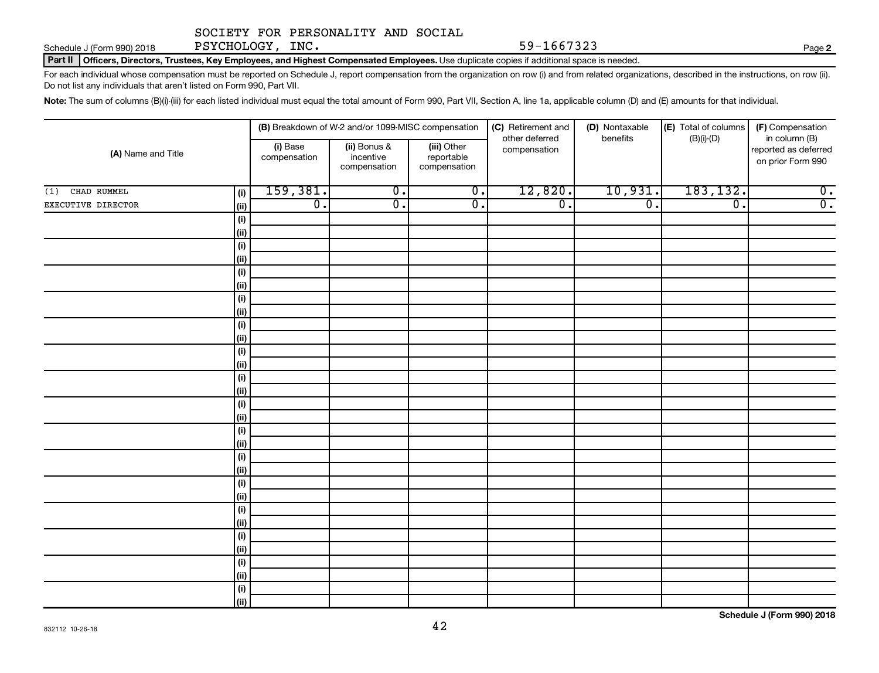SOCIETY FOR PERSONALITY AND SOCIAL PSYCHOLOGY, INC. 59-1667323

Schedule J (Form 990) 2018

**Part II** **Officers, Directors, Trustees, Key Employees, and Highest Compensated Employees.** Use duplicate copies if additional space is needed.

For each individual whose compensation must be reported on Schedule J, report compensation from the organization on row (i) and from related organizations, described in the instructions, on row (ii). Do not list any individuals that aren't listed on Form 990, Part VII.

**Note:** The sum of columns (B)(i)-(iii) for each listed individual must equal the total amount of Form 990, Part VII, Section A, line 1a, applicable column (D) and (E) amounts for that individual.

| (A) Name and Title | | (B) Breakdown of W-2 and/or 1099-MISC compensation | | | (C) Retirement and other deferred compensation | (D) Nontaxable benefits | (E) Total of columns (B)(i)-(D) | (F) Compensation in column (B) reported as deferred on prior Form 990 |
|---|---|---|---|---|---|---|---|---|
| | | (i) Base compensation | (ii) Bonus & incentive compensation | (iii) Other reportable compensation | | | | |
| (1) CHAD RUMMEL | (i) | 159,381. | 0. | 0. | 12,820. | 10,931. | 183,132. | 0. |
| EXECUTIVE DIRECTOR | (ii) | 0. | 0. | 0. | 0. | 0. | 0. | 0. |
| | (i) | | | | | | | |
| | (ii) | | | | | | | |
| | (i) | | | | | | | |
| | (ii) | | | | | | | |
| | (i) | | | | | | | |
| | (ii) | | | | | | | |
| | (i) | | | | | | | |
| | (ii) | | | | | | | |
| | (i) | | | | | | | |
| | (ii) | | | | | | | |
| | (i) | | | | | | | |
| | (ii) | | | | | | | |
| | (i) | | | | | | | |
| | (ii) | | | | | | | |
| | (i) | | | | | | | |
| | (ii) | | | | | | | |
| | (i) | | | | | | | |
| | (ii) | | | | | | | |
| | (i) | | | | | | | |
| | (ii) | | | | | | | |
| | (i) | | | | | | | |
| | (ii) | | | | | | | |
| | (i) | | | | | | | |
| | (ii) | | | | | | | |
| | (i) | | | | | | | |
| | (ii) | | | | | | | |
| | (i) | | | | | | | |
| | (ii) | | | | | | | |
| | (i) | | | | | | | |
| | (ii) | | | | | | | |

832112 10-26-18

**Schedule J (Form 990) 2018**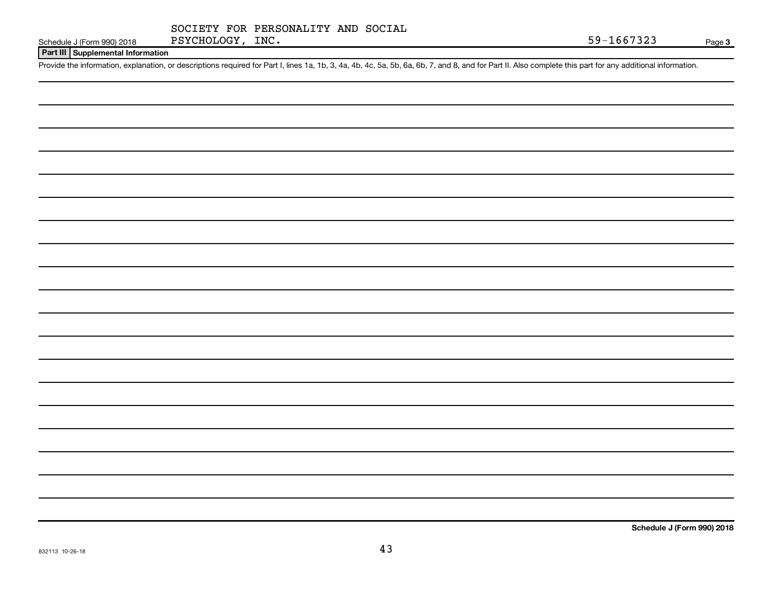SOCIETY FOR PERSONALITY AND SOCIAL PSYCHOLOGY, INC.

Schedule J (Form 990) 2018 — 59-1667323 — Page **3**

**Part III | Supplemental Information**

Provide the information, explanation, or descriptions required for Part I, lines 1a, 1b, 3, 4a, 4b, 4c, 5a, 5b, 6a, 6b, 7, and 8, and for Part II. Also complete this part for any additional information.

**Schedule J (Form 990) 2018**

832113 10-26-18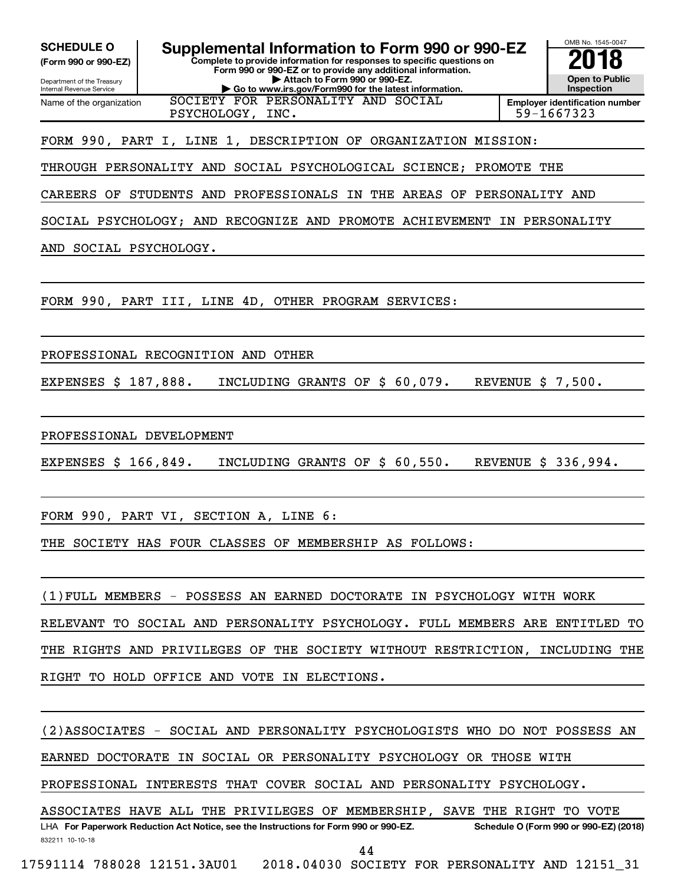**SCHEDULE O**
**(Form 990 or 990-EZ)**

Department of the Treasury
Internal Revenue Service

# Supplemental Information to Form 990 or 990-EZ

**Complete to provide information for responses to specific questions on Form 990 or 990-EZ or to provide any additional information.**
**▶ Attach to Form 990 or 990-EZ.**
**▶ Go to www.irs.gov/Form990 for the latest information.**

OMB No. 1545-0047

**2018**

**Open to Public Inspection**

| Name of the organization | Employer identification number |
| --- | --- |
| SOCIETY FOR PERSONALITY AND SOCIAL PSYCHOLOGY, INC. | 59-1667323 |

FORM 990, PART I, LINE 1, DESCRIPTION OF ORGANIZATION MISSION:

THROUGH PERSONALITY AND SOCIAL PSYCHOLOGICAL SCIENCE; PROMOTE THE CAREERS OF STUDENTS AND PROFESSIONALS IN THE AREAS OF PERSONALITY AND SOCIAL PSYCHOLOGY; AND RECOGNIZE AND PROMOTE ACHIEVEMENT IN PERSONALITY AND SOCIAL PSYCHOLOGY.

FORM 990, PART III, LINE 4D, OTHER PROGRAM SERVICES:

PROFESSIONAL RECOGNITION AND OTHER

EXPENSES $ 187,888. INCLUDING GRANTS OF $ 60,079. REVENUE $ 7,500.

PROFESSIONAL DEVELOPMENT

EXPENSES $ 166,849. INCLUDING GRANTS OF $ 60,550. REVENUE $ 336,994.

FORM 990, PART VI, SECTION A, LINE 6:

THE SOCIETY HAS FOUR CLASSES OF MEMBERSHIP AS FOLLOWS:

(1)FULL MEMBERS - POSSESS AN EARNED DOCTORATE IN PSYCHOLOGY WITH WORK RELEVANT TO SOCIAL AND PERSONALITY PSYCHOLOGY. FULL MEMBERS ARE ENTITLED TO THE RIGHTS AND PRIVILEGES OF THE SOCIETY WITHOUT RESTRICTION, INCLUDING THE RIGHT TO HOLD OFFICE AND VOTE IN ELECTIONS.

(2)ASSOCIATES - SOCIAL AND PERSONALITY PSYCHOLOGISTS WHO DO NOT POSSESS AN EARNED DOCTORATE IN SOCIAL OR PERSONALITY PSYCHOLOGY OR THOSE WITH PROFESSIONAL INTERESTS THAT COVER SOCIAL AND PERSONALITY PSYCHOLOGY. ASSOCIATES HAVE ALL THE PRIVILEGES OF MEMBERSHIP, SAVE THE RIGHT TO VOTE

LHA **For Paperwork Reduction Act Notice, see the Instructions for Form 990 or 990-EZ.** **Schedule O (Form 990 or 990-EZ) (2018)**

832211 10-10-18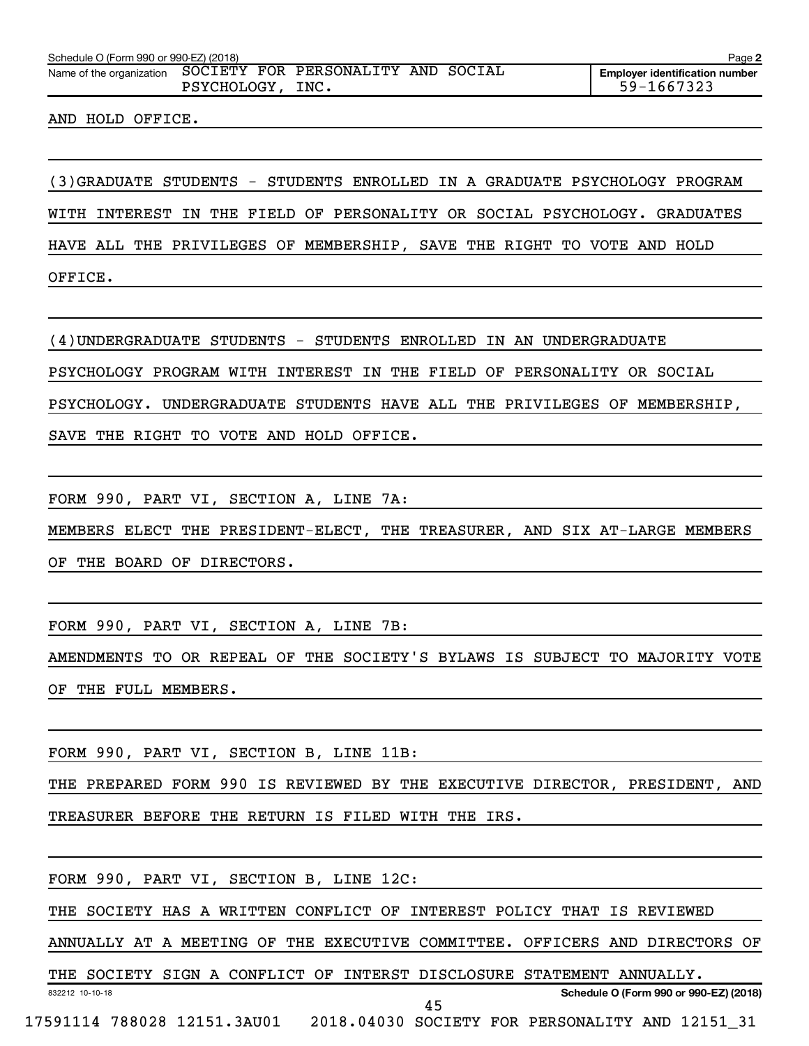Schedule O (Form 990 or 990-EZ) (2018)

Name of the organization SOCIETY FOR PERSONALITY AND SOCIAL PSYCHOLOGY, INC.

Employer identification number 59-1667323

AND HOLD OFFICE.

(3)GRADUATE STUDENTS - STUDENTS ENROLLED IN A GRADUATE PSYCHOLOGY PROGRAM WITH INTEREST IN THE FIELD OF PERSONALITY OR SOCIAL PSYCHOLOGY. GRADUATES HAVE ALL THE PRIVILEGES OF MEMBERSHIP, SAVE THE RIGHT TO VOTE AND HOLD OFFICE.

(4)UNDERGRADUATE STUDENTS - STUDENTS ENROLLED IN AN UNDERGRADUATE PSYCHOLOGY PROGRAM WITH INTEREST IN THE FIELD OF PERSONALITY OR SOCIAL PSYCHOLOGY. UNDERGRADUATE STUDENTS HAVE ALL THE PRIVILEGES OF MEMBERSHIP, SAVE THE RIGHT TO VOTE AND HOLD OFFICE.

FORM 990, PART VI, SECTION A, LINE 7A:

MEMBERS ELECT THE PRESIDENT-ELECT, THE TREASURER, AND SIX AT-LARGE MEMBERS OF THE BOARD OF DIRECTORS.

FORM 990, PART VI, SECTION A, LINE 7B:

AMENDMENTS TO OR REPEAL OF THE SOCIETY'S BYLAWS IS SUBJECT TO MAJORITY VOTE OF THE FULL MEMBERS.

FORM 990, PART VI, SECTION B, LINE 11B:

THE PREPARED FORM 990 IS REVIEWED BY THE EXECUTIVE DIRECTOR, PRESIDENT, AND TREASURER BEFORE THE RETURN IS FILED WITH THE IRS.

FORM 990, PART VI, SECTION B, LINE 12C:

THE SOCIETY HAS A WRITTEN CONFLICT OF INTEREST POLICY THAT IS REVIEWED ANNUALLY AT A MEETING OF THE EXECUTIVE COMMITTEE. OFFICERS AND DIRECTORS OF THE SOCIETY SIGN A CONFLICT OF INTERST DISCLOSURE STATEMENT ANNUALLY.

832212 10-10-18

Schedule O (Form 990 or 990-EZ) (2018)

17591114 788028 12151.3AU01 2018.04030 SOCIETY FOR PERSONALITY AND 12151_31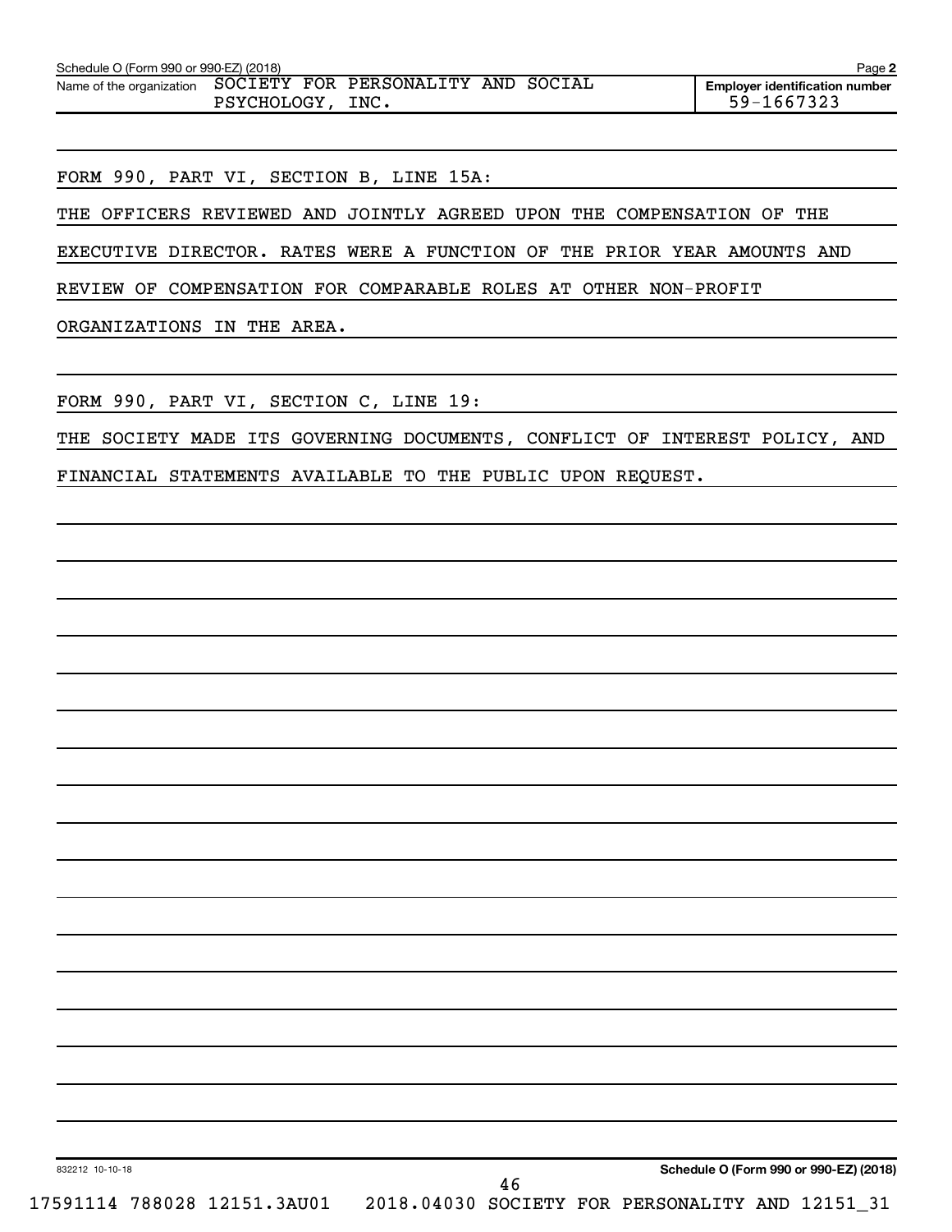Schedule O (Form 990 or 990-EZ) (2018) Page **2**

| Name of the organization | Employer identification number |
|---|---|
| SOCIETY FOR PERSONALITY AND SOCIAL PSYCHOLOGY, INC. | 59-1667323 |

FORM 990, PART VI, SECTION B, LINE 15A:

THE OFFICERS REVIEWED AND JOINTLY AGREED UPON THE COMPENSATION OF THE EXECUTIVE DIRECTOR. RATES WERE A FUNCTION OF THE PRIOR YEAR AMOUNTS AND REVIEW OF COMPENSATION FOR COMPARABLE ROLES AT OTHER NON-PROFIT ORGANIZATIONS IN THE AREA.

FORM 990, PART VI, SECTION C, LINE 19:

THE SOCIETY MADE ITS GOVERNING DOCUMENTS, CONFLICT OF INTEREST POLICY, AND FINANCIAL STATEMENTS AVAILABLE TO THE PUBLIC UPON REQUEST.

832212 10-10-18 **Schedule O (Form 990 or 990-EZ) (2018)**

17591114 788028 12151.3AU01 2018.04030 SOCIETY FOR PERSONALITY AND 12151_31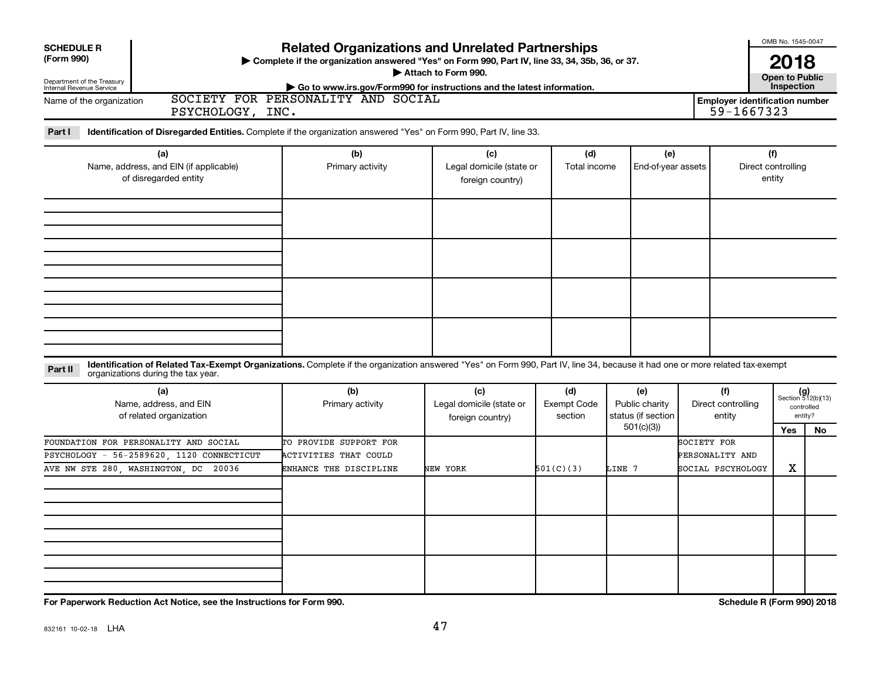**SCHEDULE R (Form 990)**

Department of the Treasury
Internal Revenue Service

# Related Organizations and Unrelated Partnerships

▶ Complete if the organization answered "Yes" on Form 990, Part IV, line 33, 34, 35b, 36, or 37.
▶ Attach to Form 990.
▶ Go to www.irs.gov/Form990 for instructions and the latest information.

OMB No. 1545-0047

**2018**

**Open to Public Inspection**

Name of the organization: SOCIETY FOR PERSONALITY AND SOCIAL PSYCHOLOGY, INC.

Employer identification number: 59-1667323

**Part I** **Identification of Disregarded Entities.** Complete if the organization answered "Yes" on Form 990, Part IV, line 33.

| (a) Name, address, and EIN (if applicable) of disregarded entity | (b) Primary activity | (c) Legal domicile (state or foreign country) | (d) Total income | (e) End-of-year assets | (f) Direct controlling entity |
|---|---|---|---|---|---|
| | | | | | |
| | | | | | |
| | | | | | |
| | | | | | |

**Part II** **Identification of Related Tax-Exempt Organizations.** Complete if the organization answered "Yes" on Form 990, Part IV, line 34, because it had one or more related tax-exempt organizations during the tax year.

| (a) Name, address, and EIN of related organization | (b) Primary activity | (c) Legal domicile (state or foreign country) | (d) Exempt Code section | (e) Public charity status (if section 501(c)(3)) | (f) Direct controlling entity | (g) Section 512(b)(13) controlled entity? Yes | No |
|---|---|---|---|---|---|---|---|
| FOUNDATION FOR PERSONALITY AND SOCIAL PSYCHOLOGY - 56-2589620, 1120 CONNECTICUT AVE NW STE 280, WASHINGTON, DC 20036 | TO PROVIDE SUPPORT FOR ACTIVITIES THAT COULD ENHANCE THE DISCIPLINE | NEW YORK | 501(C)(3) | LINE 7 | SOCIETY FOR PERSONALITY AND SOCIAL PSCYHOLOGY | X | |
| | | | | | | | |
| | | | | | | | |
| | | | | | | | |

**For Paperwork Reduction Act Notice, see the Instructions for Form 990.** **Schedule R (Form 990) 2018**

832161 10-02-18 LHA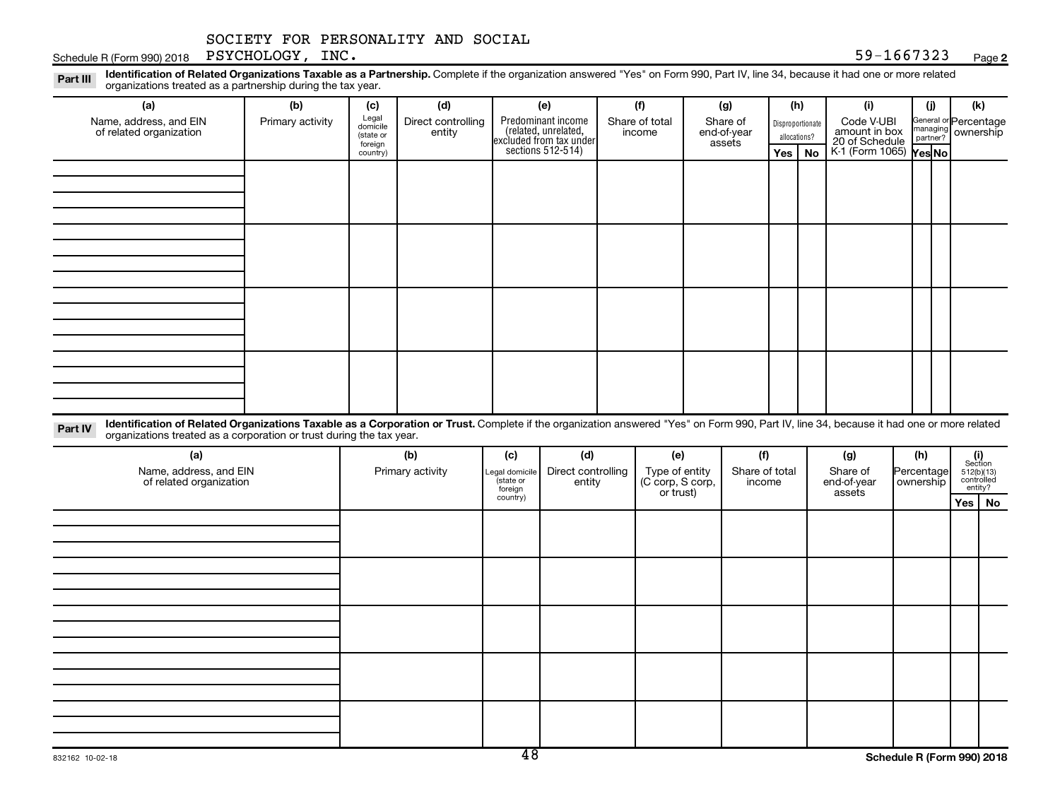SOCIETY FOR PERSONALITY AND SOCIAL PSYCHOLOGY, INC. 59-1667323

Schedule R (Form 990) 2018

**Part III** **Identification of Related Organizations Taxable as a Partnership.** Complete if the organization answered "Yes" on Form 990, Part IV, line 34, because it had one or more related organizations treated as a partnership during the tax year.

| (a) Name, address, and EIN of related organization | (b) Primary activity | (c) Legal domicile (state or foreign country) | (d) Direct controlling entity | (e) Predominant income (related, unrelated, excluded from tax under sections 512-514) | (f) Share of total income | (g) Share of end-of-year assets | (h) Disproportionate allocations? Yes | No | (i) Code V-UBI amount in box 20 of Schedule K-1 (Form 1065) | (j) General or managing partner? Yes | No | (k) Percentage ownership |
|---|---|---|---|---|---|---|---|---|---|---|---|---|
| | | | | | | | | | | | | |
| | | | | | | | | | | | | |
| | | | | | | | | | | | | |
| | | | | | | | | | | | | |

**Part IV** **Identification of Related Organizations Taxable as a Corporation or Trust.** Complete if the organization answered "Yes" on Form 990, Part IV, line 34, because it had one or more related organizations treated as a corporation or trust during the tax year.

| (a) Name, address, and EIN of related organization | (b) Primary activity | (c) Legal domicile (state or foreign country) | (d) Direct controlling entity | (e) Type of entity (C corp, S corp, or trust) | (f) Share of total income | (g) Share of end-of-year assets | (h) Percentage ownership | (i) Section 512(b)(13) controlled entity? Yes | No |
|---|---|---|---|---|---|---|---|---|---|
| | | | | | | | | | |
| | | | | | | | | | |
| | | | | | | | | | |
| | | | | | | | | | |
| | | | | | | | | | |

832162 10-02-18 Schedule R (Form 990) 2018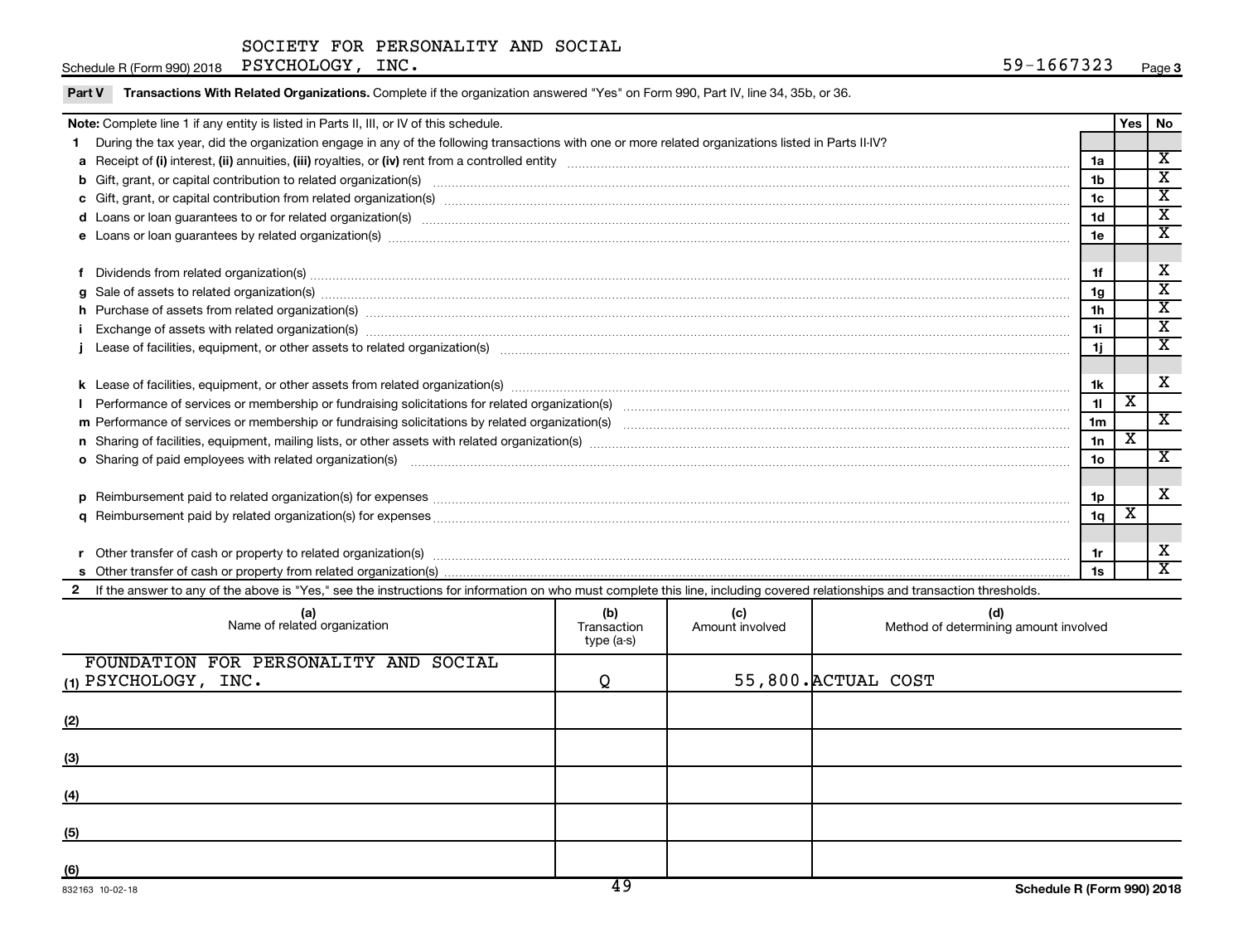SOCIETY FOR PERSONALITY AND SOCIAL PSYCHOLOGY, INC. 59-1667323

Schedule R (Form 990) 2018

**Part V Transactions With Related Organizations.** Complete if the organization answered "Yes" on Form 990, Part IV, line 34, 35b, or 36.

| **Note:** Complete line 1 if any entity is listed in Parts II, III, or IV of this schedule. | | Yes | No |
|---|---|---|---|
| **1** During the tax year, did the organization engage in any of the following transactions with one or more related organizations listed in Parts II-IV? | | | |
| **a** Receipt of **(i)** interest, **(ii)** annuities, **(iii)** royalties, or **(iv)** rent from a controlled entity | 1a | | X |
| **b** Gift, grant, or capital contribution to related organization(s) | 1b | | X |
| **c** Gift, grant, or capital contribution from related organization(s) | 1c | | X |
| **d** Loans or loan guarantees to or for related organization(s) | 1d | | X |
| **e** Loans or loan guarantees by related organization(s) | 1e | | X |
| **f** Dividends from related organization(s) | 1f | | X |
| **g** Sale of assets to related organization(s) | 1g | | X |
| **h** Purchase of assets from related organization(s) | 1h | | X |
| **i** Exchange of assets with related organization(s) | 1i | | X |
| **j** Lease of facilities, equipment, or other assets to related organization(s) | 1j | | X |
| **k** Lease of facilities, equipment, or other assets from related organization(s) | 1k | | X |
| **l** Performance of services or membership or fundraising solicitations for related organization(s) | 1l | X | |
| **m** Performance of services or membership or fundraising solicitations by related organization(s) | 1m | | X |
| **n** Sharing of facilities, equipment, mailing lists, or other assets with related organization(s) | 1n | X | |
| **o** Sharing of paid employees with related organization(s) | 1o | | X |
| **p** Reimbursement paid to related organization(s) for expenses | 1p | | X |
| **q** Reimbursement paid by related organization(s) for expenses | 1q | X | |
| **r** Other transfer of cash or property to related organization(s) | 1r | | X |
| **s** Other transfer of cash or property from related organization(s) | 1s | | X |

**2** If the answer to any of the above is "Yes," see the instructions for information on who must complete this line, including covered relationships and transaction thresholds.

| (a) Name of related organization | (b) Transaction type (a-s) | (c) Amount involved | (d) Method of determining amount involved |
|---|---|---|---|
| (1) FOUNDATION FOR PERSONALITY AND SOCIAL PSYCHOLOGY, INC. | Q | 55,800. | ACTUAL COST |
| (2) | | | |
| (3) | | | |
| (4) | | | |
| (5) | | | |
| (6) | | | |

832163 10-02-18

Schedule R (Form 990) 2018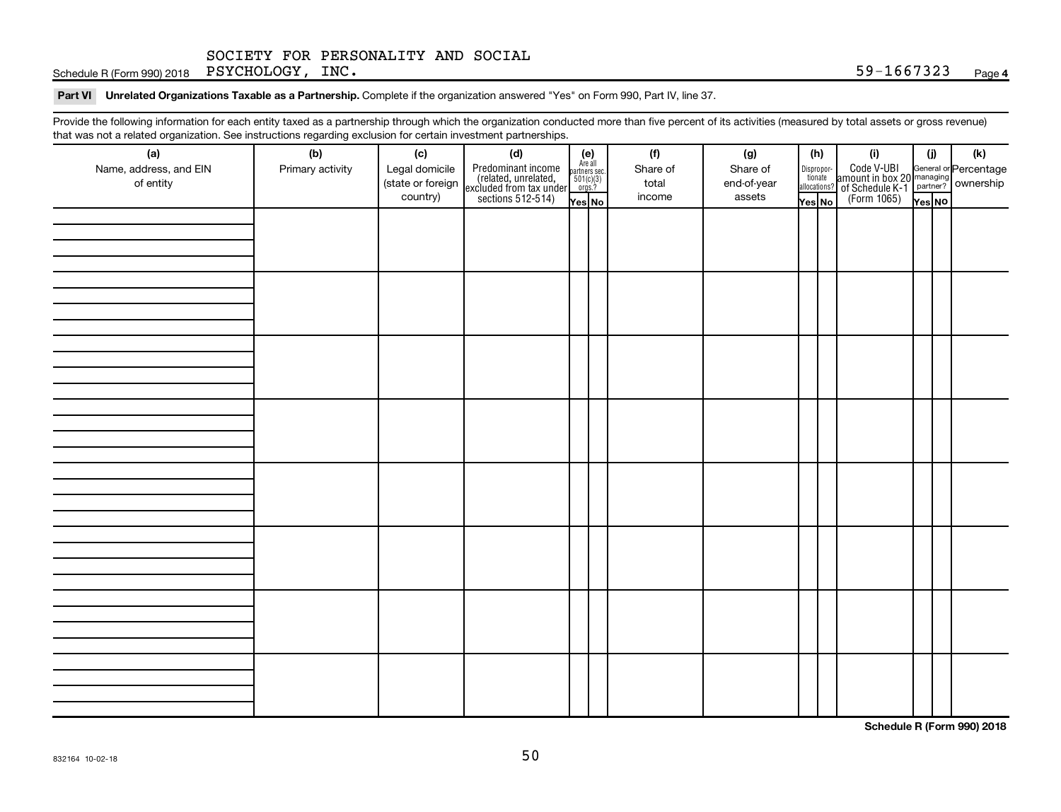SOCIETY FOR PERSONALITY AND SOCIAL PSYCHOLOGY, INC. 59-1667323

Schedule R (Form 990) 2018 Page 4

**Part VI Unrelated Organizations Taxable as a Partnership.** Complete if the organization answered "Yes" on Form 990, Part IV, line 37.

Provide the following information for each entity taxed as a partnership through which the organization conducted more than five percent of its activities (measured by total assets or gross revenue) that was not a related organization. See instructions regarding exclusion for certain investment partnerships.

| (a) Name, address, and EIN of entity | (b) Primary activity | (c) Legal domicile (state or foreign country) | (d) Predominant income (related, unrelated, excluded from tax under sections 512-514) | (e) Are all partners sec. 501(c)(3) orgs? | | (f) Share of total income | (g) Share of end-of-year assets | (h) Disproportionate allocations? | | (i) Code V-UBI amount in box 20 of Schedule K-1 (Form 1065) | (j) General or managing partner? | | (k) Percentage ownership |
|---|---|---|---|---|---|---|---|---|---|---|---|---|---|
| | | | | Yes | No | | | Yes | No | | Yes | No | |
| | | | | | | | | | | | | | |
| | | | | | | | | | | | | | |
| | | | | | | | | | | | | | |
| | | | | | | | | | | | | | |
| | | | | | | | | | | | | | |
| | | | | | | | | | | | | | |
| | | | | | | | | | | | | | |
| | | | | | | | | | | | | | |

**Schedule R (Form 990) 2018**

832164 10-02-18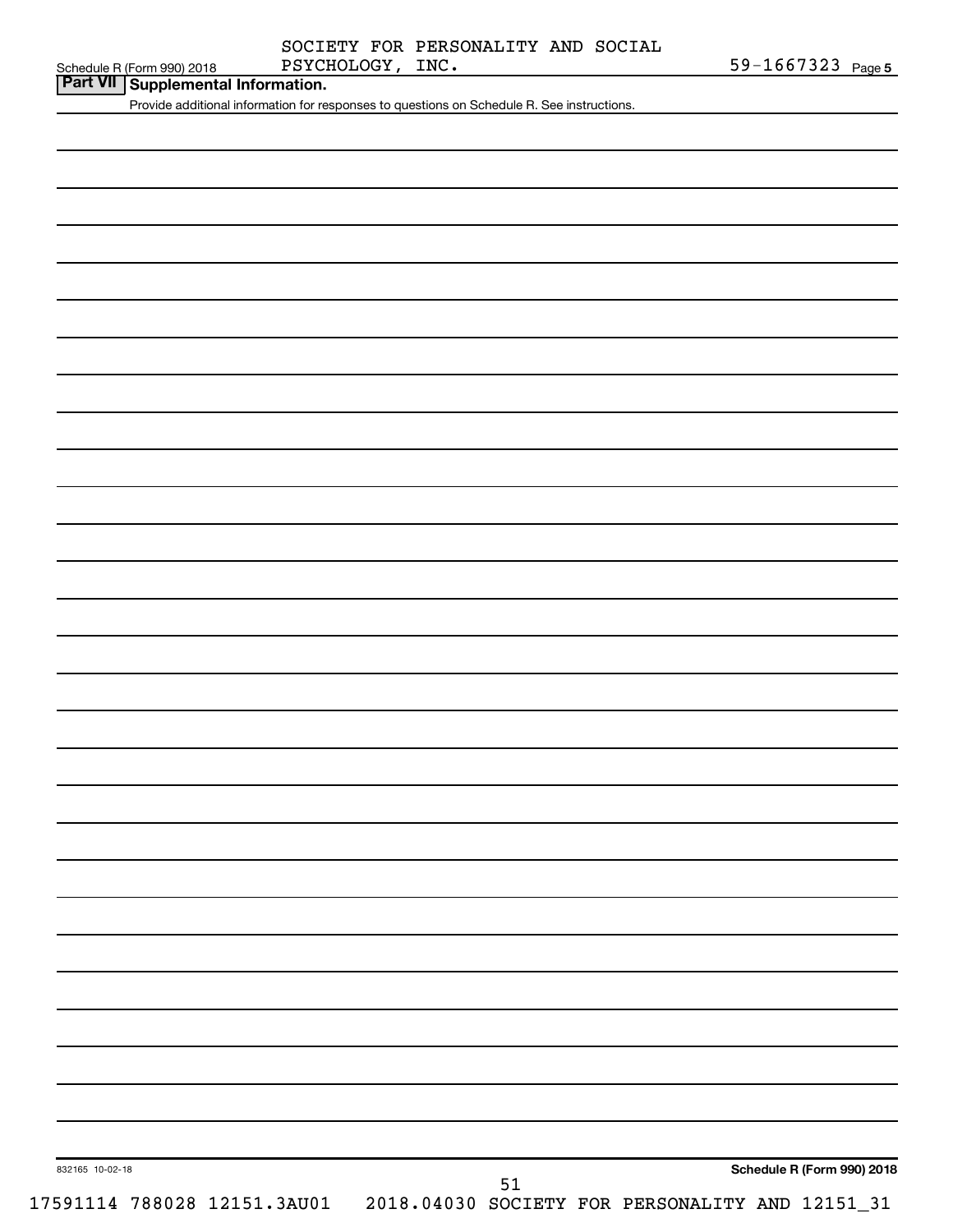SOCIETY FOR PERSONALITY AND SOCIAL PSYCHOLOGY, INC.

59-1667323

## Part VII Supplemental Information.

Provide additional information for responses to questions on Schedule R. See instructions.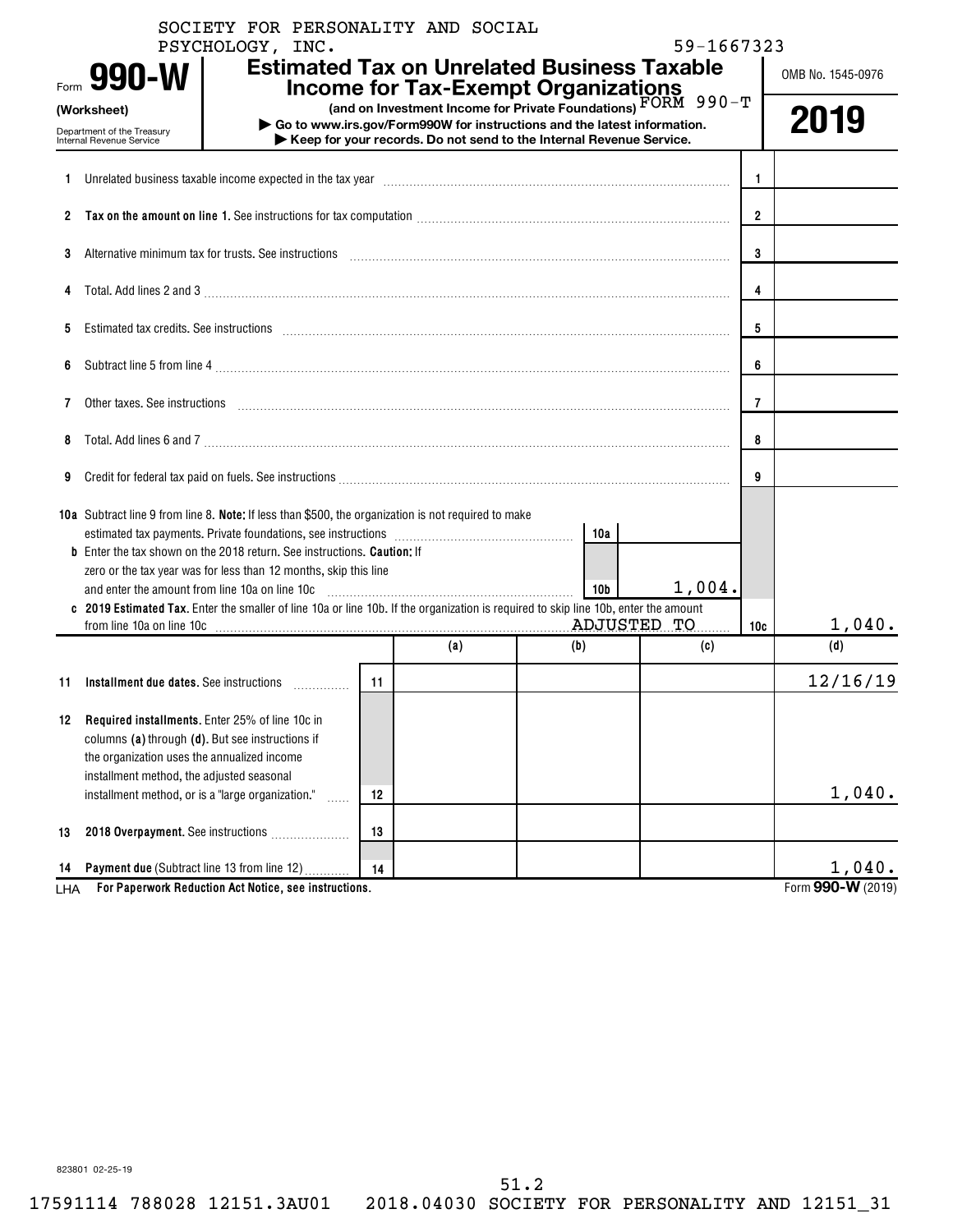SOCIETY FOR PERSONALITY AND SOCIAL PSYCHOLOGY, INC. 59-1667323

# Form 990-W (Worksheet)

## Estimated Tax on Unrelated Business Taxable Income for Tax-Exempt Organizations

**(and on Investment Income for Private Foundations)** FORM 990-T

▶ Go to www.irs.gov/Form990W for instructions and the latest information.
▶ Keep for your records. Do not send to the Internal Revenue Service.

Department of the Treasury Internal Revenue Service

OMB No. 1545-0976

**2019**

| | | | |
|---|---|---|---|
| 1 | Unrelated business taxable income expected in the tax year | 1 | |
| 2 | **Tax on the amount on line 1.** See instructions for tax computation | 2 | |
| 3 | Alternative minimum tax for trusts. See instructions | 3 | |
| 4 | Total. Add lines 2 and 3 | 4 | |
| 5 | Estimated tax credits. See instructions | 5 | |
| 6 | Subtract line 5 from line 4 | 6 | |
| 7 | Other taxes. See instructions | 7 | |
| 8 | Total. Add lines 6 and 7 | 8 | |
| 9 | Credit for federal tax paid on fuels. See instructions | 9 | |
| 10a | Subtract line 9 from line 8. **Note:** If less than $500, the organization is not required to make estimated tax payments. Private foundations, see instructions — 10a | | |
| b | Enter the tax shown on the 2018 return. See instructions. **Caution:** If zero or the tax year was for less than 12 months, skip this line and enter the amount from line 10a on line 10c — 10b: 1,004. | | |
| c | **2019 Estimated Tax.** Enter the smaller of line 10a or line 10b. If the organization is required to skip line 10b, enter the amount from line 10a on line 10c ADJUSTED TO | 10c | 1,040. |

| | | | (a) | (b) | (c) | (d) |
|---|---|---|---|---|---|---|
| 11 | **Installment due dates.** See instructions | 11 | | | | 12/16/19 |
| 12 | **Required installments.** Enter 25% of line 10c in columns **(a)** through **(d)**. But see instructions if the organization uses the annualized income installment method, the adjusted seasonal installment method, or is a "large organization." | 12 | | | | 1,040. |
| 13 | **2018 Overpayment.** See instructions | 13 | | | | |
| 14 | **Payment due** (Subtract line 13 from line 12) | 14 | | | | 1,040. |

LHA **For Paperwork Reduction Act Notice, see instructions.**

Form **990-W** (2019)

823801 02-25-19

51.2

17591114 788028 12151.3AU01 2018.04030 SOCIETY FOR PERSONALITY AND 12151_31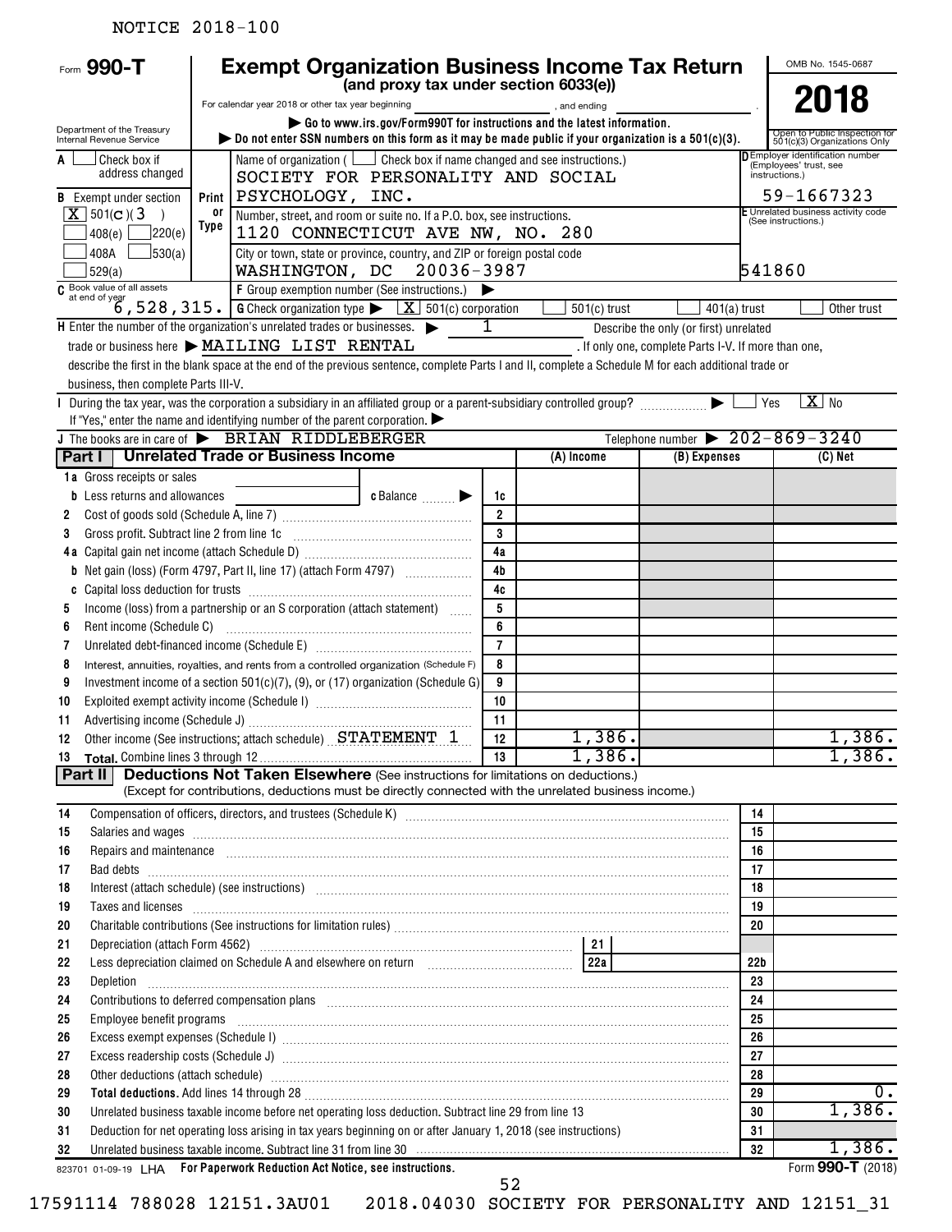NOTICE 2018-100

# Form 990-T — Exempt Organization Business Income Tax Return (and proxy tax under section 6033(e))

OMB No. 1545-0687

**2018**

For calendar year 2018 or other tax year beginning ____________, and ending ____________.

▶ Go to www.irs.gov/Form990T for instructions and the latest information.

▶ Do not enter SSN numbers on this form as it may be made public if your organization is a 501(c)(3).

Department of the Treasury Internal Revenue Service

Open to Public Inspection for 501(c)(3) Organizations Only

**A** ☐ Check box if address changed

**B** Exempt under section ☒ 501(C)(3) ☐ 408(e) ☐ 220(e) ☐ 408A ☐ 530(a) ☐ 529(a)

Name of organization (☐ Check box if name changed and see instructions.)
SOCIETY FOR PERSONALITY AND SOCIAL PSYCHOLOGY, INC.

Number, street, and room or suite no. If a P.O. box, see instructions.
1120 CONNECTICUT AVE NW, NO. 280

City or town, state or province, country, and ZIP or foreign postal code
WASHINGTON, DC 20036-3987

**D** Employer identification number (Employees' trust, see instructions.): 59-1667323

**E** Unrelated business activity code (See instructions.): 541860

**C** Book value of all assets at end of year: 6,528,315.

**F** Group exemption number (See instructions.) ▶

**G** Check organization type ▶ ☒ 501(c) corporation ☐ 501(c) trust ☐ 401(a) trust ☐ Other trust

**H** Enter the number of the organization's unrelated trades or businesses. ▶ 1 Describe the only (or first) unrelated trade or business here ▶ MAILING LIST RENTAL. If only one, complete Parts I-V. If more than one, describe the first in the blank space at the end of the previous sentence, complete Parts I and II, complete a Schedule M for each additional trade or business, then complete Parts III-V.

**I** During the tax year, was the corporation a subsidiary in an affiliated group or a parent-subsidiary controlled group? ▶ ☐ Yes ☒ No
If "Yes," enter the name and identifying number of the parent corporation. ▶

**J** The books are in care of ▶ BRIAN RIDDLEBERGER Telephone number ▶ 202-869-3240

## Part I — Unrelated Trade or Business Income

| | | Line | (A) Income | (B) Expenses | (C) Net |
|---|---|---|---|---|---|
| 1a | Gross receipts or sales | | | | |
| b | Less returns and allowances ___ c Balance ▶ | 1c | | | |
| 2 | Cost of goods sold (Schedule A, line 7) | 2 | | | |
| 3 | Gross profit. Subtract line 2 from line 1c | 3 | | | |
| 4a | Capital gain net income (attach Schedule D) | 4a | | | |
| b | Net gain (loss) (Form 4797, Part II, line 17) (attach Form 4797) | 4b | | | |
| c | Capital loss deduction for trusts | 4c | | | |
| 5 | Income (loss) from a partnership or an S corporation (attach statement) | 5 | | | |
| 6 | Rent income (Schedule C) | 6 | | | |
| 7 | Unrelated debt-financed income (Schedule E) | 7 | | | |
| 8 | Interest, annuities, royalties, and rents from a controlled organization (Schedule F) | 8 | | | |
| 9 | Investment income of a section 501(c)(7), (9), or (17) organization (Schedule G) | 9 | | | |
| 10 | Exploited exempt activity income (Schedule I) | 10 | | | |
| 11 | Advertising income (Schedule J) | 11 | | | |
| 12 | Other income (See instructions; attach schedule) STATEMENT 1 | 12 | 1,386. | | 1,386. |
| 13 | **Total.** Combine lines 3 through 12 | 13 | 1,386. | | 1,386. |

## Part II — Deductions Not Taken Elsewhere (See instructions for limitations on deductions.)

(Except for contributions, deductions must be directly connected with the unrelated business income.)

| | | Line | Amount |
|---|---|---|---|
| 14 | Compensation of officers, directors, and trustees (Schedule K) | 14 | |
| 15 | Salaries and wages | 15 | |
| 16 | Repairs and maintenance | 16 | |
| 17 | Bad debts | 17 | |
| 18 | Interest (attach schedule) (see instructions) | 18 | |
| 19 | Taxes and licenses | 19 | |
| 20 | Charitable contributions (See instructions for limitation rules) | 20 | |
| 21 | Depreciation (attach Form 4562) — 21 | | |
| 22 | Less depreciation claimed on Schedule A and elsewhere on return — 22a | 22b | |
| 23 | Depletion | 23 | |
| 24 | Contributions to deferred compensation plans | 24 | |
| 25 | Employee benefit programs | 25 | |
| 26 | Excess exempt expenses (Schedule I) | 26 | |
| 27 | Excess readership costs (Schedule J) | 27 | |
| 28 | Other deductions (attach schedule) | 28 | |
| 29 | **Total deductions.** Add lines 14 through 28 | 29 | 0. |
| 30 | Unrelated business taxable income before net operating loss deduction. Subtract line 29 from line 13 | 30 | 1,386. |
| 31 | Deduction for net operating loss arising in tax years beginning on or after January 1, 2018 (see instructions) | 31 | |
| 32 | Unrelated business taxable income. Subtract line 31 from line 30 | 32 | 1,386. |

823701 01-09-19 LHA **For Paperwork Reduction Act Notice, see instructions.** Form **990-T** (2018)

17591114 788028 12151.3AU01 2018.04030 SOCIETY FOR PERSONALITY AND 12151_31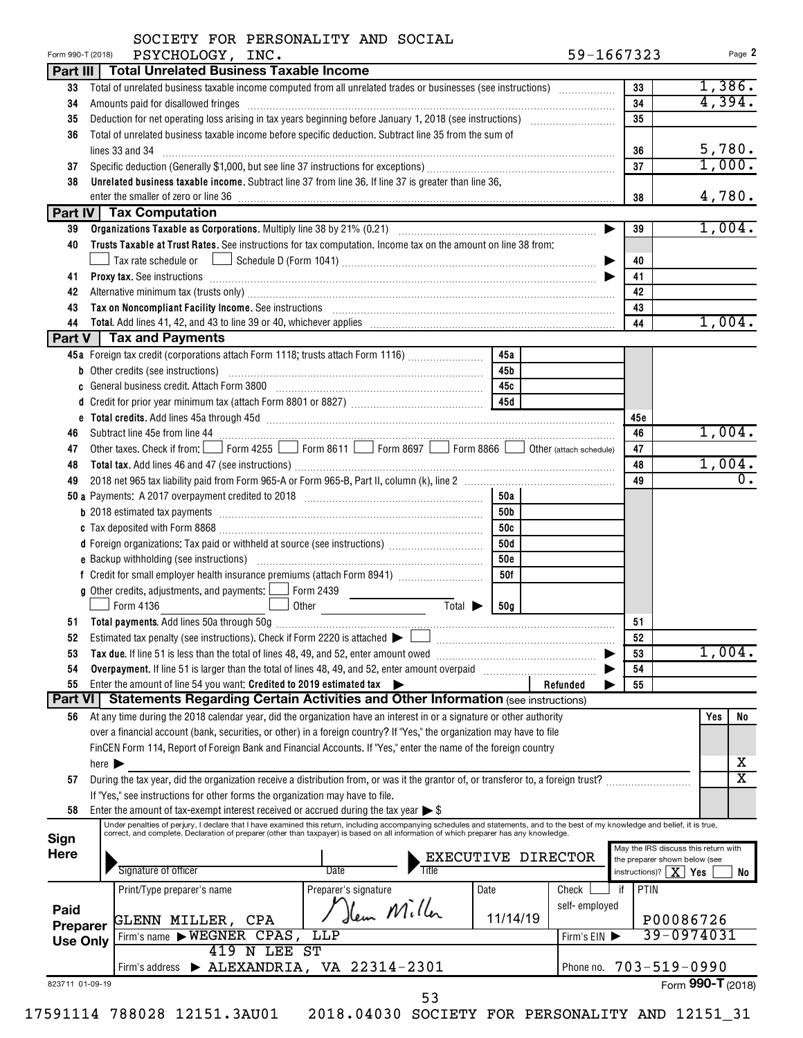SOCIETY FOR PERSONALITY AND SOCIAL PSYCHOLOGY, INC. 59-1667323

Form 990-T (2018) Page 2

## Part III Total Unrelated Business Taxable Income

| | | | |
|---|---|---|---|
| 33 | Total of unrelated business taxable income computed from all unrelated trades or businesses (see instructions) | 33 | 1,386. |
| 34 | Amounts paid for disallowed fringes | 34 | 4,394. |
| 35 | Deduction for net operating loss arising in tax years beginning before January 1, 2018 (see instructions) | 35 | |
| 36 | Total of unrelated business taxable income before specific deduction. Subtract line 35 from the sum of lines 33 and 34 | 36 | 5,780. |
| 37 | Specific deduction (Generally $1,000, but see line 37 instructions for exceptions) | 37 | 1,000. |
| 38 | **Unrelated business taxable income.** Subtract line 37 from line 36. If line 37 is greater than line 36, enter the smaller of zero or line 36 | 38 | 4,780. |

## Part IV Tax Computation

| | | | |
|---|---|---|---|
| 39 | **Organizations Taxable as Corporations.** Multiply line 38 by 21% (0.21) | 39 | 1,004. |
| 40 | **Trusts Taxable at Trust Rates.** See instructions for tax computation. Income tax on the amount on line 38 from: ☐ Tax rate schedule or ☐ Schedule D (Form 1041) | 40 | |
| 41 | **Proxy tax.** See instructions | 41 | |
| 42 | Alternative minimum tax (trusts only) | 42 | |
| 43 | **Tax on Noncompliant Facility Income.** See instructions | 43 | |
| 44 | **Total.** Add lines 41, 42, and 43 to line 39 or 40, whichever applies | 44 | 1,004. |

## Part V Tax and Payments

| | | | | | |
|---|---|---|---|---|---|
| 45a | Foreign tax credit (corporations attach Form 1118; trusts attach Form 1116) | 45a | | | |
| b | Other credits (see instructions) | 45b | | | |
| c | General business credit. Attach Form 3800 | 45c | | | |
| d | Credit for prior year minimum tax (attach Form 8801 or 8827) | 45d | | | |
| e | **Total credits.** Add lines 45a through 45d | | | 45e | |
| 46 | Subtract line 45e from line 44 | | | 46 | 1,004. |
| 47 | Other taxes. Check if from: ☐ Form 4255 ☐ Form 8611 ☐ Form 8697 ☐ Form 8866 ☐ Other (attach schedule) | | | 47 | |
| 48 | **Total tax.** Add lines 46 and 47 (see instructions) | | | 48 | 1,004. |
| 49 | 2018 net 965 tax liability paid from Form 965-A or Form 965-B, Part II, column (k), line 2 | | | 49 | 0. |
| 50a | Payments: A 2017 overpayment credited to 2018 | 50a | | | |
| b | 2018 estimated tax payments | 50b | | | |
| c | Tax deposited with Form 8868 | 50c | | | |
| d | Foreign organizations: Tax paid or withheld at source (see instructions) | 50d | | | |
| e | Backup withholding (see instructions) | 50e | | | |
| f | Credit for small employer health insurance premiums (attach Form 8941) | 50f | | | |
| g | Other credits, adjustments, and payments: ☐ Form 2439 ☐ Form 4136 ☐ Other Total ▶ | 50g | | | |
| 51 | **Total payments.** Add lines 50a through 50g | | | 51 | |
| 52 | Estimated tax penalty (see instructions). Check if Form 2220 is attached ▶ ☐ | | | 52 | |
| 53 | **Tax due.** If line 51 is less than the total of lines 48, 49, and 52, enter amount owed | | | 53 | 1,004. |
| 54 | **Overpayment.** If line 51 is larger than the total of lines 48, 49, and 52, enter amount overpaid | | | 54 | |
| 55 | Enter the amount of line 54 you want: **Credited to 2019 estimated tax** ▶ | | Refunded ▶ | 55 | |

## Part VI Statements Regarding Certain Activities and Other Information (see instructions)

| | | Yes | No |
|---|---|---|---|
| 56 | At any time during the 2018 calendar year, did the organization have an interest in or a signature or other authority over a financial account (bank, securities, or other) in a foreign country? If "Yes," the organization may have to file FinCEN Form 114, Report of Foreign Bank and Financial Accounts. If "Yes," enter the name of the foreign country here ▶ | | X |
| 57 | During the tax year, did the organization receive a distribution from, or was it the grantor of, or transferor to, a foreign trust? If "Yes," see instructions for other forms the organization may have to file. | | X |
| 58 | Enter the amount of tax-exempt interest received or accrued during the tax year ▶ $ | | |

**Sign Here**

Under penalties of perjury, I declare that I have examined this return, including accompanying schedules and statements, and to the best of my knowledge and belief, it is true, correct, and complete. Declaration of preparer (other than taxpayer) is based on all information of which preparer has any knowledge.

Signature of officer | Date | Title: EXECUTIVE DIRECTOR

May the IRS discuss this return with the preparer shown below (see instructions)? ☒ Yes ☐ No

**Paid Preparer Use Only**

| Print/Type preparer's name | Preparer's signature | Date | Check ☐ if self-employed | PTIN |
|---|---|---|---|---|
| GLENN MILLER, CPA | Glenn Miller | 11/14/19 | | P00086726 |
| Firm's name ▶ WEGNER CPAS, LLP | | | Firm's EIN ▶ | 39-0974031 |
| Firm's address ▶ 419 N LEE ST ALEXANDRIA, VA 22314-2301 | | | Phone no. | 703-519-0990 |

823711 01-09-19 Form **990-T** (2018)

17591114 788028 12151.3AU01 2018.04030 SOCIETY FOR PERSONALITY AND 12151_31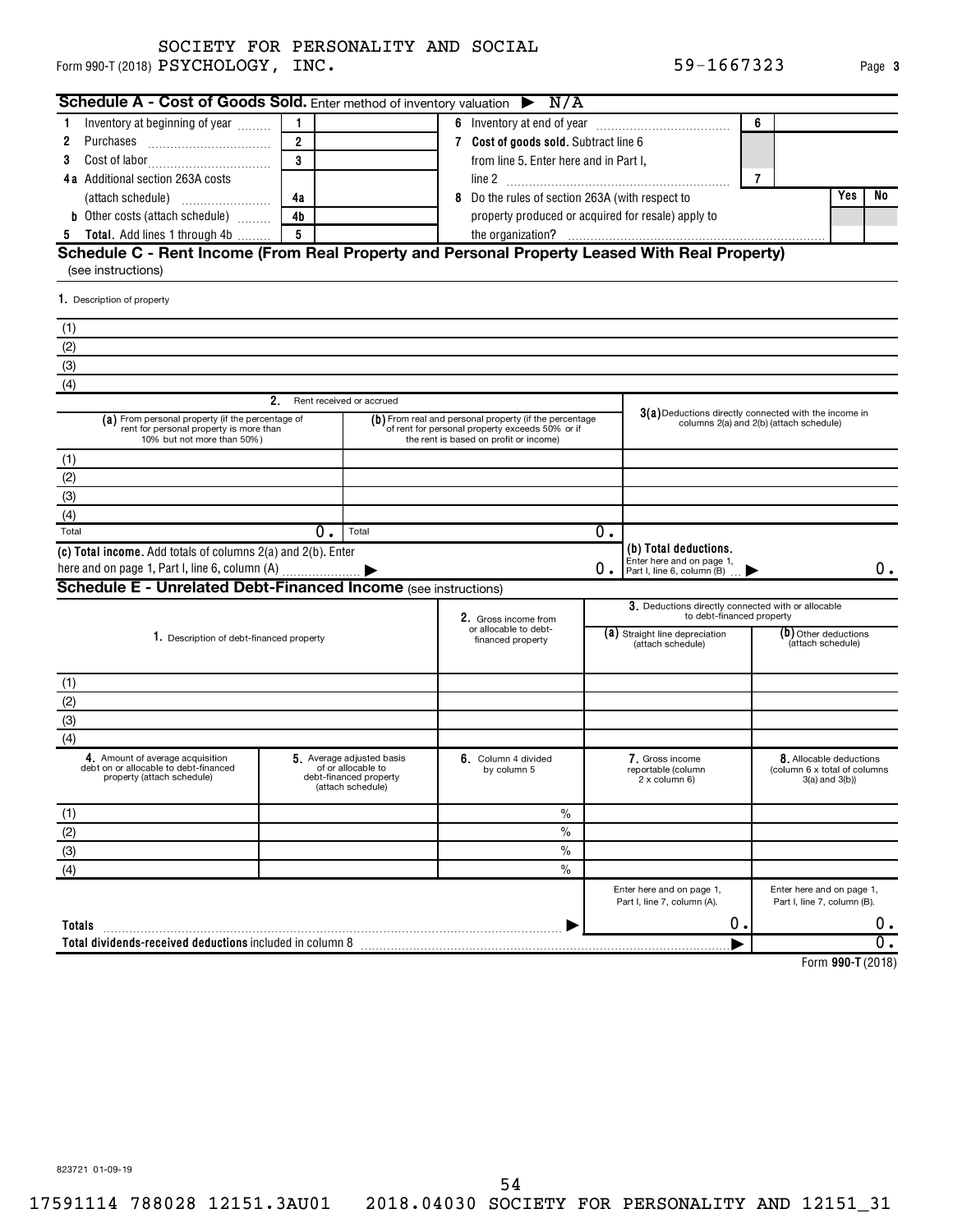SOCIETY FOR PERSONALITY AND SOCIAL
Form 990-T (2018) PSYCHOLOGY, INC. 59-1667323

## Schedule A - Cost of Goods Sold. Enter method of inventory valuation ▶ N/A

| | | | | | | |
|---|---|---|---|---|---|---|
| 1 Inventory at beginning of year | 1 | | 6 Inventory at end of year | 6 | | |
| 2 Purchases | 2 | | 7 **Cost of goods sold.** Subtract line 6 from line 5. Enter here and in Part I, line 2 | 7 | | |
| 3 Cost of labor | 3 | | | | | |
| 4a Additional section 263A costs (attach schedule) | 4a | | 8 Do the rules of section 263A (with respect to property produced or acquired for resale) apply to the organization? | | **Yes** | **No** |
| b Other costs (attach schedule) | 4b | | | | | |
| 5 **Total.** Add lines 1 through 4b | 5 | | | | | |

## Schedule C - Rent Income (From Real Property and Personal Property Leased With Real Property)

(see instructions)

| 1. Description of property |
|---|
| (1) |
| (2) |
| (3) |
| (4) |

| 2. Rent received or accrued | | 3(a) Deductions directly connected with the income in columns 2(a) and 2(b) (attach schedule) |
|---|---|---|
| (a) From personal property (if the percentage of rent for personal property is more than 10% but not more than 50%) | (b) From real and personal property (if the percentage of rent for personal property exceeds 50% or if the rent is based on profit or income) | |
| (1) | | |
| (2) | | |
| (3) | | |
| (4) | | |
| Total 0. | Total 0. | |
| **(c) Total income.** Add totals of columns 2(a) and 2(b). Enter here and on page 1, Part I, line 6, column (A) ▶ | 0. | **(b) Total deductions.** Enter here and on page 1, Part I, line 6, column (B) ▶ 0. |

## Schedule E - Unrelated Debt-Financed Income (see instructions)

| 1. Description of debt-financed property | 2. Gross income from or allocable to debt-financed property | 3. Deductions directly connected with or allocable to debt-financed property | |
|---|---|---|---|
| | | (a) Straight line depreciation (attach schedule) | (b) Other deductions (attach schedule) |
| (1) | | | |
| (2) | | | |
| (3) | | | |
| (4) | | | |

| | 4. Amount of average acquisition debt on or allocable to debt-financed property (attach schedule) | 5. Average adjusted basis of or allocable to debt-financed property (attach schedule) | 6. Column 4 divided by column 5 | 7. Gross income reportable (column 2 x column 6) | 8. Allocable deductions (column 6 x total of columns 3(a) and 3(b)) |
|---|---|---|---|---|---|
| (1) | | | % | | |
| (2) | | | % | | |
| (3) | | | % | | |
| (4) | | | % | | |
| | | | | Enter here and on page 1, Part I, line 7, column (A). | Enter here and on page 1, Part I, line 7, column (B). |
| **Totals** ▶ | | | | 0. | 0. |
| **Total dividends-received deductions** included in column 8 ▶ | | | | | 0. |

Form **990-T** (2018)

823721 01-09-19

17591114 788028 12151.3AU01 2018.04030 SOCIETY FOR PERSONALITY AND 12151_31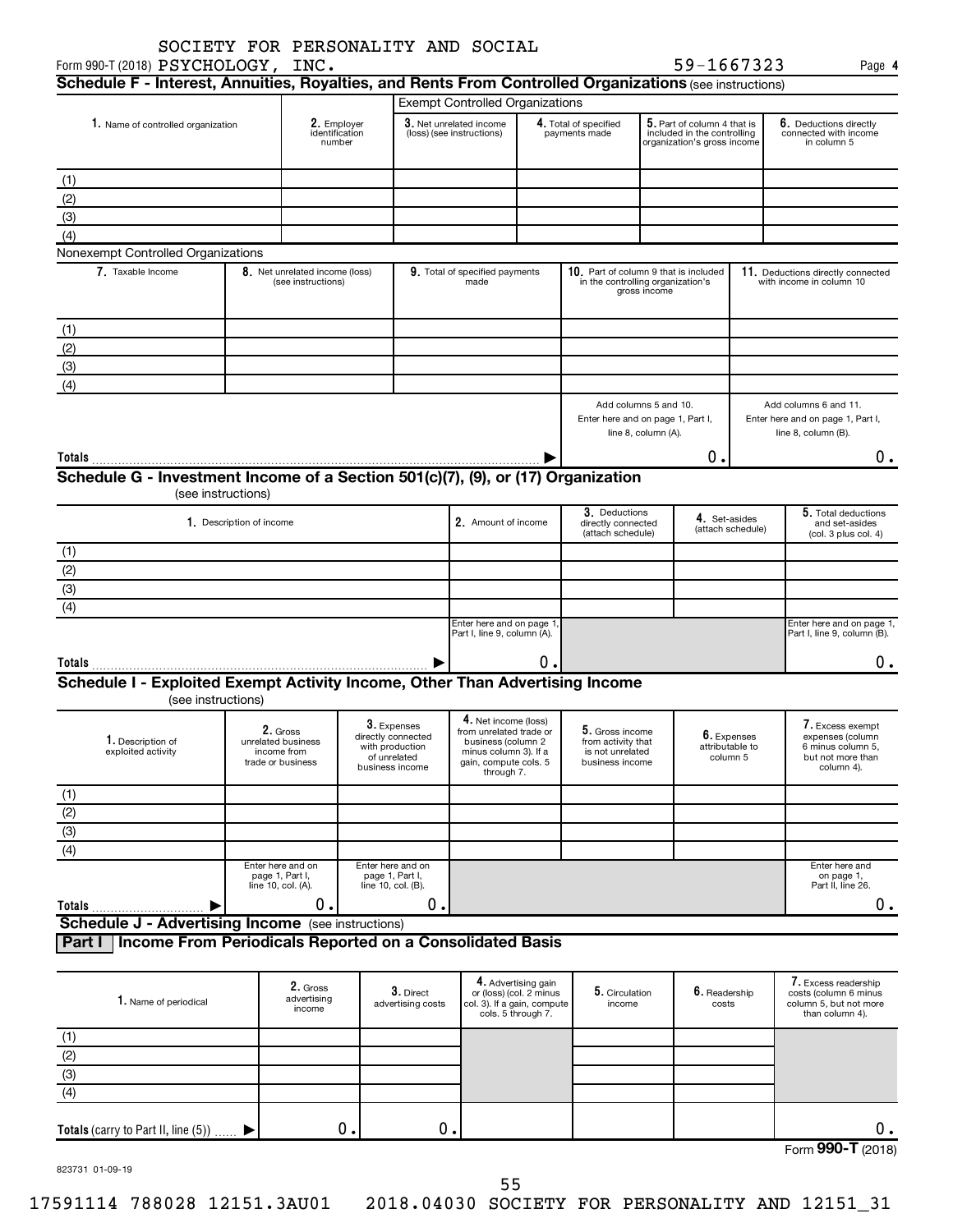Form 990-T (2018) SOCIETY FOR PERSONALITY AND SOCIAL PSYCHOLOGY, INC. 59-1667323 Page 4

## Schedule F - Interest, Annuities, Royalties, and Rents From Controlled Organizations (see instructions)

| 1. Name of controlled organization | 2. Employer identification number | Exempt Controlled Organizations: 3. Net unrelated income (loss) (see instructions) | 4. Total of specified payments made | 5. Part of column 4 that is included in the controlling organization's gross income | 6. Deductions directly connected with income in column 5 |
|---|---|---|---|---|---|
| (1) | | | | | |
| (2) | | | | | |
| (3) | | | | | |
| (4) | | | | | |

Nonexempt Controlled Organizations

| 7. Taxable Income | 8. Net unrelated income (loss) (see instructions) | 9. Total of specified payments made | 10. Part of column 9 that is included in the controlling organization's gross income | 11. Deductions directly connected with income in column 10 |
|---|---|---|---|---|
| (1) | | | | |
| (2) | | | | |
| (3) | | | | |
| (4) | | | | |
| | | | Add columns 5 and 10. Enter here and on page 1, Part I, line 8, column (A). | Add columns 6 and 11. Enter here and on page 1, Part I, line 8, column (B). |
| **Totals** ▶ | | | 0. | 0. |

## Schedule G - Investment Income of a Section 501(c)(7), (9), or (17) Organization

(see instructions)

| 1. Description of income | 2. Amount of income | 3. Deductions directly connected (attach schedule) | 4. Set-asides (attach schedule) | 5. Total deductions and set-asides (col. 3 plus col. 4) |
|---|---|---|---|---|
| (1) | | | | |
| (2) | | | | |
| (3) | | | | |
| (4) | | | | |
| | Enter here and on page 1, Part I, line 9, column (A). | | | Enter here and on page 1, Part I, line 9, column (B). |
| **Totals** ▶ | 0. | | | 0. |

## Schedule I - Exploited Exempt Activity Income, Other Than Advertising Income

(see instructions)

| 1. Description of exploited activity | 2. Gross unrelated business income from trade or business | 3. Expenses directly connected with production of unrelated business income | 4. Net income (loss) from unrelated trade or business (column 2 minus column 3). If a gain, compute cols. 5 through 7. | 5. Gross income from activity that is not unrelated business income | 6. Expenses attributable to column 5 | 7. Excess exempt expenses (column 6 minus column 5, but not more than column 4). |
|---|---|---|---|---|---|---|
| (1) | | | | | | |
| (2) | | | | | | |
| (3) | | | | | | |
| (4) | | | | | | |
| | Enter here and on page 1, Part I, line 10, col. (A). | Enter here and on page 1, Part I, line 10, col. (B). | | | | Enter here and on page 1, Part II, line 26. |
| **Totals** ▶ | 0. | 0. | | | | 0. |

## Schedule J - Advertising Income (see instructions)

### Part I | Income From Periodicals Reported on a Consolidated Basis

| 1. Name of periodical | 2. Gross advertising income | 3. Direct advertising costs | 4. Advertising gain or (loss) (col. 2 minus col. 3). If a gain, compute cols. 5 through 7. | 5. Circulation income | 6. Readership costs | 7. Excess readership costs (column 6 minus column 5, but not more than column 4). |
|---|---|---|---|---|---|---|
| (1) | | | | | | |
| (2) | | | | | | |
| (3) | | | | | | |
| (4) | | | | | | |
| **Totals** (carry to Part II, line (5)) ▶ | 0. | 0. | | | | 0. |

823731 01-09-19

Form **990-T** (2018)

17591114 788028 12151.3AU01 2018.04030 SOCIETY FOR PERSONALITY AND 12151_31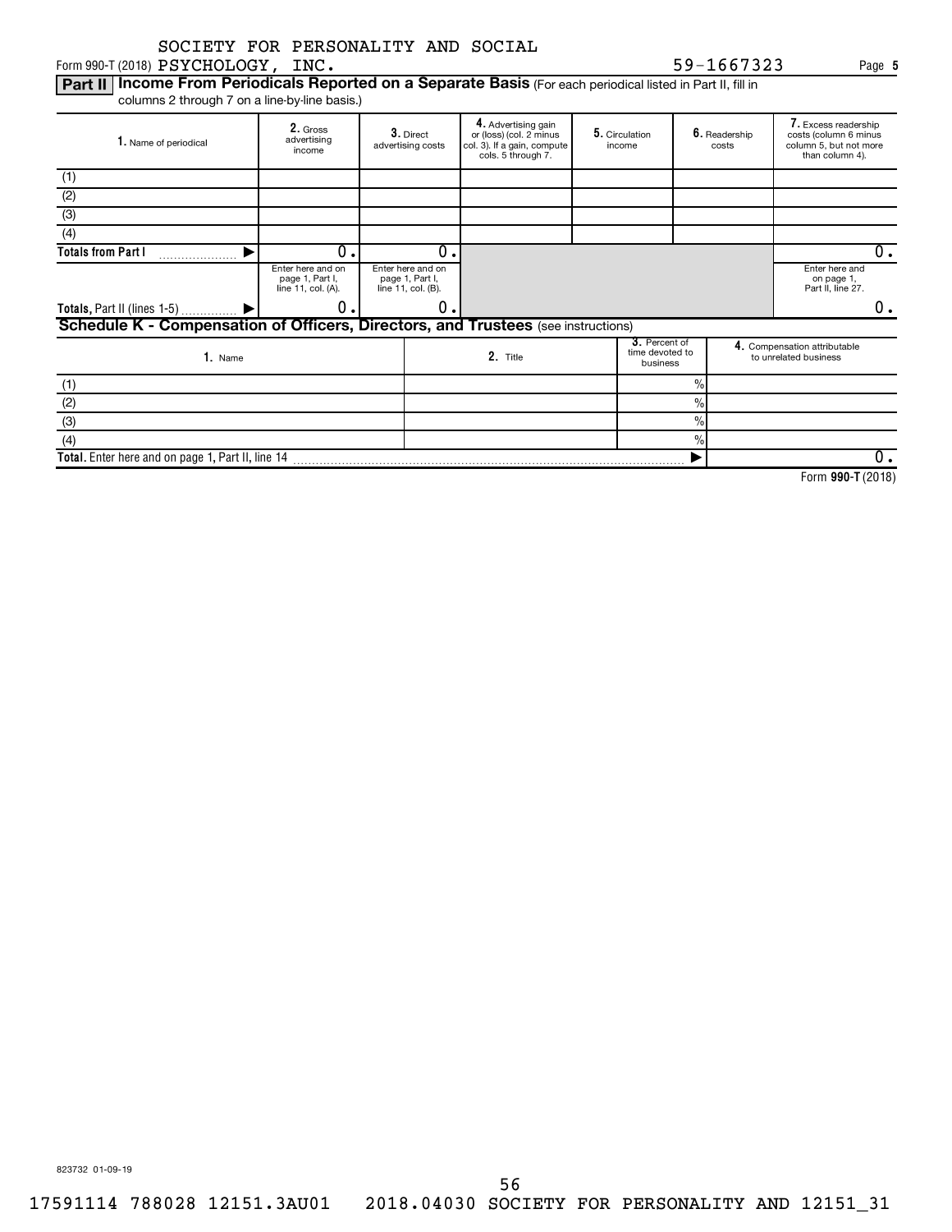Form 990-T (2018) SOCIETY FOR PERSONALITY AND SOCIAL PSYCHOLOGY, INC. 59-1667323 Page **5**

**Part II** **Income From Periodicals Reported on a Separate Basis** (For each periodical listed in Part II, fill in columns 2 through 7 on a line-by-line basis.)

| 1. Name of periodical | 2. Gross advertising income | 3. Direct advertising costs | 4. Advertising gain or (loss) (col. 2 minus col. 3). If a gain, compute cols. 5 through 7. | 5. Circulation income | 6. Readership costs | 7. Excess readership costs (column 6 minus column 5, but not more than column 4). |
|---|---|---|---|---|---|---|
| (1) | | | | | | |
| (2) | | | | | | |
| (3) | | | | | | |
| (4) | | | | | | |
| **Totals from Part I** ▶ | 0. | 0. | | | | 0. |
| | Enter here and on page 1, Part I, line 11, col. (A). | Enter here and on page 1, Part I, line 11, col. (B). | | | | Enter here and on page 1, Part II, line 27. |
| **Totals,** Part II (lines 1-5) ▶ | 0. | 0. | | | | 0. |

**Schedule K - Compensation of Officers, Directors, and Trustees** (see instructions)

| 1. Name | 2. Title | 3. Percent of time devoted to business | 4. Compensation attributable to unrelated business |
|---|---|---|---|
| (1) | | % | |
| (2) | | % | |
| (3) | | % | |
| (4) | | % | |
| **Total.** Enter here and on page 1, Part II, line 14 ▶ | | | 0. |

Form **990-T** (2018)

823732 01-09-19

17591114 788028 12151.3AU01 2018.04030 SOCIETY FOR PERSONALITY AND 12151_31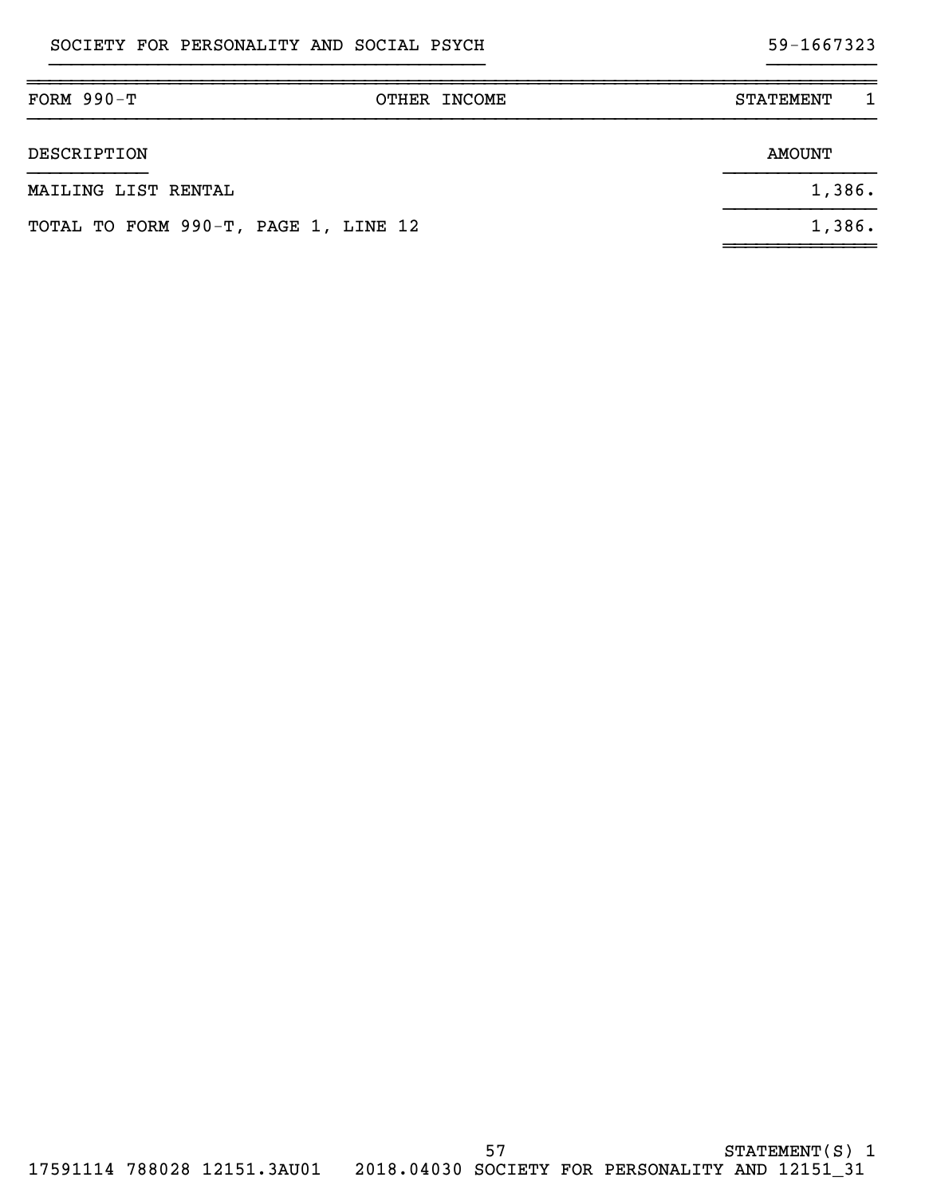SOCIETY FOR PERSONALITY AND SOCIAL PSYCH 59-1667323

| FORM 990-T | OTHER INCOME | STATEMENT 1 |
|---|---|---|

| DESCRIPTION | AMOUNT |
|---|---|
| MAILING LIST RENTAL | 1,386. |
| TOTAL TO FORM 990-T, PAGE 1, LINE 12 | 1,386. |

STATEMENT(S) 1

17591114 788028 12151.3AU01 2018.04030 SOCIETY FOR PERSONALITY AND 12151_31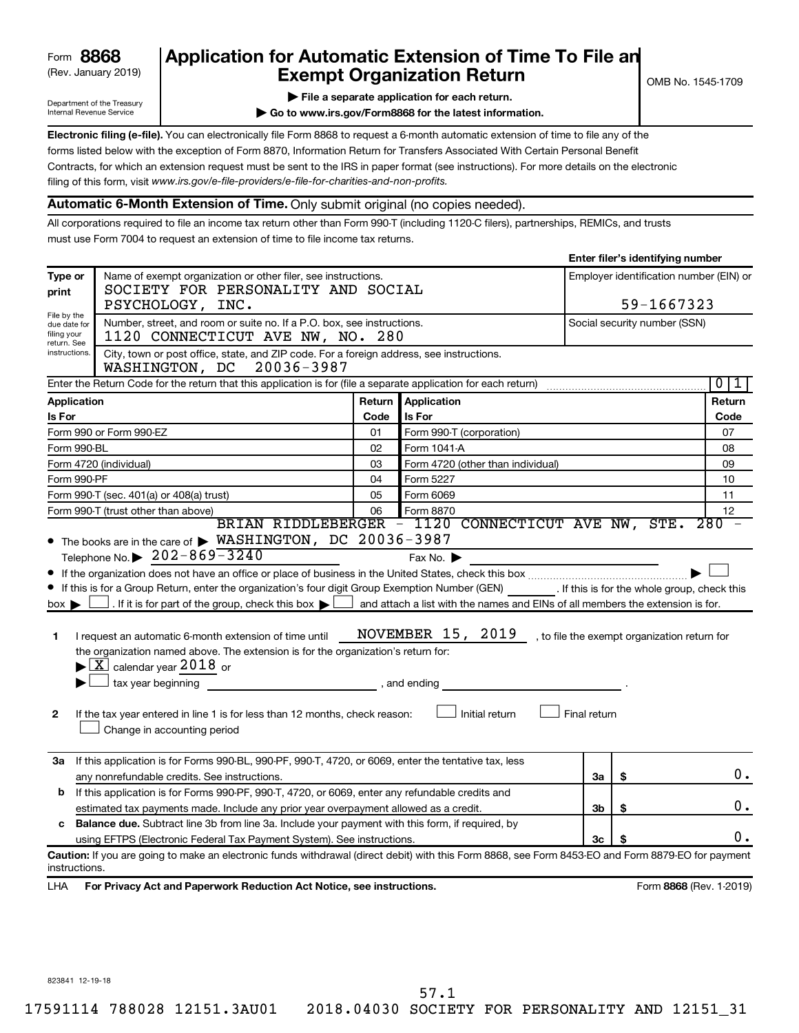Form **8868** (Rev. January 2019)

Department of the Treasury
Internal Revenue Service

# Application for Automatic Extension of Time To File an Exempt Organization Return

OMB No. 1545-1709

▶ **File a separate application for each return.**

▶ **Go to www.irs.gov/Form8868 for the latest information.**

**Electronic filing (e-file).** You can electronically file Form 8868 to request a 6-month automatic extension of time to file any of the forms listed below with the exception of Form 8870, Information Return for Transfers Associated With Certain Personal Benefit Contracts, for which an extension request must be sent to the IRS in paper format (see instructions). For more details on the electronic filing of this form, visit *www.irs.gov/e-file-providers/e-file-for-charities-and-non-profits.*

## Automatic 6-Month Extension of Time. Only submit original (no copies needed).

All corporations required to file an income tax return other than Form 990-T (including 1120-C filers), partnerships, REMICs, and trusts must use Form 7004 to request an extension of time to file income tax returns.

**Enter filer's identifying number**

| | | |
|---|---|---|
| **Type or print** | Name of exempt organization or other filer, see instructions.<br>SOCIETY FOR PERSONALITY AND SOCIAL PSYCHOLOGY, INC. | Employer identification number (EIN) or<br>59-1667323 |
| File by the due date for filing your return. See instructions. | Number, street, and room or suite no. If a P.O. box, see instructions.<br>1120 CONNECTICUT AVE NW, NO. 280 | Social security number (SSN) |
| | City, town or post office, state, and ZIP code. For a foreign address, see instructions.<br>WASHINGTON, DC 20036-3987 | |

Enter the Return Code for the return that this application is for (file a separate application for each return) .......... 0 1

| Application Is For | Return Code | Application Is For | Return Code |
|---|---|---|---|
| Form 990 or Form 990-EZ | 01 | Form 990-T (corporation) | 07 |
| Form 990-BL | 02 | Form 1041-A | 08 |
| Form 4720 (individual) | 03 | Form 4720 (other than individual) | 09 |
| Form 990-PF | 04 | Form 5227 | 10 |
| Form 990-T (sec. 401(a) or 408(a) trust) | 05 | Form 6069 | 11 |
| Form 990-T (trust other than above) | 06 | Form 8870 | 12 |

- The books are in the care of ▶ BRIAN RIDDLEBERGER - 1120 CONNECTICUT AVE NW, STE. 280 - WASHINGTON, DC 20036-3987

  Telephone No. ▶ 202-869-3240 Fax No. ▶

- If the organization does not have an office or place of business in the United States, check this box .......... ▶ ☐
- If this is for a Group Return, enter the organization's four digit Group Exemption Number (GEN) ________. If this is for the whole group, check this box ▶ ☐. If it is for part of the group, check this box ▶ ☐ and attach a list with the names and EINs of all members the extension is for.

**1** I request an automatic 6-month extension of time until NOVEMBER 15, 2019, to file the exempt organization return for the organization named above. The extension is for the organization's return for:

▶ ☒ calendar year 2018 or

▶ ☐ tax year beginning ______________, and ending ______________.

**2** If the tax year entered in line 1 is for less than 12 months, check reason: ☐ Initial return ☐ Final return ☐ Change in accounting period

| | | | |
|---|---|---|---|
| **3a** | If this application is for Forms 990-BL, 990-PF, 990-T, 4720, or 6069, enter the tentative tax, less any nonrefundable credits. See instructions. | 3a | $ 0. |
| **b** | If this application is for Forms 990-PF, 990-T, 4720, or 6069, enter any refundable credits and estimated tax payments made. Include any prior year overpayment allowed as a credit. | 3b | $ 0. |
| **c** | **Balance due.** Subtract line 3b from line 3a. Include your payment with this form, if required, by using EFTPS (Electronic Federal Tax Payment System). See instructions. | 3c | $ 0. |

**Caution:** If you are going to make an electronic funds withdrawal (direct debit) with this Form 8868, see Form 8453-EO and Form 8879-EO for payment instructions.

LHA **For Privacy Act and Paperwork Reduction Act Notice, see instructions.** Form **8868** (Rev. 1-2019)

823841 12-19-18

57.1

17591114 788028 12151.3AU01 2018.04030 SOCIETY FOR PERSONALITY AND 12151_31